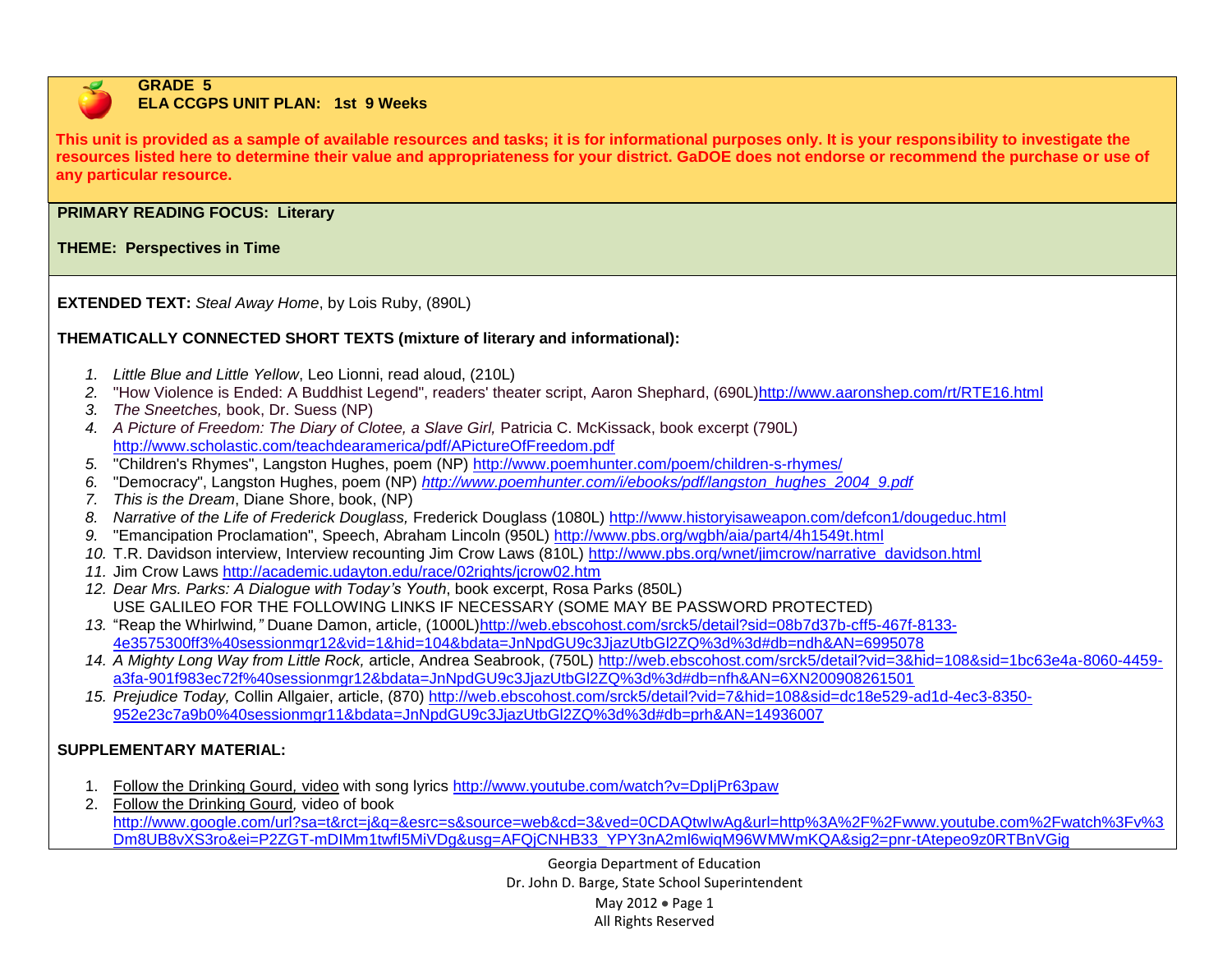**GRADE 5**
**ELA CCGPS UNIT PLAN: 1st 9 Weeks**

**This unit is provided as a sample of available resources and tasks; it is for informational purposes only. It is your responsibility to investigate the resources listed here to determine their value and appropriateness for your district. GaDOE does not endorse or recommend the purchase or use of any particular resource.**

**PRIMARY READING FOCUS: Literary**

**THEME: Perspectives in Time**

**EXTENDED TEXT:** *Steal Away Home*, by Lois Ruby, (890L)

**THEMATICALLY CONNECTED SHORT TEXTS (mixture of literary and informational):**

1. *Little Blue and Little Yellow*, Leo Lionni, read aloud, (210L)
2. "How Violence is Ended: A Buddhist Legend", readers' theater script, Aaron Shephard, (690L)http://www.aaronshep.com/rt/RTE16.html
3. *The Sneetches,* book, Dr. Suess (NP)
4. *A Picture of Freedom: The Diary of Clotee, a Slave Girl,* Patricia C. McKissack, book excerpt (790L) http://www.scholastic.com/teachdearamerica/pdf/APictureOfFreedom.pdf
5. "Children's Rhymes", Langston Hughes, poem (NP) http://www.poemhunter.com/poem/children-s-rhymes/
6. "Democracy", Langston Hughes, poem (NP) *http://www.poemhunter.com/i/ebooks/pdf/langston_hughes_2004_9.pdf*
7. *This is the Dream*, Diane Shore, book, (NP)
8. *Narrative of the Life of Frederick Douglass,* Frederick Douglass (1080L) http://www.historyisaweapon.com/defcon1/dougeduc.html
9. "Emancipation Proclamation", Speech, Abraham Lincoln (950L) http://www.pbs.org/wgbh/aia/part4/4h1549t.html
10. T.R. Davidson interview, Interview recounting Jim Crow Laws (810L) http://www.pbs.org/wnet/jimcrow/narrative_davidson.html
11. Jim Crow Laws http://academic.udayton.edu/race/02rights/jcrow02.htm
12. *Dear Mrs. Parks: A Dialogue with Today's Youth*, book excerpt, Rosa Parks (850L)
    USE GALILEO FOR THE FOLLOWING LINKS IF NECESSARY (SOME MAY BE PASSWORD PROTECTED)
13. "Reap the Whirlwind*,"* Duane Damon, article, (1000L)http://web.ebscohost.com/srck5/detail?sid=08b7d37b-cff5-467f-8133-4e3575300ff3%40sessionmgr12&vid=1&hid=104&bdata=JnNpdGU9c3JjazUtbGl2ZQ%3d%3d#db=ndh&AN=6995078
14. *A Mighty Long Way from Little Rock,* article, Andrea Seabrook, (750L) http://web.ebscohost.com/srck5/detail?vid=3&hid=108&sid=1bc63e4a-8060-4459-a3fa-901f983ec72f%40sessionmgr12&bdata=JnNpdGU9c3JjazUtbGl2ZQ%3d%3d#db=nfh&AN=6XN200908261501
15. *Prejudice Today,* Collin Allgaier, article, (870) http://web.ebscohost.com/srck5/detail?vid=7&hid=108&sid=dc18e529-ad1d-4ec3-8350-952e23c7a9b0%40sessionmgr11&bdata=JnNpdGU9c3JjazUtbGl2ZQ%3d%3d#db=prh&AN=14936007

**SUPPLEMENTARY MATERIAL:**

1. Follow the Drinking Gourd, video with song lyrics http://www.youtube.com/watch?v=DpIjPr63paw
2. Follow the Drinking Gourd, video of book http://www.google.com/url?sa=t&rct=j&q=&esrc=s&source=web&cd=3&ved=0CDAQtwIwAg&url=http%3A%2F%2Fwww.youtube.com%2Fwatch%3Fv%3Dm8UB8vXS3ro&ei=P2ZGT-mDIMm1twfI5MiVDg&usg=AFQjCNHB33_YPY3nA2ml6wiqM96WMWmKQA&sig2=pnr-tAtepeo9z0RTBnVGig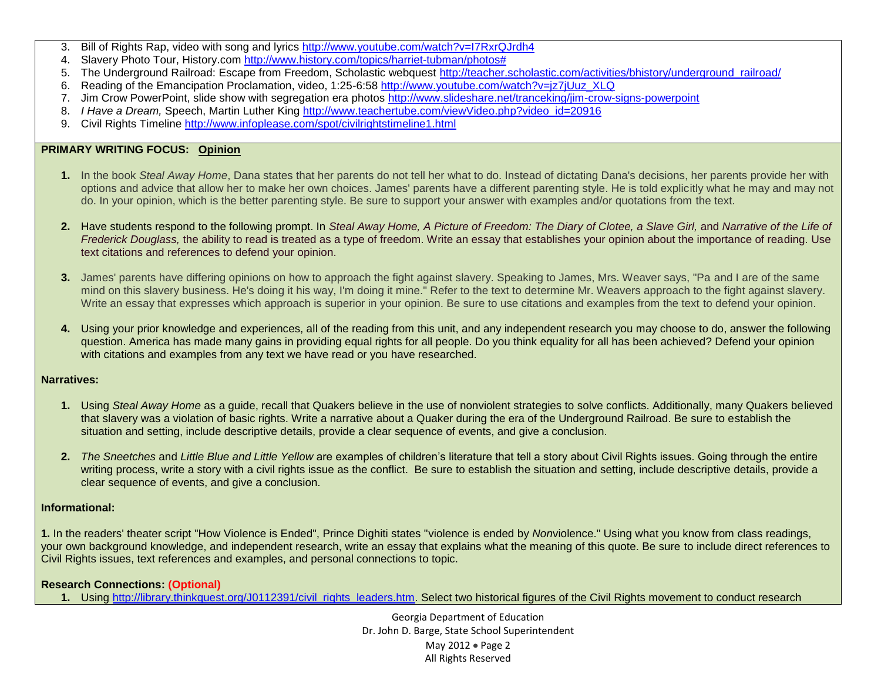3. Bill of Rights Rap, video with song and lyrics http://www.youtube.com/watch?v=I7RxrQJrdh4
4. Slavery Photo Tour, History.com http://www.history.com/topics/harriet-tubman/photos#
5. The Underground Railroad: Escape from Freedom, Scholastic webquest http://teacher.scholastic.com/activities/bhistory/underground_railroad/
6. Reading of the Emancipation Proclamation, video, 1:25-6:58 http://www.youtube.com/watch?v=jz7jUuz_XLQ
7. Jim Crow PowerPoint, slide show with segregation era photos http://www.slideshare.net/tranceking/jim-crow-signs-powerpoint
8. *I Have a Dream,* Speech, Martin Luther King http://www.teachertube.com/viewVideo.php?video_id=20916
9. Civil Rights Timeline http://www.infoplease.com/spot/civilrightstimeline1.html

**PRIMARY WRITING FOCUS: <u>Opinion</u>**

1. In the book *Steal Away Home*, Dana states that her parents do not tell her what to do. Instead of dictating Dana's decisions, her parents provide her with options and advice that allow her to make her own choices. James' parents have a different parenting style. He is told explicitly what he may and may not do. In your opinion, which is the better parenting style. Be sure to support your answer with examples and/or quotations from the text.

2. Have students respond to the following prompt. In *Steal Away Home, A Picture of Freedom: The Diary of Clotee, a Slave Girl,* and *Narrative of the Life of Frederick Douglass,* the ability to read is treated as a type of freedom. Write an essay that establishes your opinion about the importance of reading. Use text citations and references to defend your opinion.

3. James' parents have differing opinions on how to approach the fight against slavery. Speaking to James, Mrs. Weaver says, "Pa and I are of the same mind on this slavery business. He's doing it his way, I'm doing it mine." Refer to the text to determine Mr. Weavers approach to the fight against slavery. Write an essay that expresses which approach is superior in your opinion. Be sure to use citations and examples from the text to defend your opinion.

4. Using your prior knowledge and experiences, all of the reading from this unit, and any independent research you may choose to do, answer the following question. America has made many gains in providing equal rights for all people. Do you think equality for all has been achieved? Defend your opinion with citations and examples from any text we have read or you have researched.

**Narratives:**

1. Using *Steal Away Home* as a guide, recall that Quakers believe in the use of nonviolent strategies to solve conflicts. Additionally, many Quakers believed that slavery was a violation of basic rights. Write a narrative about a Quaker during the era of the Underground Railroad. Be sure to establish the situation and setting, include descriptive details, provide a clear sequence of events, and give a conclusion.

2. *The Sneetches* and *Little Blue and Little Yellow* are examples of children's literature that tell a story about Civil Rights issues. Going through the entire writing process, write a story with a civil rights issue as the conflict. Be sure to establish the situation and setting, include descriptive details, provide a clear sequence of events, and give a conclusion.

**Informational:**

**1.** In the readers' theater script "How Violence is Ended", Prince Dighiti states "violence is ended by *Non*violence." Using what you know from class readings, your own background knowledge, and independent research, write an essay that explains what the meaning of this quote. Be sure to include direct references to Civil Rights issues, text references and examples, and personal connections to topic.

**Research Connections: (Optional)**

1. Using http://library.thinkquest.org/J0112391/civil_rights_leaders.htm. Select two historical figures of the Civil Rights movement to conduct research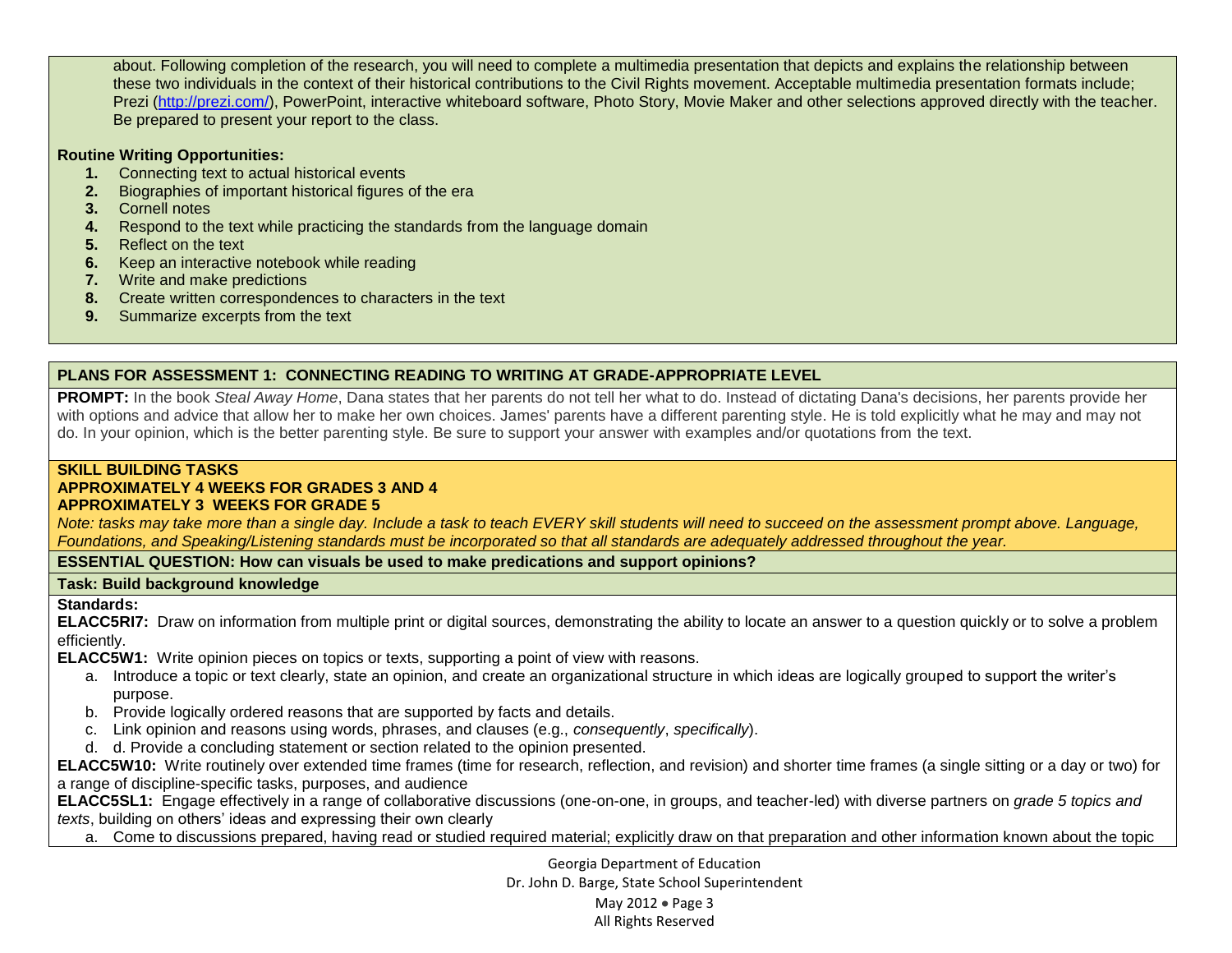about. Following completion of the research, you will need to complete a multimedia presentation that depicts and explains the relationship between these two individuals in the context of their historical contributions to the Civil Rights movement. Acceptable multimedia presentation formats include; Prezi (http://prezi.com/), PowerPoint, interactive whiteboard software, Photo Story, Movie Maker and other selections approved directly with the teacher. Be prepared to present your report to the class.

**Routine Writing Opportunities:**

1. Connecting text to actual historical events
2. Biographies of important historical figures of the era
3. Cornell notes
4. Respond to the text while practicing the standards from the language domain
5. Reflect on the text
6. Keep an interactive notebook while reading
7. Write and make predictions
8. Create written correspondences to characters in the text
9. Summarize excerpts from the text

**PLANS FOR ASSESSMENT 1: CONNECTING READING TO WRITING AT GRADE-APPROPRIATE LEVEL**

**PROMPT:** In the book *Steal Away Home*, Dana states that her parents do not tell her what to do. Instead of dictating Dana's decisions, her parents provide her with options and advice that allow her to make her own choices. James' parents have a different parenting style. He is told explicitly what he may and may not do. In your opinion, which is the better parenting style. Be sure to support your answer with examples and/or quotations from the text.

**SKILL BUILDING TASKS**
**APPROXIMATELY 4 WEEKS FOR GRADES 3 AND 4**
**APPROXIMATELY 3 WEEKS FOR GRADE 5**

*Note: tasks may take more than a single day. Include a task to teach EVERY skill students will need to succeed on the assessment prompt above. Language, Foundations, and Speaking/Listening standards must be incorporated so that all standards are adequately addressed throughout the year.*

**ESSENTIAL QUESTION: How can visuals be used to make predications and support opinions?**

**Task: Build background knowledge**

**Standards:**

**ELACC5RI7:** Draw on information from multiple print or digital sources, demonstrating the ability to locate an answer to a question quickly or to solve a problem efficiently.

**ELACC5W1:** Write opinion pieces on topics or texts, supporting a point of view with reasons.

a. Introduce a topic or text clearly, state an opinion, and create an organizational structure in which ideas are logically grouped to support the writer's purpose.
b. Provide logically ordered reasons that are supported by facts and details.
c. Link opinion and reasons using words, phrases, and clauses (e.g., *consequently*, *specifically*).
d. d. Provide a concluding statement or section related to the opinion presented.

**ELACC5W10:** Write routinely over extended time frames (time for research, reflection, and revision) and shorter time frames (a single sitting or a day or two) for a range of discipline-specific tasks, purposes, and audience

**ELACC5SL1:** Engage effectively in a range of collaborative discussions (one-on-one, in groups, and teacher-led) with diverse partners on *grade 5 topics and texts*, building on others' ideas and expressing their own clearly

a. Come to discussions prepared, having read or studied required material; explicitly draw on that preparation and other information known about the topic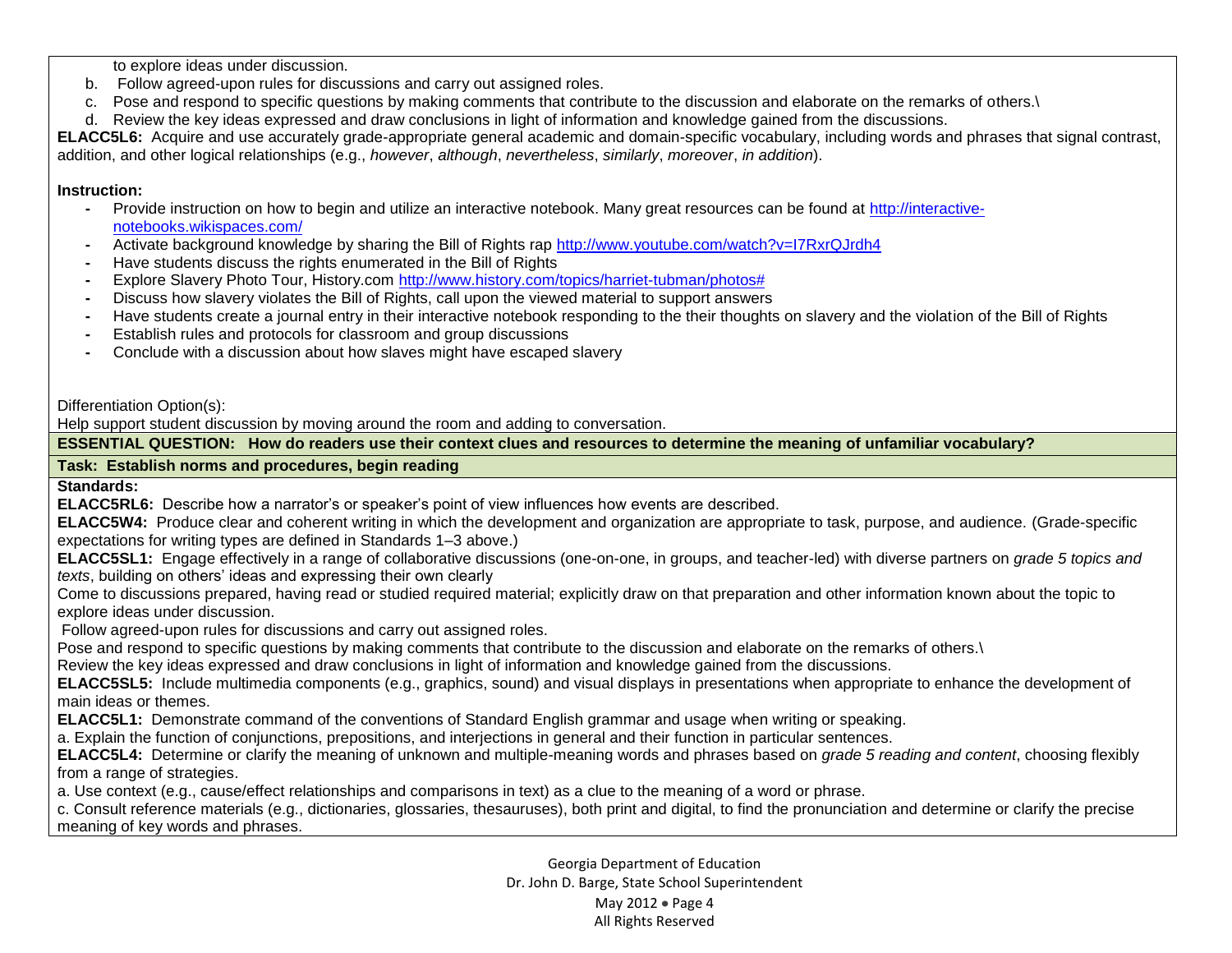to explore ideas under discussion.

b. Follow agreed-upon rules for discussions and carry out assigned roles.

c. Pose and respond to specific questions by making comments that contribute to the discussion and elaborate on the remarks of others.\

d. Review the key ideas expressed and draw conclusions in light of information and knowledge gained from the discussions.

**ELACC5L6:** Acquire and use accurately grade-appropriate general academic and domain-specific vocabulary, including words and phrases that signal contrast, addition, and other logical relationships (e.g., *however*, *although*, *nevertheless*, *similarly*, *moreover*, *in addition*).

**Instruction:**

- Provide instruction on how to begin and utilize an interactive notebook. Many great resources can be found at http://interactive-notebooks.wikispaces.com/
- Activate background knowledge by sharing the Bill of Rights rap http://www.youtube.com/watch?v=I7RxrQJrdh4
- Have students discuss the rights enumerated in the Bill of Rights
- Explore Slavery Photo Tour, History.com http://www.history.com/topics/harriet-tubman/photos#
- Discuss how slavery violates the Bill of Rights, call upon the viewed material to support answers
- Have students create a journal entry in their interactive notebook responding to the their thoughts on slavery and the violation of the Bill of Rights
- Establish rules and protocols for classroom and group discussions
- Conclude with a discussion about how slaves might have escaped slavery

Differentiation Option(s):

Help support student discussion by moving around the room and adding to conversation.

**ESSENTIAL QUESTION: How do readers use their context clues and resources to determine the meaning of unfamiliar vocabulary?**

**Task: Establish norms and procedures, begin reading**

**Standards:**

**ELACC5RL6:** Describe how a narrator's or speaker's point of view influences how events are described.

**ELACC5W4:** Produce clear and coherent writing in which the development and organization are appropriate to task, purpose, and audience. (Grade-specific expectations for writing types are defined in Standards 1–3 above.)

**ELACC5SL1:** Engage effectively in a range of collaborative discussions (one-on-one, in groups, and teacher-led) with diverse partners on *grade 5 topics and texts*, building on others' ideas and expressing their own clearly

Come to discussions prepared, having read or studied required material; explicitly draw on that preparation and other information known about the topic to explore ideas under discussion.

Follow agreed-upon rules for discussions and carry out assigned roles.

Pose and respond to specific questions by making comments that contribute to the discussion and elaborate on the remarks of others.\

Review the key ideas expressed and draw conclusions in light of information and knowledge gained from the discussions.

**ELACC5SL5:** Include multimedia components (e.g., graphics, sound) and visual displays in presentations when appropriate to enhance the development of main ideas or themes.

**ELACC5L1:** Demonstrate command of the conventions of Standard English grammar and usage when writing or speaking.

a. Explain the function of conjunctions, prepositions, and interjections in general and their function in particular sentences.

**ELACC5L4:** Determine or clarify the meaning of unknown and multiple-meaning words and phrases based on *grade 5 reading and content*, choosing flexibly from a range of strategies.

a. Use context (e.g., cause/effect relationships and comparisons in text) as a clue to the meaning of a word or phrase.

c. Consult reference materials (e.g., dictionaries, glossaries, thesauruses), both print and digital, to find the pronunciation and determine or clarify the precise meaning of key words and phrases.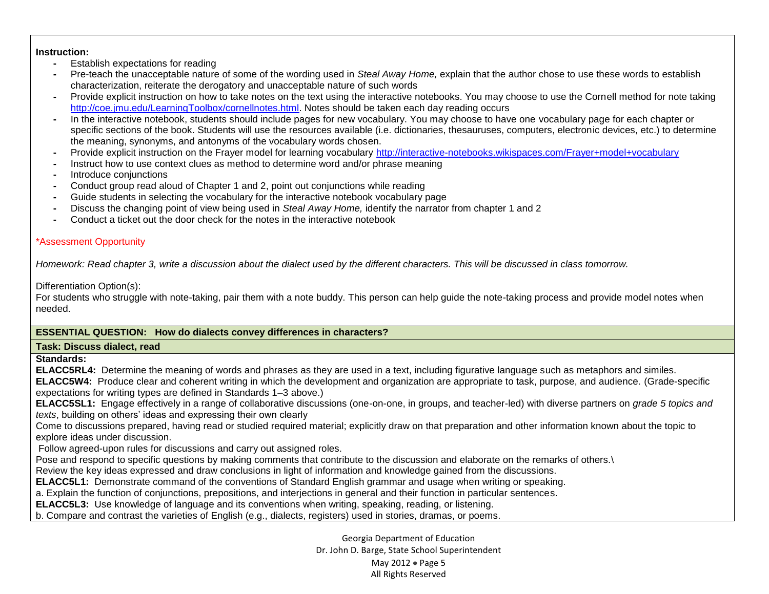**Instruction:**

- Establish expectations for reading
- Pre-teach the unacceptable nature of some of the wording used in *Steal Away Home,* explain that the author chose to use these words to establish characterization, reiterate the derogatory and unacceptable nature of such words
- Provide explicit instruction on how to take notes on the text using the interactive notebooks. You may choose to use the Cornell method for note taking http://coe.jmu.edu/LearningToolbox/cornellnotes.html. Notes should be taken each day reading occurs
- In the interactive notebook, students should include pages for new vocabulary. You may choose to have one vocabulary page for each chapter or specific sections of the book. Students will use the resources available (i.e. dictionaries, thesauruses, computers, electronic devices, etc.) to determine the meaning, synonyms, and antonyms of the vocabulary words chosen.
- Provide explicit instruction on the Frayer model for learning vocabulary http://interactive-notebooks.wikispaces.com/Frayer+model+vocabulary
- Instruct how to use context clues as method to determine word and/or phrase meaning
- Introduce conjunctions
- Conduct group read aloud of Chapter 1 and 2, point out conjunctions while reading
- Guide students in selecting the vocabulary for the interactive notebook vocabulary page
- Discuss the changing point of view being used in *Steal Away Home,* identify the narrator from chapter 1 and 2
- Conduct a ticket out the door check for the notes in the interactive notebook

*Assessment Opportunity

*Homework: Read chapter 3, write a discussion about the dialect used by the different characters. This will be discussed in class tomorrow.*

Differentiation Option(s):
For students who struggle with note-taking, pair them with a note buddy. This person can help guide the note-taking process and provide model notes when needed.

**ESSENTIAL QUESTION: How do dialects convey differences in characters?**

**Task: Discuss dialect, read**

**Standards:**

**ELACC5RL4:** Determine the meaning of words and phrases as they are used in a text, including figurative language such as metaphors and similes.

**ELACC5W4:** Produce clear and coherent writing in which the development and organization are appropriate to task, purpose, and audience. (Grade-specific expectations for writing types are defined in Standards 1–3 above.)

**ELACC5SL1:** Engage effectively in a range of collaborative discussions (one-on-one, in groups, and teacher-led) with diverse partners on *grade 5 topics and texts*, building on others' ideas and expressing their own clearly

Come to discussions prepared, having read or studied required material; explicitly draw on that preparation and other information known about the topic to explore ideas under discussion.

Follow agreed-upon rules for discussions and carry out assigned roles.

Pose and respond to specific questions by making comments that contribute to the discussion and elaborate on the remarks of others.\

Review the key ideas expressed and draw conclusions in light of information and knowledge gained from the discussions.

**ELACC5L1:** Demonstrate command of the conventions of Standard English grammar and usage when writing or speaking.

a. Explain the function of conjunctions, prepositions, and interjections in general and their function in particular sentences.

**ELACC5L3:** Use knowledge of language and its conventions when writing, speaking, reading, or listening.

b. Compare and contrast the varieties of English (e.g., dialects, registers) used in stories, dramas, or poems.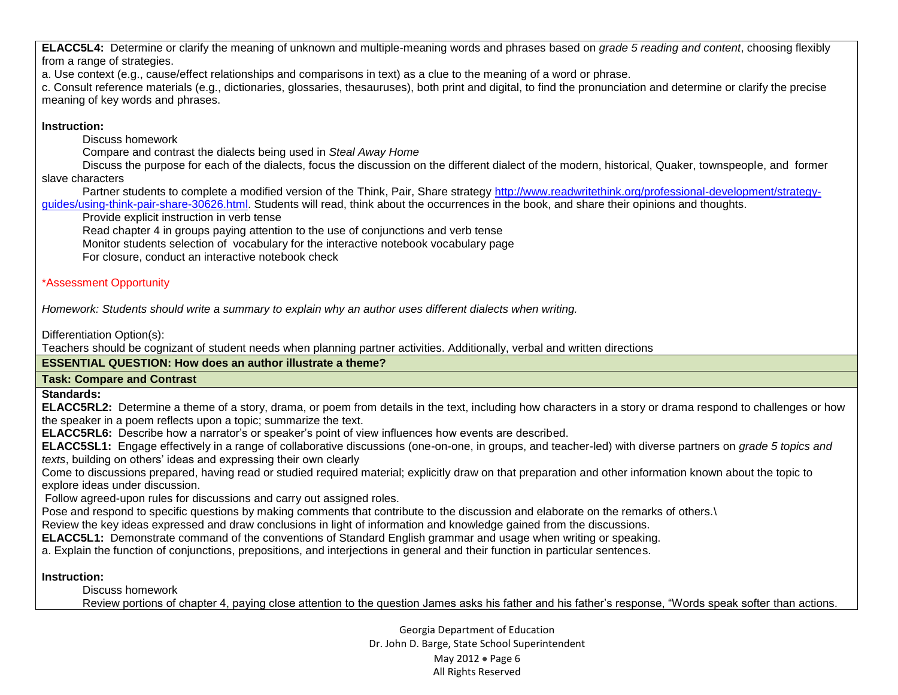**ELACC5L4:** Determine or clarify the meaning of unknown and multiple-meaning words and phrases based on *grade 5 reading and content*, choosing flexibly from a range of strategies.

a. Use context (e.g., cause/effect relationships and comparisons in text) as a clue to the meaning of a word or phrase.

c. Consult reference materials (e.g., dictionaries, glossaries, thesauruses), both print and digital, to find the pronunciation and determine or clarify the precise meaning of key words and phrases.

**Instruction:**

Discuss homework

Compare and contrast the dialects being used in *Steal Away Home*

Discuss the purpose for each of the dialects, focus the discussion on the different dialect of the modern, historical, Quaker, townspeople, and former slave characters

Partner students to complete a modified version of the Think, Pair, Share strategy [http://www.readwritethink.org/professional-development/strategy-guides/using-think-pair-share-30626.html](http://www.readwritethink.org/professional-development/strategy-guides/using-think-pair-share-30626.html). Students will read, think about the occurrences in the book, and share their opinions and thoughts.

Provide explicit instruction in verb tense

Read chapter 4 in groups paying attention to the use of conjunctions and verb tense

Monitor students selection of vocabulary for the interactive notebook vocabulary page

For closure, conduct an interactive notebook check

*Assessment Opportunity

*Homework: Students should write a summary to explain why an author uses different dialects when writing.*

Differentiation Option(s):

Teachers should be cognizant of student needs when planning partner activities. Additionally, verbal and written directions

**ESSENTIAL QUESTION: How does an author illustrate a theme?**

**Task: Compare and Contrast**

**Standards:**

**ELACC5RL2:** Determine a theme of a story, drama, or poem from details in the text, including how characters in a story or drama respond to challenges or how the speaker in a poem reflects upon a topic; summarize the text.

**ELACC5RL6:** Describe how a narrator's or speaker's point of view influences how events are described.

**ELACC5SL1:** Engage effectively in a range of collaborative discussions (one-on-one, in groups, and teacher-led) with diverse partners on *grade 5 topics and texts*, building on others' ideas and expressing their own clearly

Come to discussions prepared, having read or studied required material; explicitly draw on that preparation and other information known about the topic to explore ideas under discussion.

Follow agreed-upon rules for discussions and carry out assigned roles.

Pose and respond to specific questions by making comments that contribute to the discussion and elaborate on the remarks of others.\

Review the key ideas expressed and draw conclusions in light of information and knowledge gained from the discussions.

**ELACC5L1:** Demonstrate command of the conventions of Standard English grammar and usage when writing or speaking.

a. Explain the function of conjunctions, prepositions, and interjections in general and their function in particular sentences.

**Instruction:**

Discuss homework

Review portions of chapter 4, paying close attention to the question James asks his father and his father's response, "Words speak softer than actions.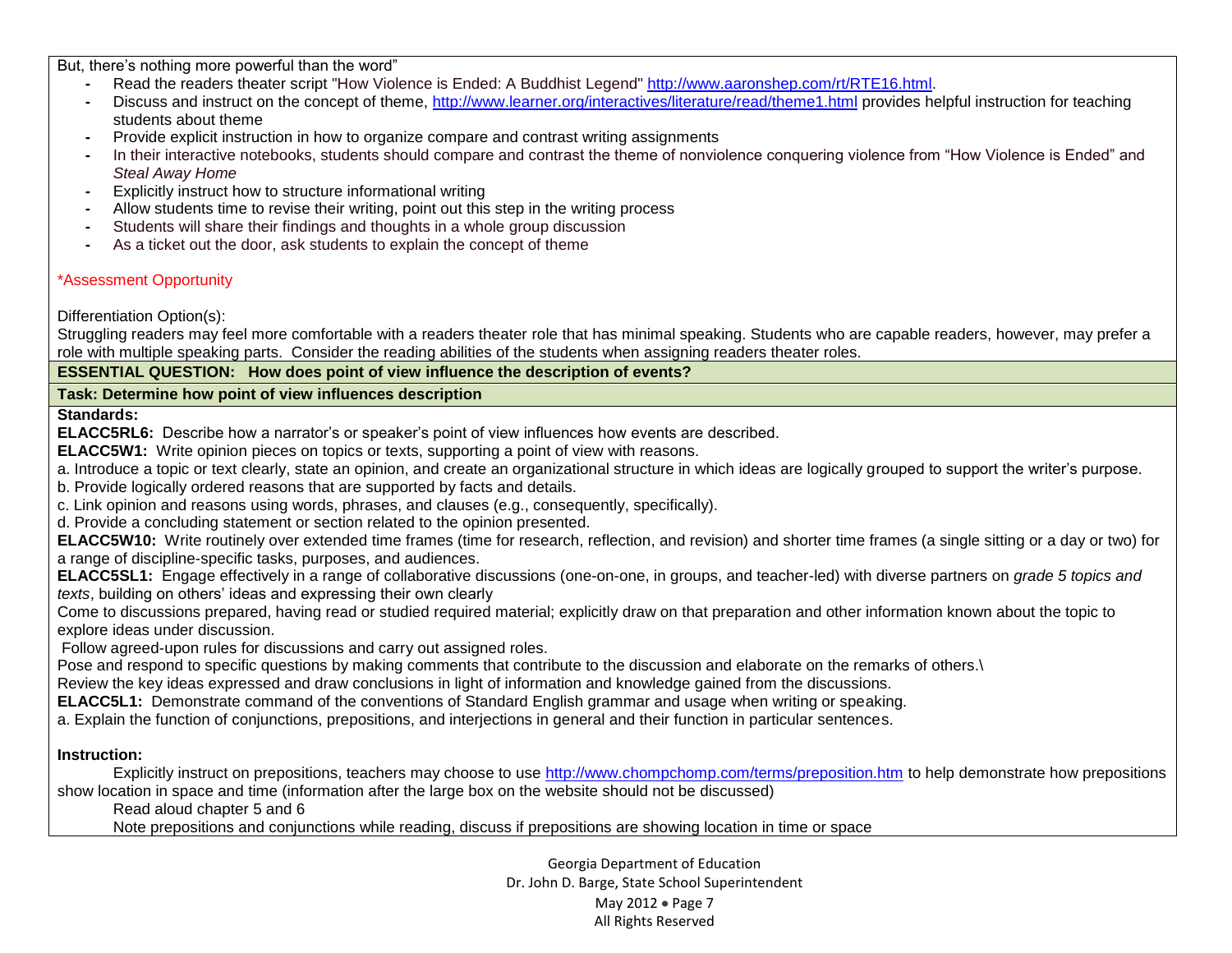But, there's nothing more powerful than the word"

- Read the readers theater script "How Violence is Ended: A Buddhist Legend" http://www.aaronshep.com/rt/RTE16.html.
- Discuss and instruct on the concept of theme, http://www.learner.org/interactives/literature/read/theme1.html provides helpful instruction for teaching students about theme
- Provide explicit instruction in how to organize compare and contrast writing assignments
- In their interactive notebooks, students should compare and contrast the theme of nonviolence conquering violence from "How Violence is Ended" and *Steal Away Home*
- Explicitly instruct how to structure informational writing
- Allow students time to revise their writing, point out this step in the writing process
- Students will share their findings and thoughts in a whole group discussion
- As a ticket out the door, ask students to explain the concept of theme

*Assessment Opportunity

Differentiation Option(s):
Struggling readers may feel more comfortable with a readers theater role that has minimal speaking. Students who are capable readers, however, may prefer a role with multiple speaking parts. Consider the reading abilities of the students when assigning readers theater roles.

**ESSENTIAL QUESTION: How does point of view influence the description of events?**

**Task: Determine how point of view influences description**

**Standards:**

**ELACC5RL6:** Describe how a narrator's or speaker's point of view influences how events are described.

**ELACC5W1:** Write opinion pieces on topics or texts, supporting a point of view with reasons.

a. Introduce a topic or text clearly, state an opinion, and create an organizational structure in which ideas are logically grouped to support the writer's purpose.
b. Provide logically ordered reasons that are supported by facts and details.
c. Link opinion and reasons using words, phrases, and clauses (e.g., consequently, specifically).
d. Provide a concluding statement or section related to the opinion presented.

**ELACC5W10:** Write routinely over extended time frames (time for research, reflection, and revision) and shorter time frames (a single sitting or a day or two) for a range of discipline-specific tasks, purposes, and audiences.

**ELACC5SL1:** Engage effectively in a range of collaborative discussions (one-on-one, in groups, and teacher-led) with diverse partners on *grade 5 topics and texts*, building on others' ideas and expressing their own clearly

Come to discussions prepared, having read or studied required material; explicitly draw on that preparation and other information known about the topic to explore ideas under discussion.
Follow agreed-upon rules for discussions and carry out assigned roles.
Pose and respond to specific questions by making comments that contribute to the discussion and elaborate on the remarks of others.\
Review the key ideas expressed and draw conclusions in light of information and knowledge gained from the discussions.

**ELACC5L1:** Demonstrate command of the conventions of Standard English grammar and usage when writing or speaking.

a. Explain the function of conjunctions, prepositions, and interjections in general and their function in particular sentences.

**Instruction:**

Explicitly instruct on prepositions, teachers may choose to use http://www.chompchomp.com/terms/preposition.htm to help demonstrate how prepositions show location in space and time (information after the large box on the website should not be discussed)

Read aloud chapter 5 and 6

Note prepositions and conjunctions while reading, discuss if prepositions are showing location in time or space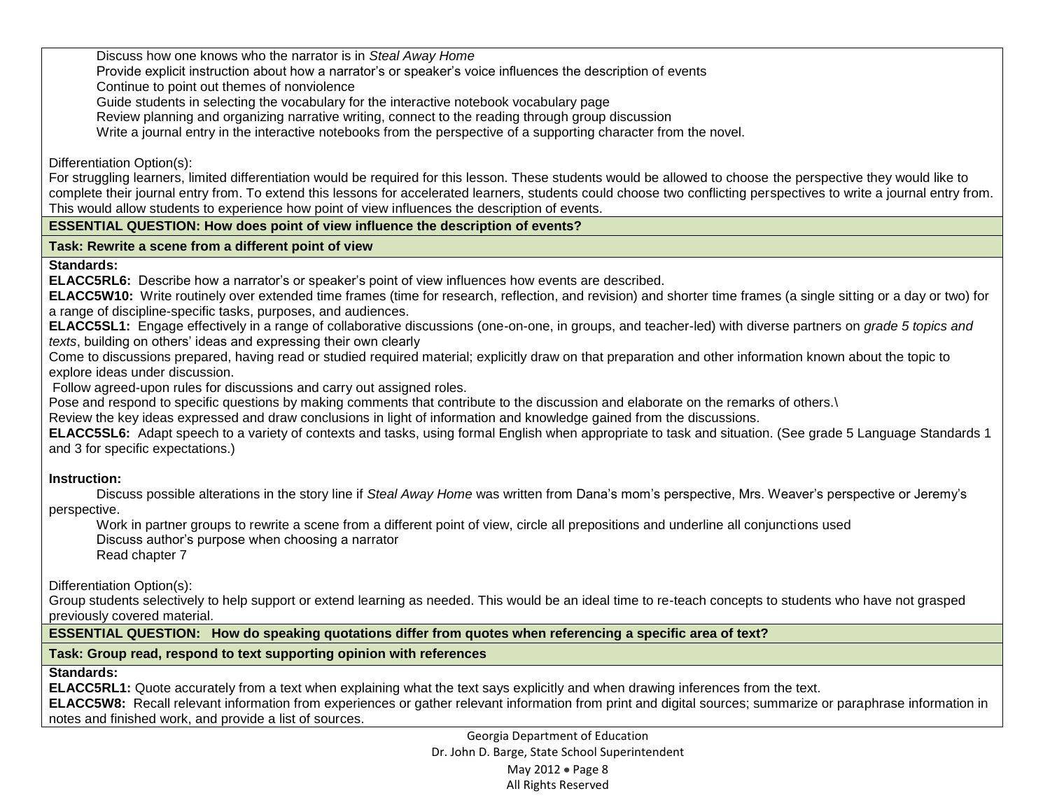Discuss how one knows who the narrator is in *Steal Away Home*
Provide explicit instruction about how a narrator's or speaker's voice influences the description of events
Continue to point out themes of nonviolence
Guide students in selecting the vocabulary for the interactive notebook vocabulary page
Review planning and organizing narrative writing, connect to the reading through group discussion
Write a journal entry in the interactive notebooks from the perspective of a supporting character from the novel.

Differentiation Option(s):
For struggling learners, limited differentiation would be required for this lesson. These students would be allowed to choose the perspective they would like to complete their journal entry from. To extend this lessons for accelerated learners, students could choose two conflicting perspectives to write a journal entry from. This would allow students to experience how point of view influences the description of events.

**ESSENTIAL QUESTION: How does point of view influence the description of events?**

**Task: Rewrite a scene from a different point of view**

**Standards:**
**ELACC5RL6:** Describe how a narrator's or speaker's point of view influences how events are described.
**ELACC5W10:** Write routinely over extended time frames (time for research, reflection, and revision) and shorter time frames (a single sitting or a day or two) for a range of discipline-specific tasks, purposes, and audiences.
**ELACC5SL1:** Engage effectively in a range of collaborative discussions (one-on-one, in groups, and teacher-led) with diverse partners on *grade 5 topics and texts*, building on others' ideas and expressing their own clearly
Come to discussions prepared, having read or studied required material; explicitly draw on that preparation and other information known about the topic to explore ideas under discussion.
Follow agreed-upon rules for discussions and carry out assigned roles.
Pose and respond to specific questions by making comments that contribute to the discussion and elaborate on the remarks of others.\
Review the key ideas expressed and draw conclusions in light of information and knowledge gained from the discussions.
**ELACC5SL6:** Adapt speech to a variety of contexts and tasks, using formal English when appropriate to task and situation. (See grade 5 Language Standards 1 and 3 for specific expectations.)

**Instruction:**
Discuss possible alterations in the story line if *Steal Away Home* was written from Dana's mom's perspective, Mrs. Weaver's perspective or Jeremy's perspective.
Work in partner groups to rewrite a scene from a different point of view, circle all prepositions and underline all conjunctions used
Discuss author's purpose when choosing a narrator
Read chapter 7

Differentiation Option(s):
Group students selectively to help support or extend learning as needed. This would be an ideal time to re-teach concepts to students who have not grasped previously covered material.

**ESSENTIAL QUESTION: How do speaking quotations differ from quotes when referencing a specific area of text?**

**Task: Group read, respond to text supporting opinion with references**

**Standards:**
**ELACC5RL1:** Quote accurately from a text when explaining what the text says explicitly and when drawing inferences from the text.
**ELACC5W8:** Recall relevant information from experiences or gather relevant information from print and digital sources; summarize or paraphrase information in notes and finished work, and provide a list of sources.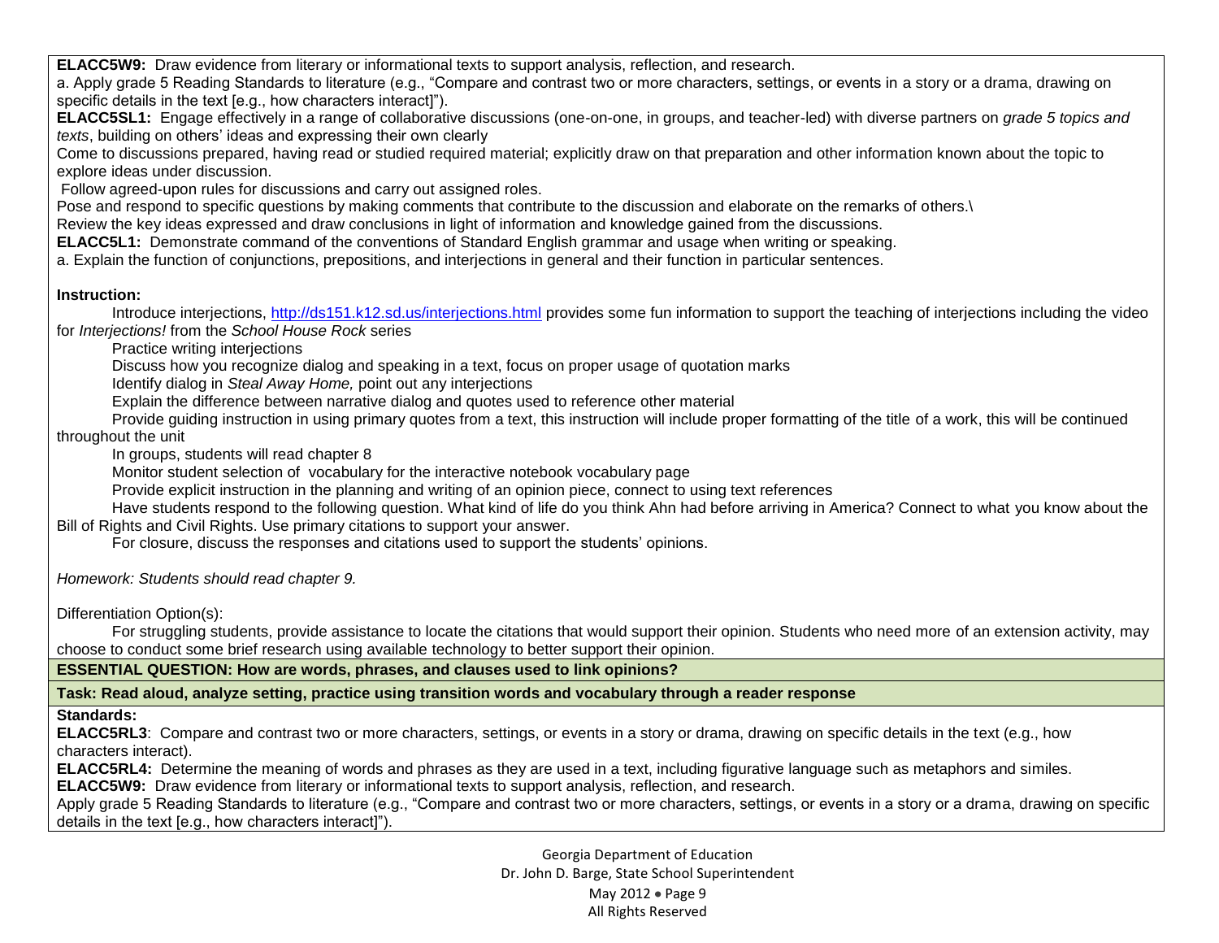**ELACC5W9:** Draw evidence from literary or informational texts to support analysis, reflection, and research.

a. Apply grade 5 Reading Standards to literature (e.g., "Compare and contrast two or more characters, settings, or events in a story or a drama, drawing on specific details in the text [e.g., how characters interact]").

**ELACC5SL1:** Engage effectively in a range of collaborative discussions (one-on-one, in groups, and teacher-led) with diverse partners on *grade 5 topics and texts*, building on others' ideas and expressing their own clearly

Come to discussions prepared, having read or studied required material; explicitly draw on that preparation and other information known about the topic to explore ideas under discussion.

Follow agreed-upon rules for discussions and carry out assigned roles.

Pose and respond to specific questions by making comments that contribute to the discussion and elaborate on the remarks of others.\

Review the key ideas expressed and draw conclusions in light of information and knowledge gained from the discussions.

**ELACC5L1:** Demonstrate command of the conventions of Standard English grammar and usage when writing or speaking.

a. Explain the function of conjunctions, prepositions, and interjections in general and their function in particular sentences.

**Instruction:**

Introduce interjections, http://ds151.k12.sd.us/interjections.html provides some fun information to support the teaching of interjections including the video for *Interjections!* from the *School House Rock* series

Practice writing interjections

Discuss how you recognize dialog and speaking in a text, focus on proper usage of quotation marks

Identify dialog in *Steal Away Home,* point out any interjections

Explain the difference between narrative dialog and quotes used to reference other material

Provide guiding instruction in using primary quotes from a text, this instruction will include proper formatting of the title of a work, this will be continued throughout the unit

In groups, students will read chapter 8

Monitor student selection of vocabulary for the interactive notebook vocabulary page

Provide explicit instruction in the planning and writing of an opinion piece, connect to using text references

Have students respond to the following question. What kind of life do you think Ahn had before arriving in America? Connect to what you know about the Bill of Rights and Civil Rights. Use primary citations to support your answer.

For closure, discuss the responses and citations used to support the students' opinions.

*Homework: Students should read chapter 9.*

Differentiation Option(s):

For struggling students, provide assistance to locate the citations that would support their opinion. Students who need more of an extension activity, may choose to conduct some brief research using available technology to better support their opinion.

**ESSENTIAL QUESTION: How are words, phrases, and clauses used to link opinions?**

**Task: Read aloud, analyze setting, practice using transition words and vocabulary through a reader response**

**Standards:**

**ELACC5RL3**: Compare and contrast two or more characters, settings, or events in a story or drama, drawing on specific details in the text (e.g., how characters interact).

**ELACC5RL4:** Determine the meaning of words and phrases as they are used in a text, including figurative language such as metaphors and similes.

**ELACC5W9:** Draw evidence from literary or informational texts to support analysis, reflection, and research.

Apply grade 5 Reading Standards to literature (e.g., "Compare and contrast two or more characters, settings, or events in a story or a drama, drawing on specific details in the text [e.g., how characters interact]").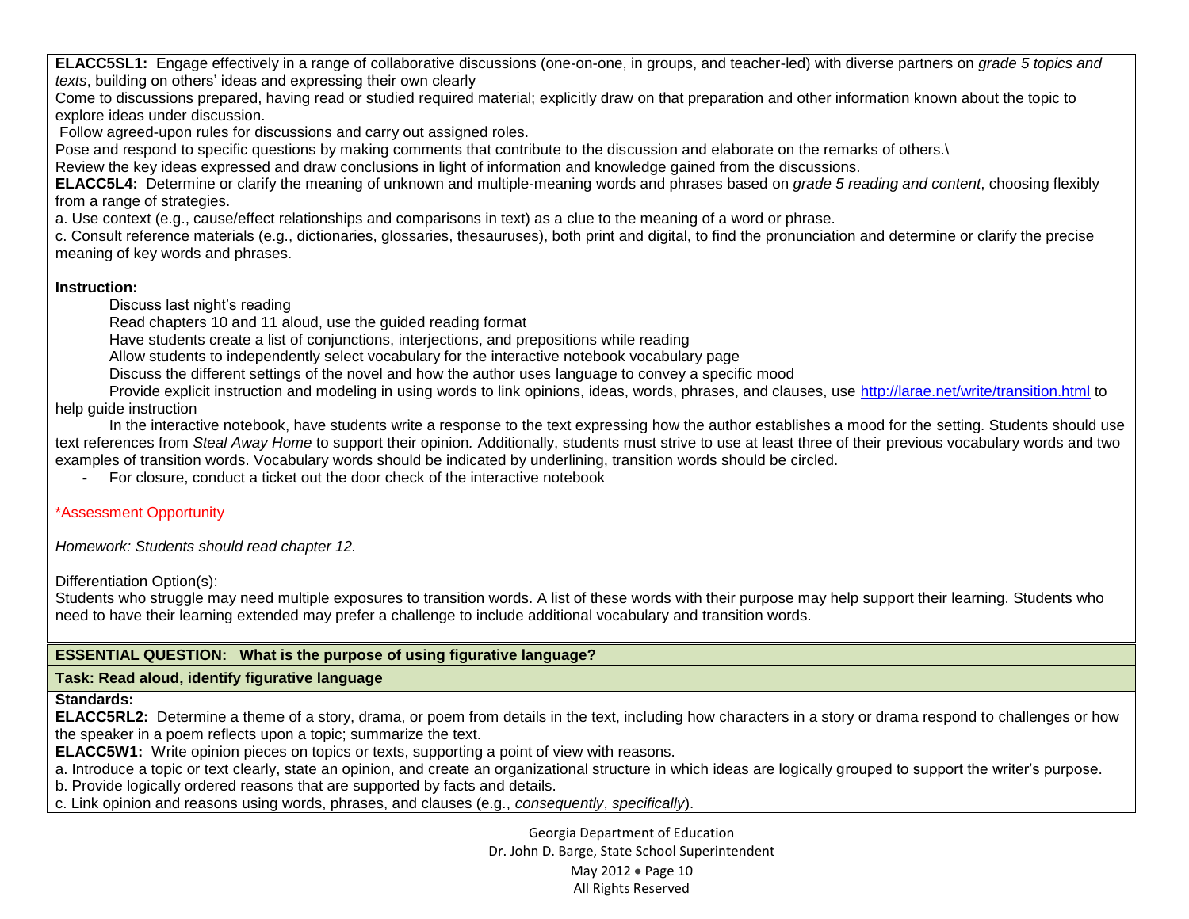**ELACC5SL1:** Engage effectively in a range of collaborative discussions (one-on-one, in groups, and teacher-led) with diverse partners on *grade 5 topics and texts*, building on others' ideas and expressing their own clearly

Come to discussions prepared, having read or studied required material; explicitly draw on that preparation and other information known about the topic to explore ideas under discussion.

Follow agreed-upon rules for discussions and carry out assigned roles.

Pose and respond to specific questions by making comments that contribute to the discussion and elaborate on the remarks of others.\

Review the key ideas expressed and draw conclusions in light of information and knowledge gained from the discussions.

**ELACC5L4:** Determine or clarify the meaning of unknown and multiple-meaning words and phrases based on *grade 5 reading and content*, choosing flexibly from a range of strategies.

a. Use context (e.g., cause/effect relationships and comparisons in text) as a clue to the meaning of a word or phrase.

c. Consult reference materials (e.g., dictionaries, glossaries, thesauruses), both print and digital, to find the pronunciation and determine or clarify the precise meaning of key words and phrases.

**Instruction:**

Discuss last night's reading

Read chapters 10 and 11 aloud, use the guided reading format

Have students create a list of conjunctions, interjections, and prepositions while reading

Allow students to independently select vocabulary for the interactive notebook vocabulary page

Discuss the different settings of the novel and how the author uses language to convey a specific mood

Provide explicit instruction and modeling in using words to link opinions, ideas, words, phrases, and clauses, use http://larae.net/write/transition.html to help guide instruction

In the interactive notebook, have students write a response to the text expressing how the author establishes a mood for the setting. Students should use text references from *Steal Away Home* to support their opinion*.* Additionally, students must strive to use at least three of their previous vocabulary words and two examples of transition words. Vocabulary words should be indicated by underlining, transition words should be circled.

- For closure, conduct a ticket out the door check of the interactive notebook

*Assessment Opportunity

*Homework: Students should read chapter 12.*

Differentiation Option(s):

Students who struggle may need multiple exposures to transition words. A list of these words with their purpose may help support their learning. Students who need to have their learning extended may prefer a challenge to include additional vocabulary and transition words.

**ESSENTIAL QUESTION: What is the purpose of using figurative language?**

**Task: Read aloud, identify figurative language**

**Standards:**

**ELACC5RL2:** Determine a theme of a story, drama, or poem from details in the text, including how characters in a story or drama respond to challenges or how the speaker in a poem reflects upon a topic; summarize the text.

**ELACC5W1:** Write opinion pieces on topics or texts, supporting a point of view with reasons.

a. Introduce a topic or text clearly, state an opinion, and create an organizational structure in which ideas are logically grouped to support the writer's purpose.

b. Provide logically ordered reasons that are supported by facts and details.

c. Link opinion and reasons using words, phrases, and clauses (e.g., *consequently*, *specifically*).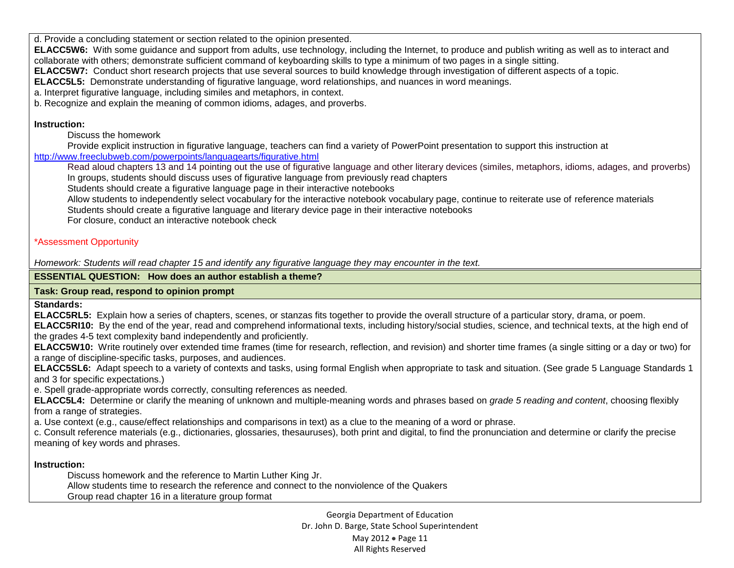d. Provide a concluding statement or section related to the opinion presented.

**ELACC5W6:** With some guidance and support from adults, use technology, including the Internet, to produce and publish writing as well as to interact and collaborate with others; demonstrate sufficient command of keyboarding skills to type a minimum of two pages in a single sitting.

**ELACC5W7:** Conduct short research projects that use several sources to build knowledge through investigation of different aspects of a topic.

**ELACC5L5:** Demonstrate understanding of figurative language, word relationships, and nuances in word meanings.

a. Interpret figurative language, including similes and metaphors, in context.

b. Recognize and explain the meaning of common idioms, adages, and proverbs.

**Instruction:**

Discuss the homework

Provide explicit instruction in figurative language, teachers can find a variety of PowerPoint presentation to support this instruction at http://www.freeclubweb.com/powerpoints/languagearts/figurative.html

Read aloud chapters 13 and 14 pointing out the use of figurative language and other literary devices (similes, metaphors, idioms, adages, and proverbs)

In groups, students should discuss uses of figurative language from previously read chapters

Students should create a figurative language page in their interactive notebooks

Allow students to independently select vocabulary for the interactive notebook vocabulary page, continue to reiterate use of reference materials

Students should create a figurative language and literary device page in their interactive notebooks

For closure, conduct an interactive notebook check

*Assessment Opportunity

*Homework: Students will read chapter 15 and identify any figurative language they may encounter in the text.*

**ESSENTIAL QUESTION: How does an author establish a theme?**

**Task: Group read, respond to opinion prompt**

**Standards:**

**ELACC5RL5:** Explain how a series of chapters, scenes, or stanzas fits together to provide the overall structure of a particular story, drama, or poem.

**ELACC5RI10:** By the end of the year, read and comprehend informational texts, including history/social studies, science, and technical texts, at the high end of the grades 4-5 text complexity band independently and proficiently.

**ELACC5W10:** Write routinely over extended time frames (time for research, reflection, and revision) and shorter time frames (a single sitting or a day or two) for a range of discipline-specific tasks, purposes, and audiences.

**ELACC5SL6:** Adapt speech to a variety of contexts and tasks, using formal English when appropriate to task and situation. (See grade 5 Language Standards 1 and 3 for specific expectations.)

e. Spell grade-appropriate words correctly, consulting references as needed.

**ELACC5L4:** Determine or clarify the meaning of unknown and multiple-meaning words and phrases based on *grade 5 reading and content*, choosing flexibly from a range of strategies.

a. Use context (e.g., cause/effect relationships and comparisons in text) as a clue to the meaning of a word or phrase.

c. Consult reference materials (e.g., dictionaries, glossaries, thesauruses), both print and digital, to find the pronunciation and determine or clarify the precise meaning of key words and phrases.

**Instruction:**

Discuss homework and the reference to Martin Luther King Jr.

Allow students time to research the reference and connect to the nonviolence of the Quakers

Group read chapter 16 in a literature group format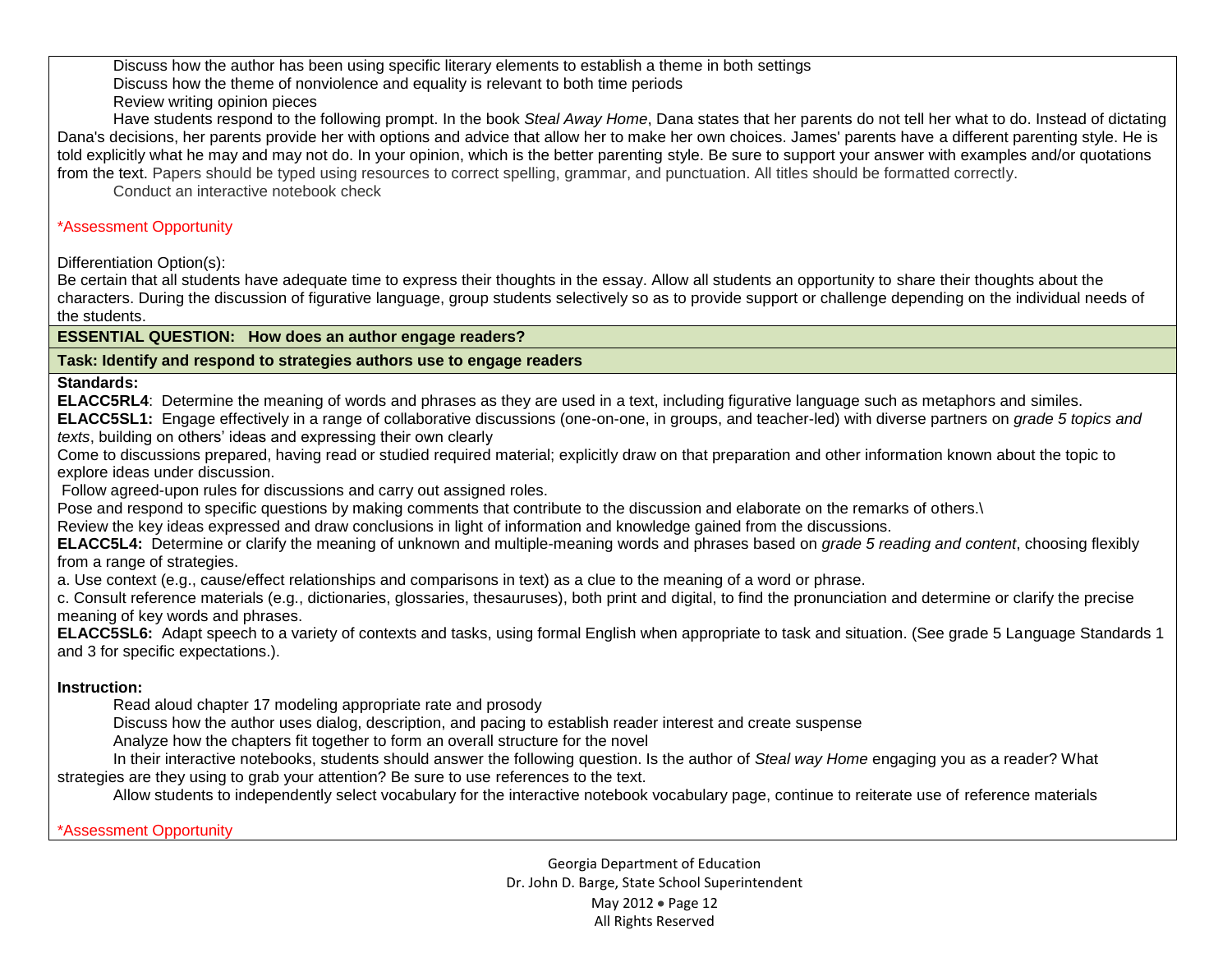Discuss how the author has been using specific literary elements to establish a theme in both settings

Discuss how the theme of nonviolence and equality is relevant to both time periods

Review writing opinion pieces

Have students respond to the following prompt. In the book *Steal Away Home*, Dana states that her parents do not tell her what to do. Instead of dictating Dana's decisions, her parents provide her with options and advice that allow her to make her own choices. James' parents have a different parenting style. He is told explicitly what he may and may not do. In your opinion, which is the better parenting style. Be sure to support your answer with examples and/or quotations from the text. Papers should be typed using resources to correct spelling, grammar, and punctuation. All titles should be formatted correctly.

Conduct an interactive notebook check

*Assessment Opportunity

Differentiation Option(s):
Be certain that all students have adequate time to express their thoughts in the essay. Allow all students an opportunity to share their thoughts about the characters. During the discussion of figurative language, group students selectively so as to provide support or challenge depending on the individual needs of the students.

**ESSENTIAL QUESTION: How does an author engage readers?**

**Task: Identify and respond to strategies authors use to engage readers**

**Standards:**

**ELACC5RL4**: Determine the meaning of words and phrases as they are used in a text, including figurative language such as metaphors and similes.

**ELACC5SL1:** Engage effectively in a range of collaborative discussions (one-on-one, in groups, and teacher-led) with diverse partners on *grade 5 topics and texts*, building on others' ideas and expressing their own clearly

Come to discussions prepared, having read or studied required material; explicitly draw on that preparation and other information known about the topic to explore ideas under discussion.

Follow agreed-upon rules for discussions and carry out assigned roles.

Pose and respond to specific questions by making comments that contribute to the discussion and elaborate on the remarks of others.\

Review the key ideas expressed and draw conclusions in light of information and knowledge gained from the discussions.

**ELACC5L4:** Determine or clarify the meaning of unknown and multiple-meaning words and phrases based on *grade 5 reading and content*, choosing flexibly from a range of strategies.

a. Use context (e.g., cause/effect relationships and comparisons in text) as a clue to the meaning of a word or phrase.

c. Consult reference materials (e.g., dictionaries, glossaries, thesauruses), both print and digital, to find the pronunciation and determine or clarify the precise meaning of key words and phrases.

**ELACC5SL6:** Adapt speech to a variety of contexts and tasks, using formal English when appropriate to task and situation. (See grade 5 Language Standards 1 and 3 for specific expectations.).

**Instruction:**

Read aloud chapter 17 modeling appropriate rate and prosody

Discuss how the author uses dialog, description, and pacing to establish reader interest and create suspense

Analyze how the chapters fit together to form an overall structure for the novel

In their interactive notebooks, students should answer the following question. Is the author of *Steal way Home* engaging you as a reader? What strategies are they using to grab your attention? Be sure to use references to the text.

Allow students to independently select vocabulary for the interactive notebook vocabulary page, continue to reiterate use of reference materials

*Assessment Opportunity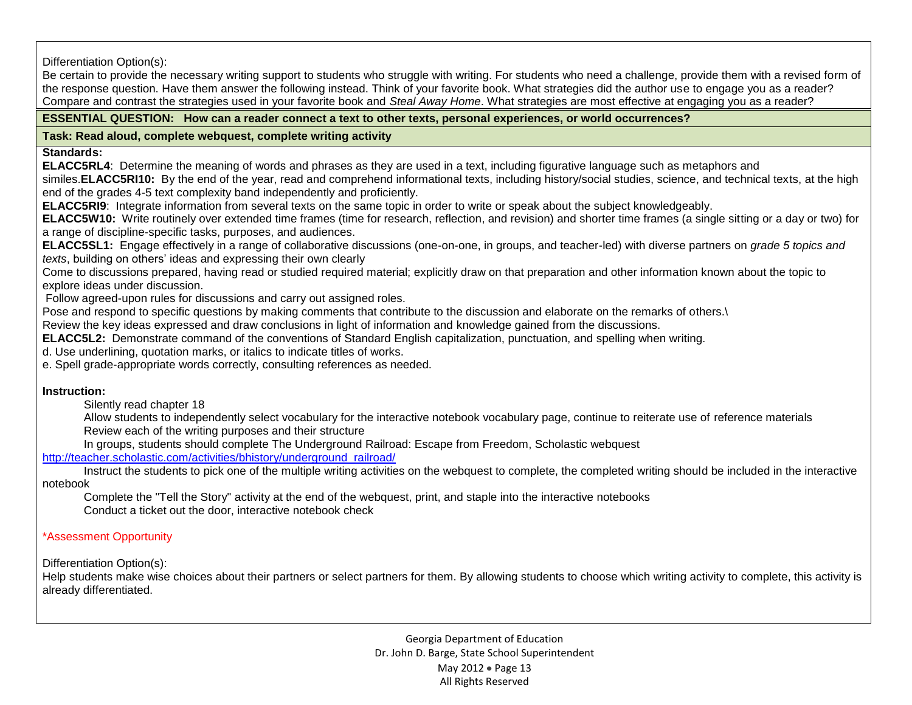Differentiation Option(s):
Be certain to provide the necessary writing support to students who struggle with writing. For students who need a challenge, provide them with a revised form of the response question. Have them answer the following instead. Think of your favorite book. What strategies did the author use to engage you as a reader? Compare and contrast the strategies used in your favorite book and *Steal Away Home*. What strategies are most effective at engaging you as a reader?

**ESSENTIAL QUESTION: How can a reader connect a text to other texts, personal experiences, or world occurrences?**

**Task: Read aloud, complete webquest, complete writing activity**

**Standards:**
**ELACC5RL4**: Determine the meaning of words and phrases as they are used in a text, including figurative language such as metaphors and similes.**ELACC5RI10:** By the end of the year, read and comprehend informational texts, including history/social studies, science, and technical texts, at the high end of the grades 4-5 text complexity band independently and proficiently.
**ELACC5RI9**: Integrate information from several texts on the same topic in order to write or speak about the subject knowledgeably.
**ELACC5W10:** Write routinely over extended time frames (time for research, reflection, and revision) and shorter time frames (a single sitting or a day or two) for a range of discipline-specific tasks, purposes, and audiences.
**ELACC5SL1:** Engage effectively in a range of collaborative discussions (one-on-one, in groups, and teacher-led) with diverse partners on *grade 5 topics and texts*, building on others' ideas and expressing their own clearly
Come to discussions prepared, having read or studied required material; explicitly draw on that preparation and other information known about the topic to explore ideas under discussion.
Follow agreed-upon rules for discussions and carry out assigned roles.
Pose and respond to specific questions by making comments that contribute to the discussion and elaborate on the remarks of others.\
Review the key ideas expressed and draw conclusions in light of information and knowledge gained from the discussions.
**ELACC5L2:** Demonstrate command of the conventions of Standard English capitalization, punctuation, and spelling when writing.
d. Use underlining, quotation marks, or italics to indicate titles of works.
e. Spell grade-appropriate words correctly, consulting references as needed.

**Instruction:**
Silently read chapter 18
Allow students to independently select vocabulary for the interactive notebook vocabulary page, continue to reiterate use of reference materials
Review each of the writing purposes and their structure
In groups, students should complete The Underground Railroad: Escape from Freedom, Scholastic webquest [http://teacher.scholastic.com/activities/bhistory/underground_railroad/](http://teacher.scholastic.com/activities/bhistory/underground_railroad/)
Instruct the students to pick one of the multiple writing activities on the webquest to complete, the completed writing should be included in the interactive notebook
Complete the "Tell the Story" activity at the end of the webquest, print, and staple into the interactive notebooks
Conduct a ticket out the door, interactive notebook check

*Assessment Opportunity

Differentiation Option(s):
Help students make wise choices about their partners or select partners for them. By allowing students to choose which writing activity to complete, this activity is already differentiated.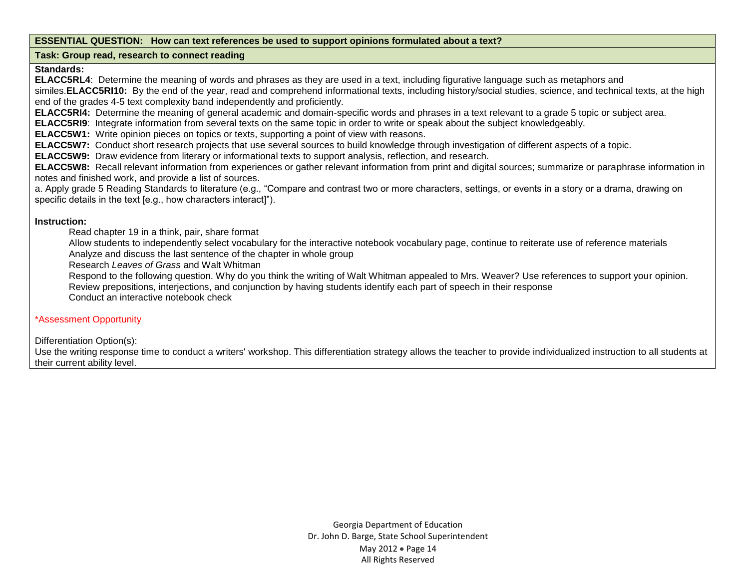**ESSENTIAL QUESTION: How can text references be used to support opinions formulated about a text?**

**Task: Group read, research to connect reading**

**Standards:**

**ELACC5RL4**: Determine the meaning of words and phrases as they are used in a text, including figurative language such as metaphors and similes.**ELACC5RI10:** By the end of the year, read and comprehend informational texts, including history/social studies, science, and technical texts, at the high end of the grades 4-5 text complexity band independently and proficiently.

**ELACC5RI4:** Determine the meaning of general academic and domain-specific words and phrases in a text relevant to a grade 5 topic or subject area.

**ELACC5RI9**: Integrate information from several texts on the same topic in order to write or speak about the subject knowledgeably.

**ELACC5W1:** Write opinion pieces on topics or texts, supporting a point of view with reasons.

**ELACC5W7:** Conduct short research projects that use several sources to build knowledge through investigation of different aspects of a topic.

**ELACC5W9:** Draw evidence from literary or informational texts to support analysis, reflection, and research.

**ELACC5W8:** Recall relevant information from experiences or gather relevant information from print and digital sources; summarize or paraphrase information in notes and finished work, and provide a list of sources.

a. Apply grade 5 Reading Standards to literature (e.g., "Compare and contrast two or more characters, settings, or events in a story or a drama, drawing on specific details in the text [e.g., how characters interact]").

**Instruction:**

Read chapter 19 in a think, pair, share format

Allow students to independently select vocabulary for the interactive notebook vocabulary page, continue to reiterate use of reference materials

Analyze and discuss the last sentence of the chapter in whole group

Research *Leaves of Grass* and Walt Whitman

Respond to the following question. Why do you think the writing of Walt Whitman appealed to Mrs. Weaver? Use references to support your opinion.

Review prepositions, interjections, and conjunction by having students identify each part of speech in their response

Conduct an interactive notebook check

*Assessment Opportunity

Differentiation Option(s):

Use the writing response time to conduct a writers' workshop. This differentiation strategy allows the teacher to provide individualized instruction to all students at their current ability level.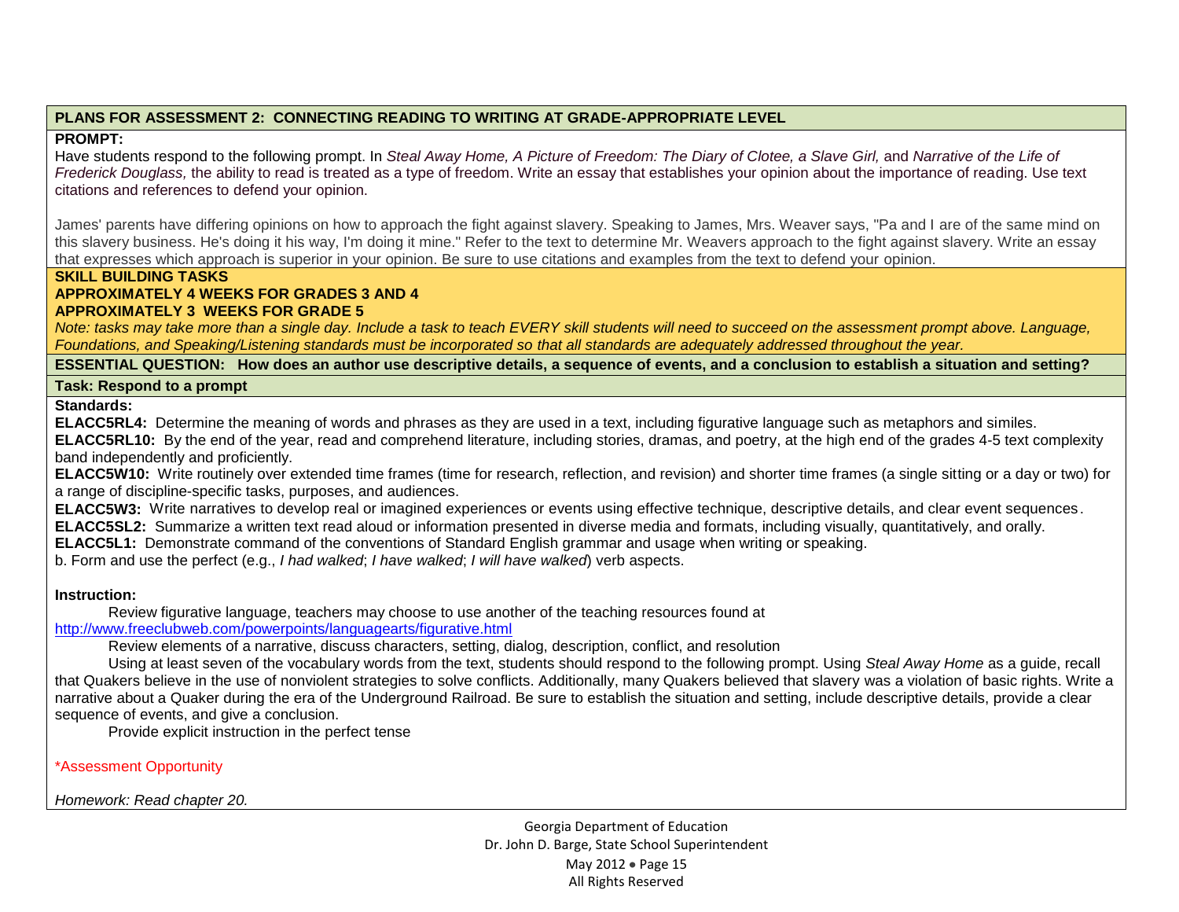## PLANS FOR ASSESSMENT 2: CONNECTING READING TO WRITING AT GRADE-APPROPRIATE LEVEL

**PROMPT:**

Have students respond to the following prompt. In *Steal Away Home, A Picture of Freedom: The Diary of Clotee, a Slave Girl,* and *Narrative of the Life of Frederick Douglass,* the ability to read is treated as a type of freedom. Write an essay that establishes your opinion about the importance of reading. Use text citations and references to defend your opinion.

James' parents have differing opinions on how to approach the fight against slavery. Speaking to James, Mrs. Weaver says, "Pa and I are of the same mind on this slavery business. He's doing it his way, I'm doing it mine." Refer to the text to determine Mr. Weavers approach to the fight against slavery. Write an essay that expresses which approach is superior in your opinion. Be sure to use citations and examples from the text to defend your opinion.

**SKILL BUILDING TASKS**
**APPROXIMATELY 4 WEEKS FOR GRADES 3 AND 4**
**APPROXIMATELY 3 WEEKS FOR GRADE 5**

*Note: tasks may take more than a single day. Include a task to teach EVERY skill students will need to succeed on the assessment prompt above. Language, Foundations, and Speaking/Listening standards must be incorporated so that all standards are adequately addressed throughout the year.*

**ESSENTIAL QUESTION: How does an author use descriptive details, a sequence of events, and a conclusion to establish a situation and setting?**

**Task: Respond to a prompt**

**Standards:**

**ELACC5RL4:** Determine the meaning of words and phrases as they are used in a text, including figurative language such as metaphors and similes.
**ELACC5RL10:** By the end of the year, read and comprehend literature, including stories, dramas, and poetry, at the high end of the grades 4-5 text complexity band independently and proficiently.
**ELACC5W10:** Write routinely over extended time frames (time for research, reflection, and revision) and shorter time frames (a single sitting or a day or two) for a range of discipline-specific tasks, purposes, and audiences.
**ELACC5W3:** Write narratives to develop real or imagined experiences or events using effective technique, descriptive details, and clear event sequences.
**ELACC5SL2:** Summarize a written text read aloud or information presented in diverse media and formats, including visually, quantitatively, and orally.
**ELACC5L1:** Demonstrate command of the conventions of Standard English grammar and usage when writing or speaking.
b. Form and use the perfect (e.g., *I had walked*; *I have walked*; *I will have walked*) verb aspects.

**Instruction:**

Review figurative language, teachers may choose to use another of the teaching resources found at http://www.freeclubweb.com/powerpoints/languagearts/figurative.html

Review elements of a narrative, discuss characters, setting, dialog, description, conflict, and resolution

Using at least seven of the vocabulary words from the text, students should respond to the following prompt. Using *Steal Away Home* as a guide, recall that Quakers believe in the use of nonviolent strategies to solve conflicts. Additionally, many Quakers believed that slavery was a violation of basic rights. Write a narrative about a Quaker during the era of the Underground Railroad. Be sure to establish the situation and setting, include descriptive details, provide a clear sequence of events, and give a conclusion.

Provide explicit instruction in the perfect tense

*Assessment Opportunity

*Homework: Read chapter 20.*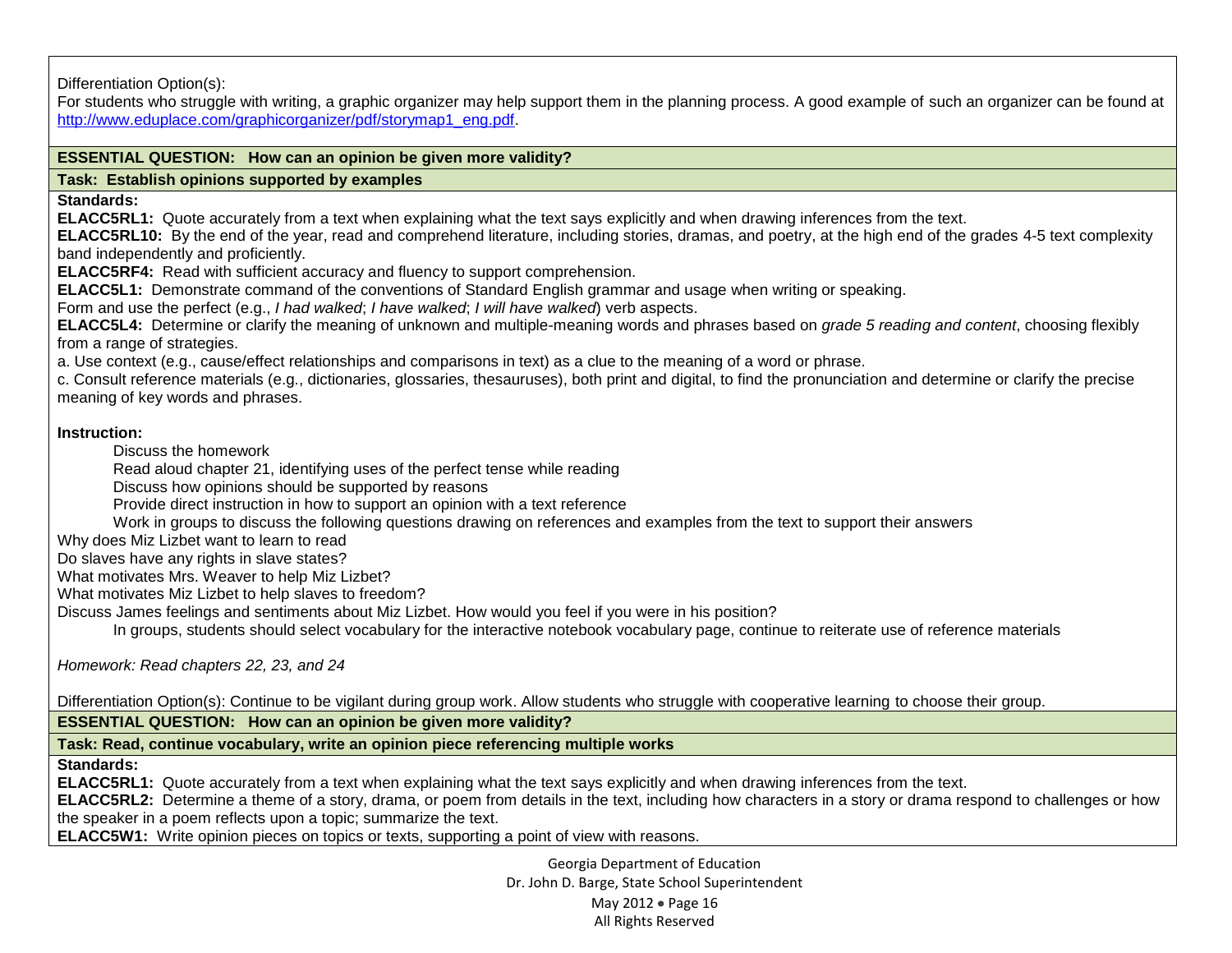Differentiation Option(s):
For students who struggle with writing, a graphic organizer may help support them in the planning process. A good example of such an organizer can be found at http://www.eduplace.com/graphicorganizer/pdf/storymap1_eng.pdf.

**ESSENTIAL QUESTION: How can an opinion be given more validity?**

**Task: Establish opinions supported by examples**

**Standards:**
**ELACC5RL1:** Quote accurately from a text when explaining what the text says explicitly and when drawing inferences from the text.
**ELACC5RL10:** By the end of the year, read and comprehend literature, including stories, dramas, and poetry, at the high end of the grades 4-5 text complexity band independently and proficiently.
**ELACC5RF4:** Read with sufficient accuracy and fluency to support comprehension.
**ELACC5L1:** Demonstrate command of the conventions of Standard English grammar and usage when writing or speaking.
Form and use the perfect (e.g., *I had walked*; *I have walked*; *I will have walked*) verb aspects.
**ELACC5L4:** Determine or clarify the meaning of unknown and multiple-meaning words and phrases based on *grade 5 reading and content*, choosing flexibly from a range of strategies.
a. Use context (e.g., cause/effect relationships and comparisons in text) as a clue to the meaning of a word or phrase.
c. Consult reference materials (e.g., dictionaries, glossaries, thesauruses), both print and digital, to find the pronunciation and determine or clarify the precise meaning of key words and phrases.

**Instruction:**

Discuss the homework
Read aloud chapter 21, identifying uses of the perfect tense while reading
Discuss how opinions should be supported by reasons
Provide direct instruction in how to support an opinion with a text reference
Work in groups to discuss the following questions drawing on references and examples from the text to support their answers

Why does Miz Lizbet want to learn to read
Do slaves have any rights in slave states?
What motivates Mrs. Weaver to help Miz Lizbet?
What motivates Miz Lizbet to help slaves to freedom?
Discuss James feelings and sentiments about Miz Lizbet. How would you feel if you were in his position?

In groups, students should select vocabulary for the interactive notebook vocabulary page, continue to reiterate use of reference materials

*Homework: Read chapters 22, 23, and 24*

Differentiation Option(s): Continue to be vigilant during group work. Allow students who struggle with cooperative learning to choose their group.

**ESSENTIAL QUESTION: How can an opinion be given more validity?**

**Task: Read, continue vocabulary, write an opinion piece referencing multiple works**

**Standards:**
**ELACC5RL1:** Quote accurately from a text when explaining what the text says explicitly and when drawing inferences from the text.
**ELACC5RL2:** Determine a theme of a story, drama, or poem from details in the text, including how characters in a story or drama respond to challenges or how the speaker in a poem reflects upon a topic; summarize the text.
**ELACC5W1:** Write opinion pieces on topics or texts, supporting a point of view with reasons.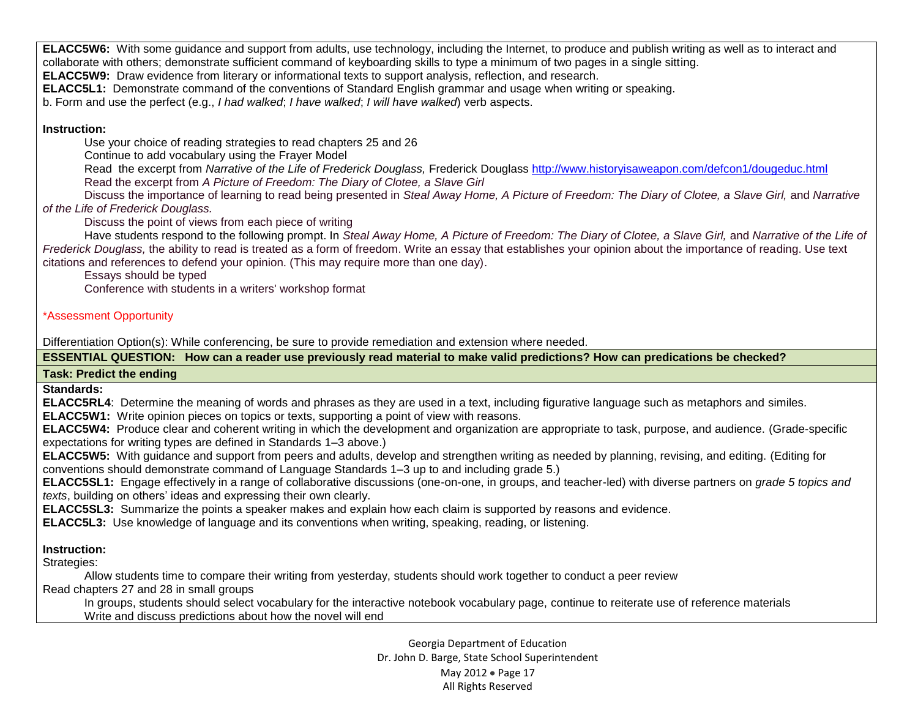**ELACC5W6:** With some guidance and support from adults, use technology, including the Internet, to produce and publish writing as well as to interact and collaborate with others; demonstrate sufficient command of keyboarding skills to type a minimum of two pages in a single sitting.
**ELACC5W9:** Draw evidence from literary or informational texts to support analysis, reflection, and research.
**ELACC5L1:** Demonstrate command of the conventions of Standard English grammar and usage when writing or speaking.
b. Form and use the perfect (e.g., *I had walked*; *I have walked*; *I will have walked*) verb aspects.

**Instruction:**

Use your choice of reading strategies to read chapters 25 and 26

Continue to add vocabulary using the Frayer Model

Read the excerpt from *Narrative of the Life of Frederick Douglass,* Frederick Douglass http://www.historyisaweapon.com/defcon1/dougeduc.html

Read the excerpt from *A Picture of Freedom: The Diary of Clotee, a Slave Girl*

Discuss the importance of learning to read being presented in *Steal Away Home, A Picture of Freedom: The Diary of Clotee, a Slave Girl,* and *Narrative of the Life of Frederick Douglass.*

Discuss the point of views from each piece of writing

Have students respond to the following prompt. In *Steal Away Home, A Picture of Freedom: The Diary of Clotee, a Slave Girl,* and *Narrative of the Life of Frederick Douglass,* the ability to read is treated as a form of freedom. Write an essay that establishes your opinion about the importance of reading. Use text citations and references to defend your opinion. (This may require more than one day).

Essays should be typed

Conference with students in a writers' workshop format

*Assessment Opportunity

Differentiation Option(s): While conferencing, be sure to provide remediation and extension where needed.

**ESSENTIAL QUESTION: How can a reader use previously read material to make valid predictions? How can predications be checked?**

**Task: Predict the ending**

**Standards:**
**ELACC5RL4**: Determine the meaning of words and phrases as they are used in a text, including figurative language such as metaphors and similes.
**ELACC5W1:** Write opinion pieces on topics or texts, supporting a point of view with reasons.
**ELACC5W4:** Produce clear and coherent writing in which the development and organization are appropriate to task, purpose, and audience. (Grade-specific expectations for writing types are defined in Standards 1–3 above.)
**ELACC5W5:** With guidance and support from peers and adults, develop and strengthen writing as needed by planning, revising, and editing. (Editing for conventions should demonstrate command of Language Standards 1–3 up to and including grade 5.)
**ELACC5SL1:** Engage effectively in a range of collaborative discussions (one-on-one, in groups, and teacher-led) with diverse partners on *grade 5 topics and texts*, building on others' ideas and expressing their own clearly.
**ELACC5SL3:** Summarize the points a speaker makes and explain how each claim is supported by reasons and evidence.
**ELACC5L3:** Use knowledge of language and its conventions when writing, speaking, reading, or listening.

**Instruction:**
Strategies:

Allow students time to compare their writing from yesterday, students should work together to conduct a peer review

Read chapters 27 and 28 in small groups

In groups, students should select vocabulary for the interactive notebook vocabulary page, continue to reiterate use of reference materials

Write and discuss predictions about how the novel will end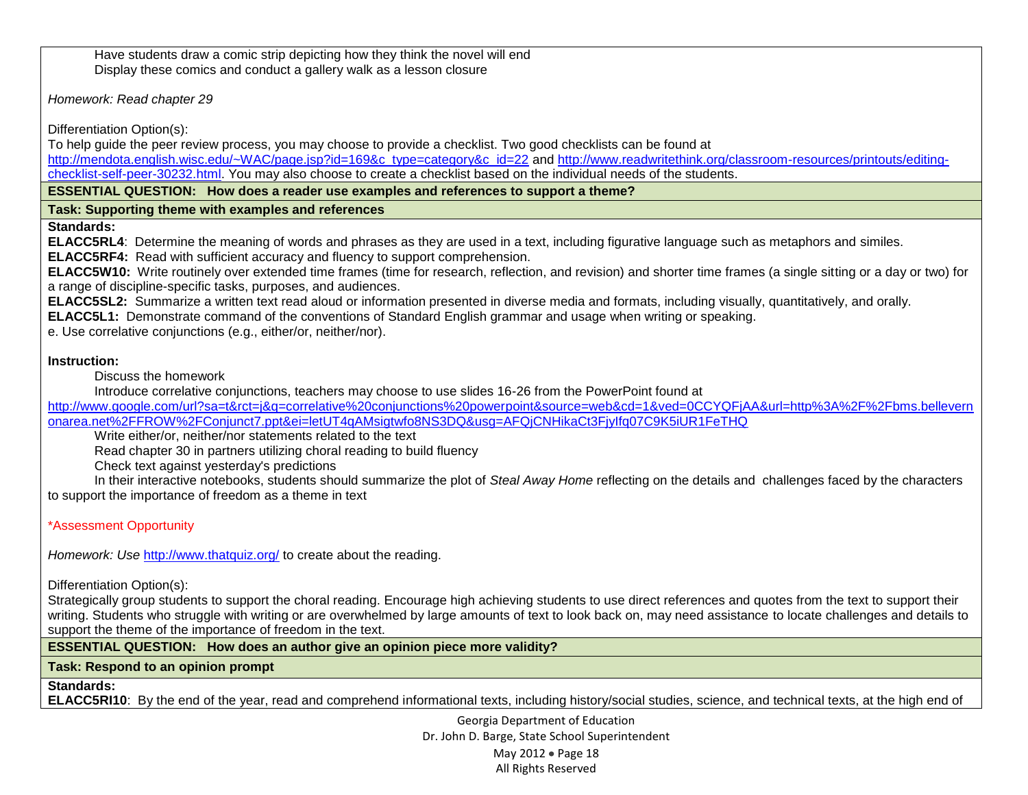Have students draw a comic strip depicting how they think the novel will end
Display these comics and conduct a gallery walk as a lesson closure

*Homework: Read chapter 29*

Differentiation Option(s):
To help guide the peer review process, you may choose to provide a checklist. Two good checklists can be found at http://mendota.english.wisc.edu/~WAC/page.jsp?id=169&c_type=category&c_id=22 and http://www.readwritethink.org/classroom-resources/printouts/editing-checklist-self-peer-30232.html. You may also choose to create a checklist based on the individual needs of the students.

**ESSENTIAL QUESTION: How does a reader use examples and references to support a theme?**

**Task: Supporting theme with examples and references**

**Standards:**
**ELACC5RL4**: Determine the meaning of words and phrases as they are used in a text, including figurative language such as metaphors and similes.
**ELACC5RF4:** Read with sufficient accuracy and fluency to support comprehension.
**ELACC5W10:** Write routinely over extended time frames (time for research, reflection, and revision) and shorter time frames (a single sitting or a day or two) for a range of discipline-specific tasks, purposes, and audiences.
**ELACC5SL2:** Summarize a written text read aloud or information presented in diverse media and formats, including visually, quantitatively, and orally.
**ELACC5L1:** Demonstrate command of the conventions of Standard English grammar and usage when writing or speaking.
e. Use correlative conjunctions (e.g., either/or, neither/nor).

**Instruction:**
Discuss the homework
Introduce correlative conjunctions, teachers may choose to use slides 16-26 from the PowerPoint found at http://www.google.com/url?sa=t&rct=j&q=correlative%20conjunctions%20powerpoint&source=web&cd=1&ved=0CCYQFjAA&url=http%3A%2F%2Fbms.bellevernonarea.net%2FFROW%2FConjunct7.ppt&ei=letUT4qAMsigtwfo8NS3DQ&usg=AFQjCNHikaCt3FjyIfq07C9K5iUR1FeTHQ
Write either/or, neither/nor statements related to the text
Read chapter 30 in partners utilizing choral reading to build fluency
Check text against yesterday's predictions
In their interactive notebooks, students should summarize the plot of *Steal Away Home* reflecting on the details and challenges faced by the characters to support the importance of freedom as a theme in text

*Assessment Opportunity

*Homework: Use* http://www.thatquiz.org/ to create about the reading.

Differentiation Option(s):
Strategically group students to support the choral reading. Encourage high achieving students to use direct references and quotes from the text to support their writing. Students who struggle with writing or are overwhelmed by large amounts of text to look back on, may need assistance to locate challenges and details to support the theme of the importance of freedom in the text.

**ESSENTIAL QUESTION: How does an author give an opinion piece more validity?**

**Task: Respond to an opinion prompt**

**Standards:**
**ELACC5RI10**: By the end of the year, read and comprehend informational texts, including history/social studies, science, and technical texts, at the high end of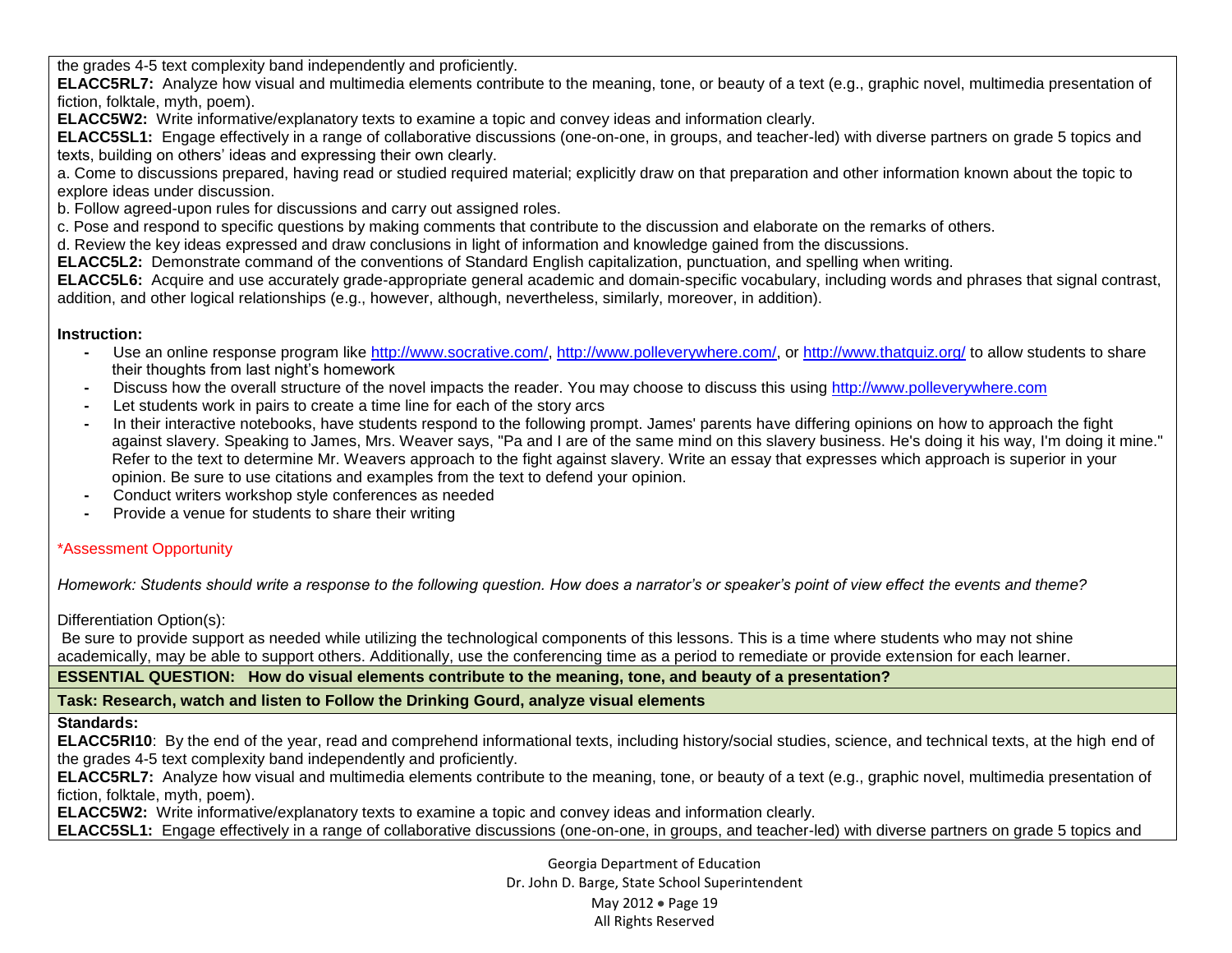the grades 4-5 text complexity band independently and proficiently.

**ELACC5RL7:** Analyze how visual and multimedia elements contribute to the meaning, tone, or beauty of a text (e.g., graphic novel, multimedia presentation of fiction, folktale, myth, poem).

**ELACC5W2:** Write informative/explanatory texts to examine a topic and convey ideas and information clearly.

**ELACC5SL1:** Engage effectively in a range of collaborative discussions (one-on-one, in groups, and teacher-led) with diverse partners on grade 5 topics and texts, building on others' ideas and expressing their own clearly.

a. Come to discussions prepared, having read or studied required material; explicitly draw on that preparation and other information known about the topic to explore ideas under discussion.

b. Follow agreed-upon rules for discussions and carry out assigned roles.

c. Pose and respond to specific questions by making comments that contribute to the discussion and elaborate on the remarks of others.

d. Review the key ideas expressed and draw conclusions in light of information and knowledge gained from the discussions.

**ELACC5L2:** Demonstrate command of the conventions of Standard English capitalization, punctuation, and spelling when writing.

**ELACC5L6:** Acquire and use accurately grade-appropriate general academic and domain-specific vocabulary, including words and phrases that signal contrast, addition, and other logical relationships (e.g., however, although, nevertheless, similarly, moreover, in addition).

**Instruction:**

- Use an online response program like http://www.socrative.com/, http://www.polleverywhere.com/, or http://www.thatquiz.org/ to allow students to share their thoughts from last night's homework
- Discuss how the overall structure of the novel impacts the reader. You may choose to discuss this using http://www.polleverywhere.com
- Let students work in pairs to create a time line for each of the story arcs
- In their interactive notebooks, have students respond to the following prompt. James' parents have differing opinions on how to approach the fight against slavery. Speaking to James, Mrs. Weaver says, "Pa and I are of the same mind on this slavery business. He's doing it his way, I'm doing it mine." Refer to the text to determine Mr. Weavers approach to the fight against slavery. Write an essay that expresses which approach is superior in your opinion. Be sure to use citations and examples from the text to defend your opinion.
- Conduct writers workshop style conferences as needed
- Provide a venue for students to share their writing

*Assessment Opportunity

*Homework: Students should write a response to the following question. How does a narrator's or speaker's point of view effect the events and theme?*

Differentiation Option(s):

Be sure to provide support as needed while utilizing the technological components of this lessons. This is a time where students who may not shine academically, may be able to support others. Additionally, use the conferencing time as a period to remediate or provide extension for each learner.

**ESSENTIAL QUESTION: How do visual elements contribute to the meaning, tone, and beauty of a presentation?**

**Task: Research, watch and listen to Follow the Drinking Gourd, analyze visual elements**

**Standards:**

**ELACC5RI10**: By the end of the year, read and comprehend informational texts, including history/social studies, science, and technical texts, at the high end of the grades 4-5 text complexity band independently and proficiently.

**ELACC5RL7:** Analyze how visual and multimedia elements contribute to the meaning, tone, or beauty of a text (e.g., graphic novel, multimedia presentation of fiction, folktale, myth, poem).

**ELACC5W2:** Write informative/explanatory texts to examine a topic and convey ideas and information clearly.

**ELACC5SL1:** Engage effectively in a range of collaborative discussions (one-on-one, in groups, and teacher-led) with diverse partners on grade 5 topics and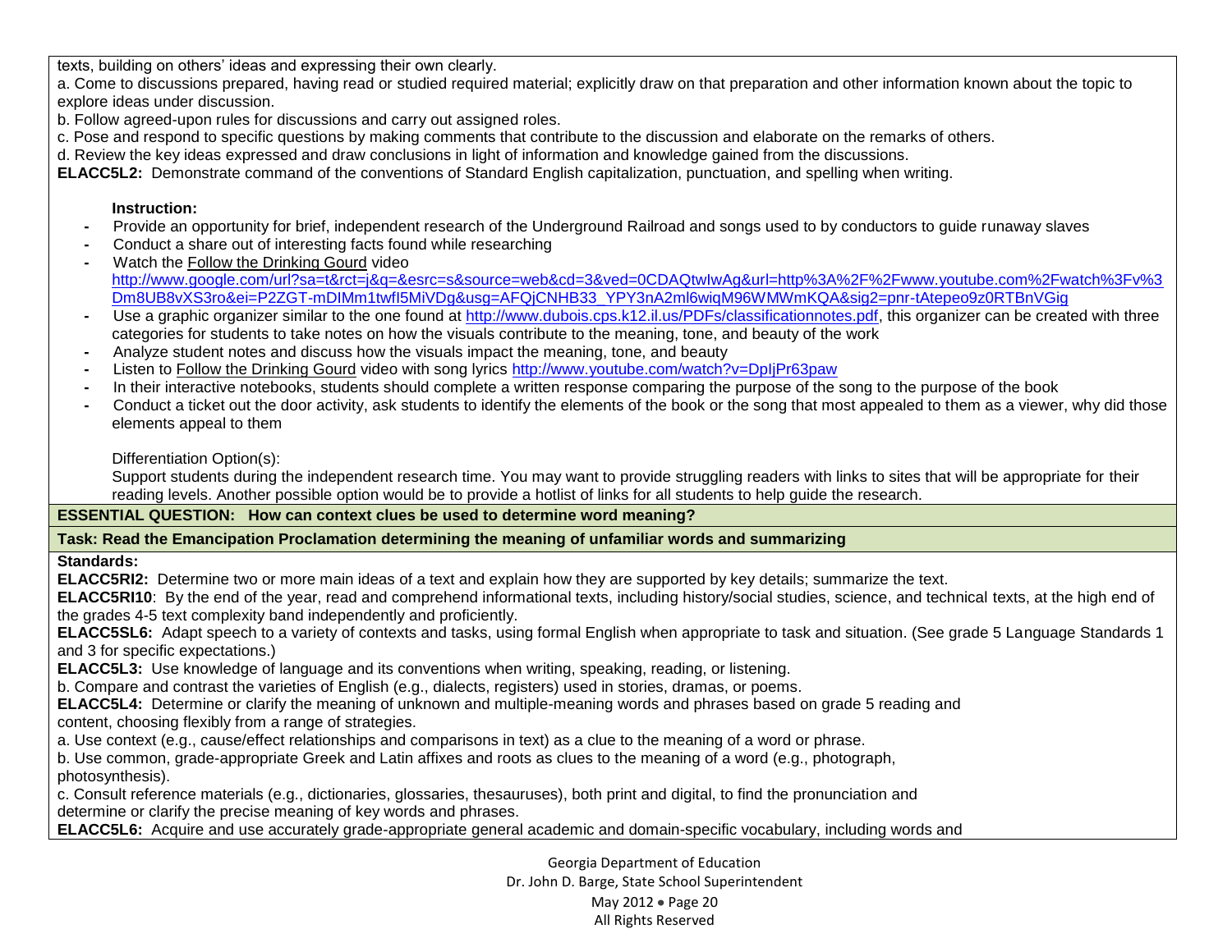texts, building on others' ideas and expressing their own clearly.

a. Come to discussions prepared, having read or studied required material; explicitly draw on that preparation and other information known about the topic to explore ideas under discussion.

b. Follow agreed-upon rules for discussions and carry out assigned roles.

c. Pose and respond to specific questions by making comments that contribute to the discussion and elaborate on the remarks of others.

d. Review the key ideas expressed and draw conclusions in light of information and knowledge gained from the discussions.

**ELACC5L2:** Demonstrate command of the conventions of Standard English capitalization, punctuation, and spelling when writing.

**Instruction:**

- Provide an opportunity for brief, independent research of the Underground Railroad and songs used to by conductors to guide runaway slaves
- Conduct a share out of interesting facts found while researching
- Watch the Follow the Drinking Gourd video http://www.google.com/url?sa=t&rct=j&q=&esrc=s&source=web&cd=3&ved=0CDAQtwIwAg&url=http%3A%2F%2Fwww.youtube.com%2Fwatch%3Fv%3Dm8UB8vXS3ro&ei=P2ZGT-mDIMm1twfI5MiVDg&usg=AFQjCNHB33_YPY3nA2ml6wiqM96WMWmKQA&sig2=pnr-tAtepeo9z0RTBnVGig
- Use a graphic organizer similar to the one found at http://www.dubois.cps.k12.il.us/PDFs/classificationnotes.pdf, this organizer can be created with three categories for students to take notes on how the visuals contribute to the meaning, tone, and beauty of the work
- Analyze student notes and discuss how the visuals impact the meaning, tone, and beauty
- Listen to Follow the Drinking Gourd video with song lyrics http://www.youtube.com/watch?v=DpIjPr63paw
- In their interactive notebooks, students should complete a written response comparing the purpose of the song to the purpose of the book
- Conduct a ticket out the door activity, ask students to identify the elements of the book or the song that most appealed to them as a viewer, why did those elements appeal to them

Differentiation Option(s):

Support students during the independent research time. You may want to provide struggling readers with links to sites that will be appropriate for their reading levels. Another possible option would be to provide a hotlist of links for all students to help guide the research.

**ESSENTIAL QUESTION: How can context clues be used to determine word meaning?**

**Task: Read the Emancipation Proclamation determining the meaning of unfamiliar words and summarizing**

**Standards:**

**ELACC5RI2:** Determine two or more main ideas of a text and explain how they are supported by key details; summarize the text.

**ELACC5RI10**: By the end of the year, read and comprehend informational texts, including history/social studies, science, and technical texts, at the high end of the grades 4-5 text complexity band independently and proficiently.

**ELACC5SL6:** Adapt speech to a variety of contexts and tasks, using formal English when appropriate to task and situation. (See grade 5 Language Standards 1 and 3 for specific expectations.)

**ELACC5L3:** Use knowledge of language and its conventions when writing, speaking, reading, or listening.

b. Compare and contrast the varieties of English (e.g., dialects, registers) used in stories, dramas, or poems.

**ELACC5L4:** Determine or clarify the meaning of unknown and multiple-meaning words and phrases based on grade 5 reading and content, choosing flexibly from a range of strategies.

a. Use context (e.g., cause/effect relationships and comparisons in text) as a clue to the meaning of a word or phrase.

b. Use common, grade-appropriate Greek and Latin affixes and roots as clues to the meaning of a word (e.g., photograph, photosynthesis).

c. Consult reference materials (e.g., dictionaries, glossaries, thesauruses), both print and digital, to find the pronunciation and determine or clarify the precise meaning of key words and phrases.

**ELACC5L6:** Acquire and use accurately grade-appropriate general academic and domain-specific vocabulary, including words and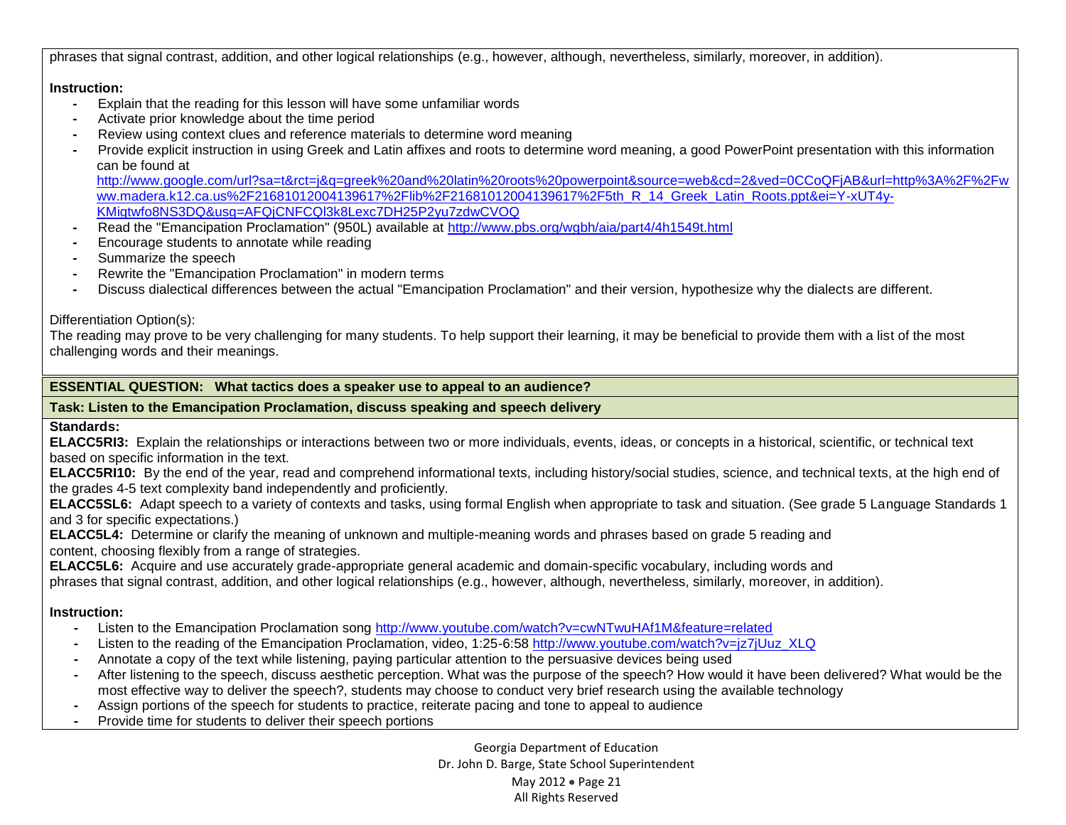phrases that signal contrast, addition, and other logical relationships (e.g., however, although, nevertheless, similarly, moreover, in addition).

**Instruction:**

- Explain that the reading for this lesson will have some unfamiliar words
- Activate prior knowledge about the time period
- Review using context clues and reference materials to determine word meaning
- Provide explicit instruction in using Greek and Latin affixes and roots to determine word meaning, a good PowerPoint presentation with this information can be found at http://www.google.com/url?sa=t&rct=j&q=greek%20and%20latin%20roots%20powerpoint&source=web&cd=2&ved=0CCoQFjAB&url=http%3A%2F%2Fwww.madera.k12.ca.us%2F21681012004139617%2Flib%2F21681012004139617%2F5th_R_14_Greek_Latin_Roots.ppt&ei=Y-xUT4y-KMigtwfo8NS3DQ&usg=AFQjCNFCQl3k8Lexc7DH25P2yu7zdwCVOQ
- Read the "Emancipation Proclamation" (950L) available at http://www.pbs.org/wgbh/aia/part4/4h1549t.html
- Encourage students to annotate while reading
- Summarize the speech
- Rewrite the "Emancipation Proclamation" in modern terms
- Discuss dialectical differences between the actual "Emancipation Proclamation" and their version, hypothesize why the dialects are different.

Differentiation Option(s):
The reading may prove to be very challenging for many students. To help support their learning, it may be beneficial to provide them with a list of the most challenging words and their meanings.

**ESSENTIAL QUESTION: What tactics does a speaker use to appeal to an audience?**

**Task: Listen to the Emancipation Proclamation, discuss speaking and speech delivery**

**Standards:**

**ELACC5RI3:** Explain the relationships or interactions between two or more individuals, events, ideas, or concepts in a historical, scientific, or technical text based on specific information in the text.

**ELACC5RI10:** By the end of the year, read and comprehend informational texts, including history/social studies, science, and technical texts, at the high end of the grades 4-5 text complexity band independently and proficiently.

**ELACC5SL6:** Adapt speech to a variety of contexts and tasks, using formal English when appropriate to task and situation. (See grade 5 Language Standards 1 and 3 for specific expectations.)

**ELACC5L4:** Determine or clarify the meaning of unknown and multiple-meaning words and phrases based on grade 5 reading and content, choosing flexibly from a range of strategies.

**ELACC5L6:** Acquire and use accurately grade-appropriate general academic and domain-specific vocabulary, including words and phrases that signal contrast, addition, and other logical relationships (e.g., however, although, nevertheless, similarly, moreover, in addition).

**Instruction:**

- Listen to the Emancipation Proclamation song http://www.youtube.com/watch?v=cwNTwuHAf1M&feature=related
- Listen to the reading of the Emancipation Proclamation, video, 1:25-6:58 http://www.youtube.com/watch?v=jz7jUuz_XLQ
- Annotate a copy of the text while listening, paying particular attention to the persuasive devices being used
- After listening to the speech, discuss aesthetic perception. What was the purpose of the speech? How would it have been delivered? What would be the most effective way to deliver the speech?, students may choose to conduct very brief research using the available technology
- Assign portions of the speech for students to practice, reiterate pacing and tone to appeal to audience
- Provide time for students to deliver their speech portions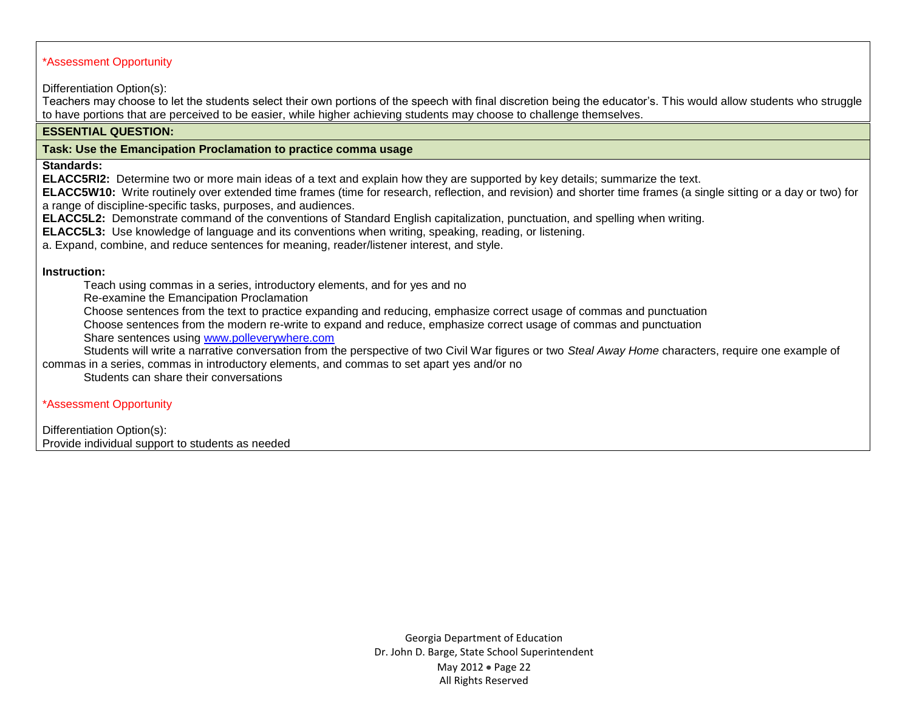*Assessment Opportunity

Differentiation Option(s):
Teachers may choose to let the students select their own portions of the speech with final discretion being the educator's. This would allow students who struggle to have portions that are perceived to be easier, while higher achieving students may choose to challenge themselves.

**ESSENTIAL QUESTION:**

**Task: Use the Emancipation Proclamation to practice comma usage**

**Standards:**
**ELACC5RI2:** Determine two or more main ideas of a text and explain how they are supported by key details; summarize the text.
**ELACC5W10:** Write routinely over extended time frames (time for research, reflection, and revision) and shorter time frames (a single sitting or a day or two) for a range of discipline-specific tasks, purposes, and audiences.
**ELACC5L2:** Demonstrate command of the conventions of Standard English capitalization, punctuation, and spelling when writing.
**ELACC5L3:** Use knowledge of language and its conventions when writing, speaking, reading, or listening.
a. Expand, combine, and reduce sentences for meaning, reader/listener interest, and style.

**Instruction:**

Teach using commas in a series, introductory elements, and for yes and no
Re-examine the Emancipation Proclamation
Choose sentences from the text to practice expanding and reducing, emphasize correct usage of commas and punctuation
Choose sentences from the modern re-write to expand and reduce, emphasize correct usage of commas and punctuation
Share sentences using www.polleverywhere.com
Students will write a narrative conversation from the perspective of two Civil War figures or two *Steal Away Home* characters, require one example of commas in a series, commas in introductory elements, and commas to set apart yes and/or no
Students can share their conversations

*Assessment Opportunity

Differentiation Option(s):
Provide individual support to students as needed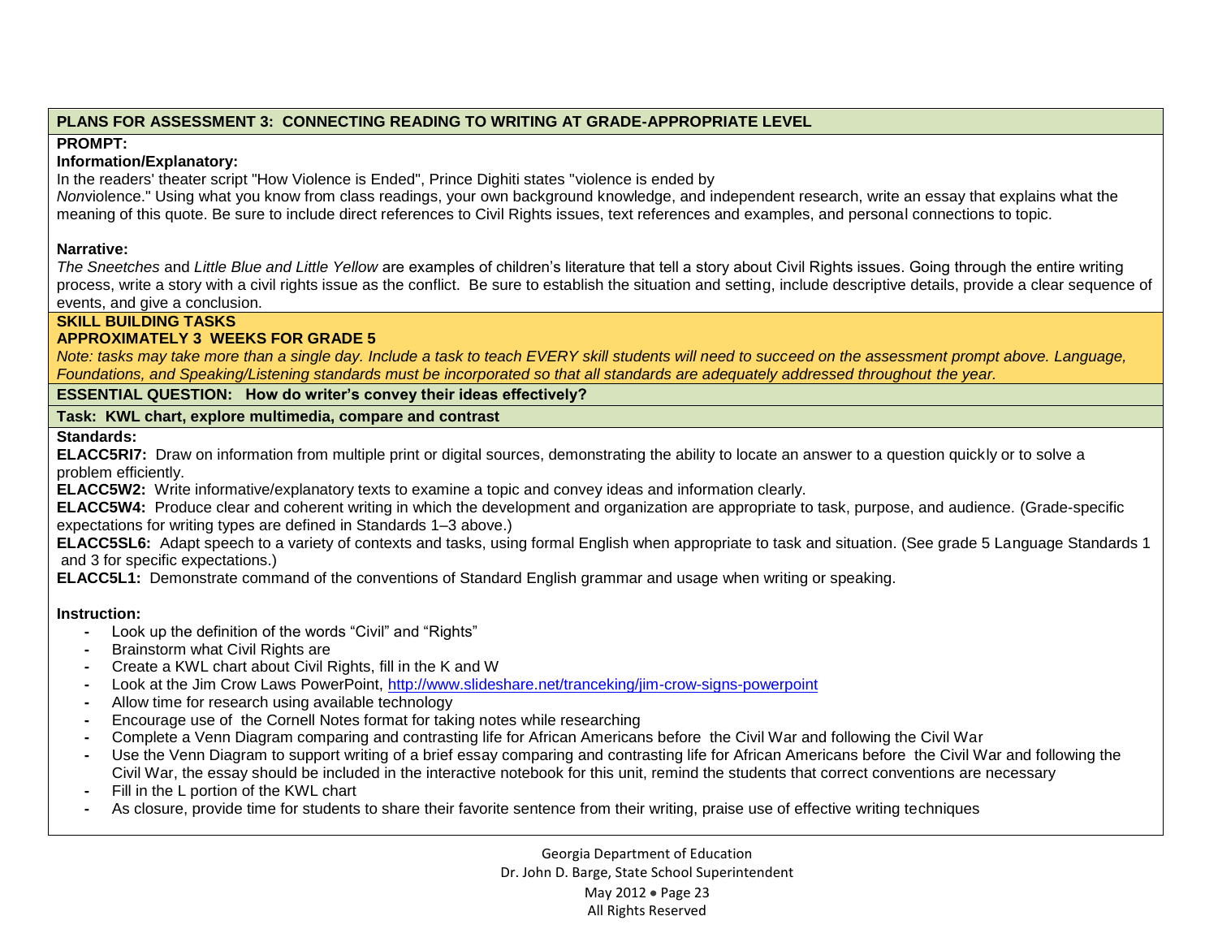**PLANS FOR ASSESSMENT 3: CONNECTING READING TO WRITING AT GRADE-APPROPRIATE LEVEL**

**PROMPT:**

**Information/Explanatory:**

In the readers' theater script "How Violence is Ended", Prince Dighiti states "violence is ended by *Non*violence." Using what you know from class readings, your own background knowledge, and independent research, write an essay that explains what the meaning of this quote. Be sure to include direct references to Civil Rights issues, text references and examples, and personal connections to topic.

**Narrative:**

*The Sneetches* and *Little Blue and Little Yellow* are examples of children's literature that tell a story about Civil Rights issues. Going through the entire writing process, write a story with a civil rights issue as the conflict. Be sure to establish the situation and setting, include descriptive details, provide a clear sequence of events, and give a conclusion.

**SKILL BUILDING TASKS**

**APPROXIMATELY 3 WEEKS FOR GRADE 5**

*Note: tasks may take more than a single day. Include a task to teach EVERY skill students will need to succeed on the assessment prompt above. Language, Foundations, and Speaking/Listening standards must be incorporated so that all standards are adequately addressed throughout the year.*

**ESSENTIAL QUESTION: How do writer's convey their ideas effectively?**

**Task: KWL chart, explore multimedia, compare and contrast**

**Standards:**

**ELACC5RI7:** Draw on information from multiple print or digital sources, demonstrating the ability to locate an answer to a question quickly or to solve a problem efficiently.

**ELACC5W2:** Write informative/explanatory texts to examine a topic and convey ideas and information clearly.

**ELACC5W4:** Produce clear and coherent writing in which the development and organization are appropriate to task, purpose, and audience. (Grade-specific expectations for writing types are defined in Standards 1–3 above.)

**ELACC5SL6:** Adapt speech to a variety of contexts and tasks, using formal English when appropriate to task and situation. (See grade 5 Language Standards 1 and 3 for specific expectations.)

**ELACC5L1:** Demonstrate command of the conventions of Standard English grammar and usage when writing or speaking.

**Instruction:**

- Look up the definition of the words "Civil" and "Rights"
- Brainstorm what Civil Rights are
- Create a KWL chart about Civil Rights, fill in the K and W
- Look at the Jim Crow Laws PowerPoint, http://www.slideshare.net/tranceking/jim-crow-signs-powerpoint
- Allow time for research using available technology
- Encourage use of the Cornell Notes format for taking notes while researching
- Complete a Venn Diagram comparing and contrasting life for African Americans before the Civil War and following the Civil War
- Use the Venn Diagram to support writing of a brief essay comparing and contrasting life for African Americans before the Civil War and following the Civil War, the essay should be included in the interactive notebook for this unit, remind the students that correct conventions are necessary
- Fill in the L portion of the KWL chart
- As closure, provide time for students to share their favorite sentence from their writing, praise use of effective writing techniques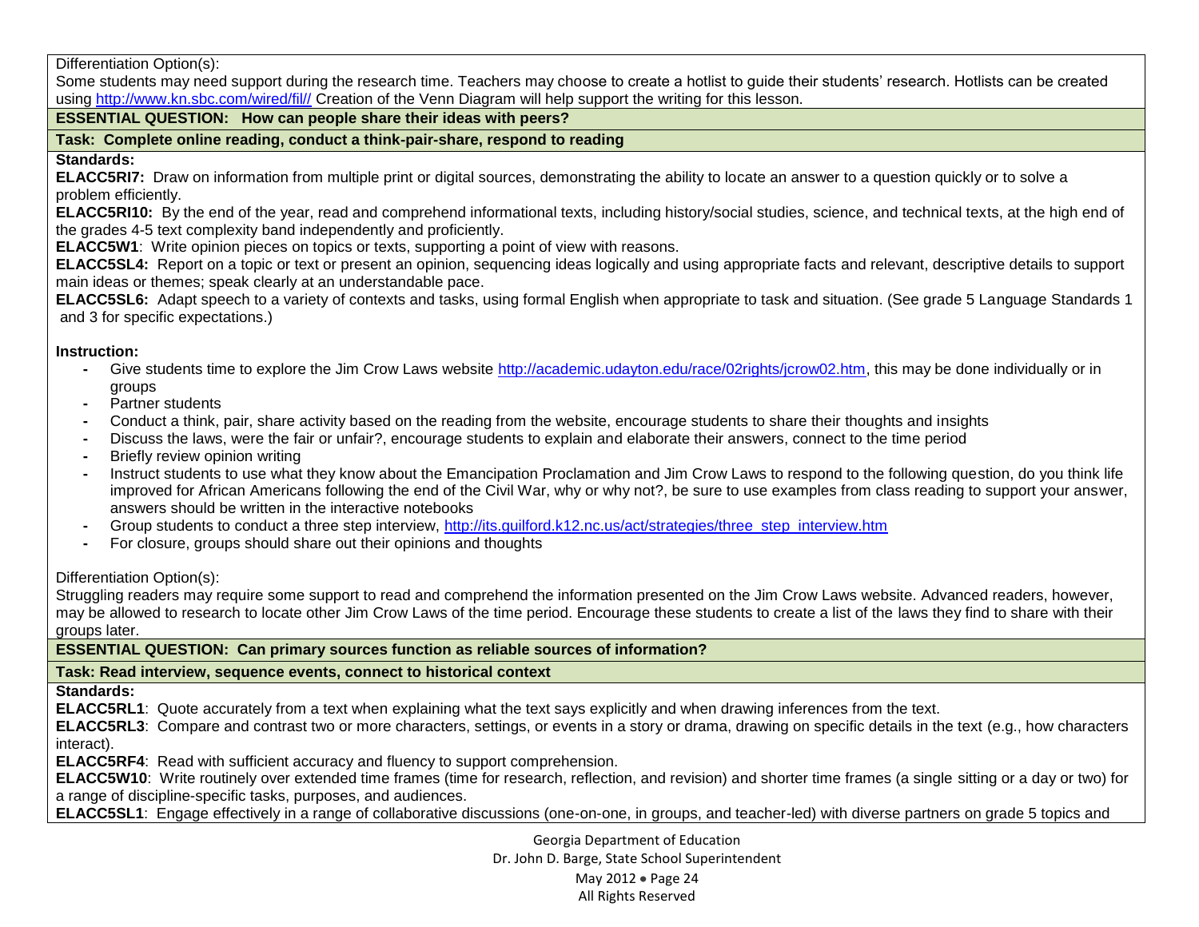Differentiation Option(s):
Some students may need support during the research time. Teachers may choose to create a hotlist to guide their students' research. Hotlists can be created using http://www.kn.sbc.com/wired/fil// Creation of the Venn Diagram will help support the writing for this lesson.

**ESSENTIAL QUESTION: How can people share their ideas with peers?**

**Task: Complete online reading, conduct a think-pair-share, respond to reading**

**Standards:**
**ELACC5RI7:** Draw on information from multiple print or digital sources, demonstrating the ability to locate an answer to a question quickly or to solve a problem efficiently.
**ELACC5RI10:** By the end of the year, read and comprehend informational texts, including history/social studies, science, and technical texts, at the high end of the grades 4-5 text complexity band independently and proficiently.
**ELACC5W1**: Write opinion pieces on topics or texts, supporting a point of view with reasons.
**ELACC5SL4:** Report on a topic or text or present an opinion, sequencing ideas logically and using appropriate facts and relevant, descriptive details to support main ideas or themes; speak clearly at an understandable pace.
**ELACC5SL6:** Adapt speech to a variety of contexts and tasks, using formal English when appropriate to task and situation. (See grade 5 Language Standards 1 and 3 for specific expectations.)

**Instruction:**
- Give students time to explore the Jim Crow Laws website http://academic.udayton.edu/race/02rights/jcrow02.htm, this may be done individually or in groups
- Partner students
- Conduct a think, pair, share activity based on the reading from the website, encourage students to share their thoughts and insights
- Discuss the laws, were the fair or unfair?, encourage students to explain and elaborate their answers, connect to the time period
- Briefly review opinion writing
- Instruct students to use what they know about the Emancipation Proclamation and Jim Crow Laws to respond to the following question, do you think life improved for African Americans following the end of the Civil War, why or why not?, be sure to use examples from class reading to support your answer, answers should be written in the interactive notebooks
- Group students to conduct a three step interview, http://its.guilford.k12.nc.us/act/strategies/three_step_interview.htm
- For closure, groups should share out their opinions and thoughts

Differentiation Option(s):
Struggling readers may require some support to read and comprehend the information presented on the Jim Crow Laws website. Advanced readers, however, may be allowed to research to locate other Jim Crow Laws of the time period. Encourage these students to create a list of the laws they find to share with their groups later.

**ESSENTIAL QUESTION: Can primary sources function as reliable sources of information?**

**Task: Read interview, sequence events, connect to historical context**

**Standards:**
**ELACC5RL1**: Quote accurately from a text when explaining what the text says explicitly and when drawing inferences from the text.
**ELACC5RL3**: Compare and contrast two or more characters, settings, or events in a story or drama, drawing on specific details in the text (e.g., how characters interact).
**ELACC5RF4**: Read with sufficient accuracy and fluency to support comprehension.
**ELACC5W10**: Write routinely over extended time frames (time for research, reflection, and revision) and shorter time frames (a single sitting or a day or two) for a range of discipline-specific tasks, purposes, and audiences.
**ELACC5SL1**: Engage effectively in a range of collaborative discussions (one-on-one, in groups, and teacher-led) with diverse partners on grade 5 topics and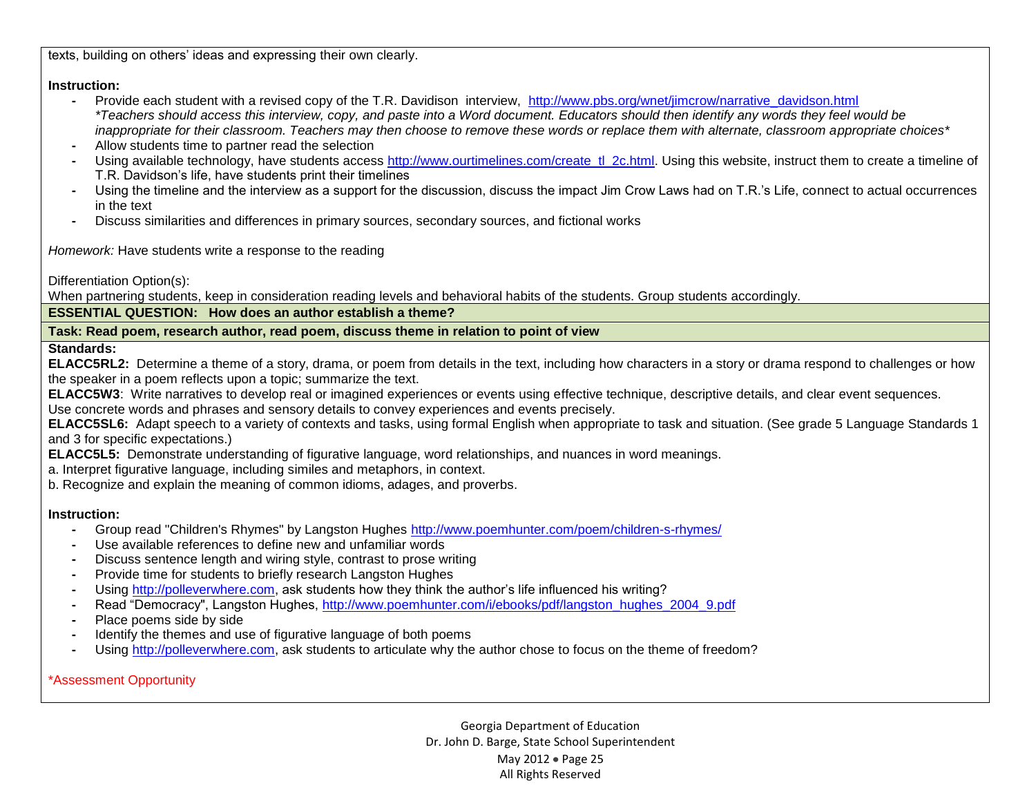texts, building on others' ideas and expressing their own clearly.

**Instruction:**

- Provide each student with a revised copy of the T.R. Davidison interview, http://www.pbs.org/wnet/jimcrow/narrative_davidson.html
  *\*Teachers should access this interview, copy, and paste into a Word document. Educators should then identify any words they feel would be inappropriate for their classroom. Teachers may then choose to remove these words or replace them with alternate, classroom appropriate choices\**
- Allow students time to partner read the selection
- Using available technology, have students access http://www.ourtimelines.com/create_tl_2c.html. Using this website, instruct them to create a timeline of T.R. Davidson's life, have students print their timelines
- Using the timeline and the interview as a support for the discussion, discuss the impact Jim Crow Laws had on T.R.'s Life, connect to actual occurrences in the text
- Discuss similarities and differences in primary sources, secondary sources, and fictional works

*Homework:* Have students write a response to the reading

Differentiation Option(s):
When partnering students, keep in consideration reading levels and behavioral habits of the students. Group students accordingly.

**ESSENTIAL QUESTION: How does an author establish a theme?**

**Task: Read poem, research author, read poem, discuss theme in relation to point of view**

**Standards:**

**ELACC5RL2:** Determine a theme of a story, drama, or poem from details in the text, including how characters in a story or drama respond to challenges or how the speaker in a poem reflects upon a topic; summarize the text.
**ELACC5W3**: Write narratives to develop real or imagined experiences or events using effective technique, descriptive details, and clear event sequences. Use concrete words and phrases and sensory details to convey experiences and events precisely.
**ELACC5SL6:** Adapt speech to a variety of contexts and tasks, using formal English when appropriate to task and situation. (See grade 5 Language Standards 1 and 3 for specific expectations.)
**ELACC5L5:** Demonstrate understanding of figurative language, word relationships, and nuances in word meanings.
a. Interpret figurative language, including similes and metaphors, in context.
b. Recognize and explain the meaning of common idioms, adages, and proverbs.

**Instruction:**

- Group read "Children's Rhymes" by Langston Hughes http://www.poemhunter.com/poem/children-s-rhymes/
- Use available references to define new and unfamiliar words
- Discuss sentence length and wiring style, contrast to prose writing
- Provide time for students to briefly research Langston Hughes
- Using http://polleverwhere.com, ask students how they think the author's life influenced his writing?
- Read "Democracy", Langston Hughes, http://www.poemhunter.com/i/ebooks/pdf/langston_hughes_2004_9.pdf
- Place poems side by side
- Identify the themes and use of figurative language of both poems
- Using http://polleverwhere.com, ask students to articulate why the author chose to focus on the theme of freedom?

\*Assessment Opportunity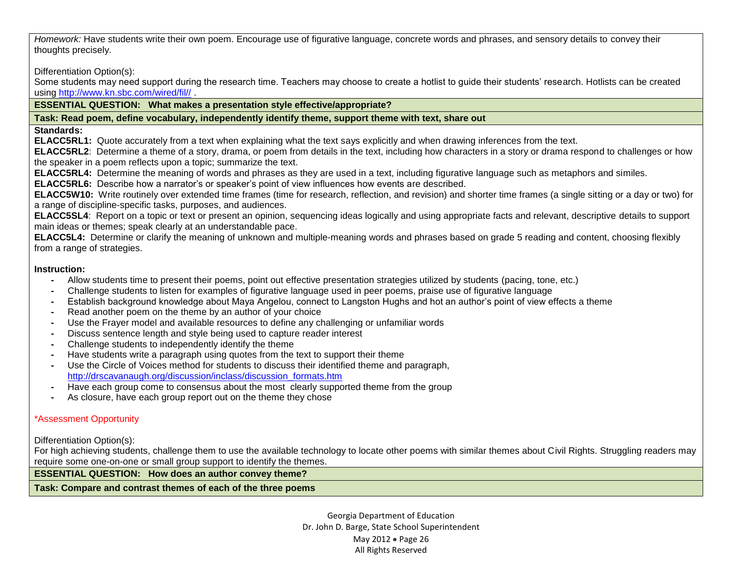*Homework:* Have students write their own poem. Encourage use of figurative language, concrete words and phrases, and sensory details to convey their thoughts precisely.

Differentiation Option(s):
Some students may need support during the research time. Teachers may choose to create a hotlist to guide their students' research. Hotlists can be created using http://www.kn.sbc.com/wired/fil// .

**ESSENTIAL QUESTION: What makes a presentation style effective/appropriate?**

**Task: Read poem, define vocabulary, independently identify theme, support theme with text, share out**

**Standards:**
**ELACC5RL1:** Quote accurately from a text when explaining what the text says explicitly and when drawing inferences from the text.
**ELACC5RL2**: Determine a theme of a story, drama, or poem from details in the text, including how characters in a story or drama respond to challenges or how the speaker in a poem reflects upon a topic; summarize the text.
**ELACC5RL4:** Determine the meaning of words and phrases as they are used in a text, including figurative language such as metaphors and similes.
**ELACC5RL6:** Describe how a narrator's or speaker's point of view influences how events are described.
**ELACC5W10:** Write routinely over extended time frames (time for research, reflection, and revision) and shorter time frames (a single sitting or a day or two) for a range of discipline-specific tasks, purposes, and audiences.
**ELACC5SL4**: Report on a topic or text or present an opinion, sequencing ideas logically and using appropriate facts and relevant, descriptive details to support main ideas or themes; speak clearly at an understandable pace.
**ELACC5L4:** Determine or clarify the meaning of unknown and multiple-meaning words and phrases based on grade 5 reading and content, choosing flexibly from a range of strategies.

**Instruction:**

- Allow students time to present their poems, point out effective presentation strategies utilized by students (pacing, tone, etc.)
- Challenge students to listen for examples of figurative language used in peer poems, praise use of figurative language
- Establish background knowledge about Maya Angelou, connect to Langston Hughs and hot an author's point of view effects a theme
- Read another poem on the theme by an author of your choice
- Use the Frayer model and available resources to define any challenging or unfamiliar words
- Discuss sentence length and style being used to capture reader interest
- Challenge students to independently identify the theme
- Have students write a paragraph using quotes from the text to support their theme
- Use the Circle of Voices method for students to discuss their identified theme and paragraph, http://drscavanaugh.org/discussion/inclass/discussion_formats.htm
- Have each group come to consensus about the most clearly supported theme from the group
- As closure, have each group report out on the theme they chose

*Assessment Opportunity

Differentiation Option(s):
For high achieving students, challenge them to use the available technology to locate other poems with similar themes about Civil Rights. Struggling readers may require some one-on-one or small group support to identify the themes.

**ESSENTIAL QUESTION: How does an author convey theme?**

**Task: Compare and contrast themes of each of the three poems**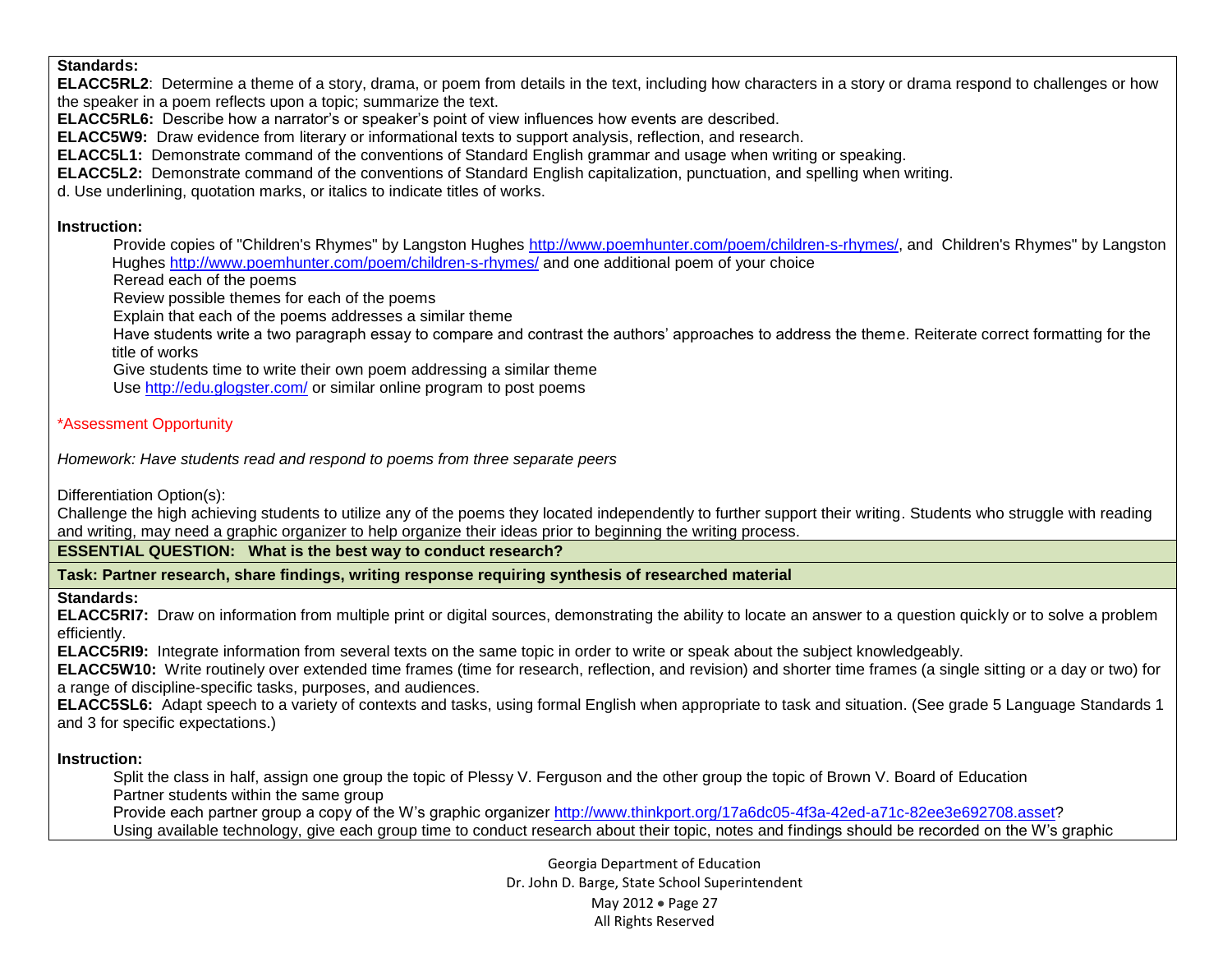**Standards:**

**ELACC5RL2**: Determine a theme of a story, drama, or poem from details in the text, including how characters in a story or drama respond to challenges or how the speaker in a poem reflects upon a topic; summarize the text.

**ELACC5RL6:** Describe how a narrator's or speaker's point of view influences how events are described.

**ELACC5W9:** Draw evidence from literary or informational texts to support analysis, reflection, and research.

**ELACC5L1:** Demonstrate command of the conventions of Standard English grammar and usage when writing or speaking.

**ELACC5L2:** Demonstrate command of the conventions of Standard English capitalization, punctuation, and spelling when writing.

d. Use underlining, quotation marks, or italics to indicate titles of works.

**Instruction:**

- Provide copies of "Children's Rhymes" by Langston Hughes http://www.poemhunter.com/poem/children-s-rhymes/, and Children's Rhymes" by Langston Hughes http://www.poemhunter.com/poem/children-s-rhymes/ and one additional poem of your choice
- Reread each of the poems
- Review possible themes for each of the poems
- Explain that each of the poems addresses a similar theme
- Have students write a two paragraph essay to compare and contrast the authors' approaches to address the theme. Reiterate correct formatting for the title of works
- Give students time to write their own poem addressing a similar theme
- Use http://edu.glogster.com/ or similar online program to post poems

*Assessment Opportunity

*Homework: Have students read and respond to poems from three separate peers*

Differentiation Option(s):

Challenge the high achieving students to utilize any of the poems they located independently to further support their writing. Students who struggle with reading and writing, may need a graphic organizer to help organize their ideas prior to beginning the writing process.

**ESSENTIAL QUESTION: What is the best way to conduct research?**

**Task: Partner research, share findings, writing response requiring synthesis of researched material**

**Standards:**

**ELACC5RI7:** Draw on information from multiple print or digital sources, demonstrating the ability to locate an answer to a question quickly or to solve a problem efficiently.

**ELACC5RI9:** Integrate information from several texts on the same topic in order to write or speak about the subject knowledgeably.

**ELACC5W10:** Write routinely over extended time frames (time for research, reflection, and revision) and shorter time frames (a single sitting or a day or two) for a range of discipline-specific tasks, purposes, and audiences.

**ELACC5SL6:** Adapt speech to a variety of contexts and tasks, using formal English when appropriate to task and situation. (See grade 5 Language Standards 1 and 3 for specific expectations.)

**Instruction:**

- Split the class in half, assign one group the topic of Plessy V. Ferguson and the other group the topic of Brown V. Board of Education
- Partner students within the same group
- Provide each partner group a copy of the W's graphic organizer http://www.thinkport.org/17a6dc05-4f3a-42ed-a71c-82ee3e692708.asset?
- Using available technology, give each group time to conduct research about their topic, notes and findings should be recorded on the W's graphic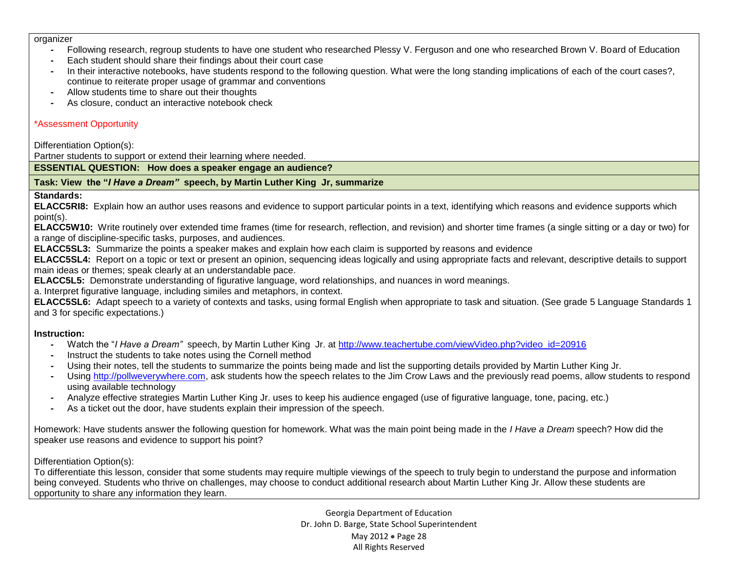organizer

- Following research, regroup students to have one student who researched Plessy V. Ferguson and one who researched Brown V. Board of Education
- Each student should share their findings about their court case
- In their interactive notebooks, have students respond to the following question. What were the long standing implications of each of the court cases?, continue to reiterate proper usage of grammar and conventions
- Allow students time to share out their thoughts
- As closure, conduct an interactive notebook check

*Assessment Opportunity

Differentiation Option(s):
Partner students to support or extend their learning where needed.

**ESSENTIAL QUESTION: How does a speaker engage an audience?**

**Task: View the "*I Have a Dream"* speech, by Martin Luther King Jr, summarize**

**Standards:**

**ELACC5RI8:** Explain how an author uses reasons and evidence to support particular points in a text, identifying which reasons and evidence supports which point(s).

**ELACC5W10:** Write routinely over extended time frames (time for research, reflection, and revision) and shorter time frames (a single sitting or a day or two) for a range of discipline-specific tasks, purposes, and audiences.

**ELACC5SL3:** Summarize the points a speaker makes and explain how each claim is supported by reasons and evidence

**ELACC5SL4:** Report on a topic or text or present an opinion, sequencing ideas logically and using appropriate facts and relevant, descriptive details to support main ideas or themes; speak clearly at an understandable pace.

**ELACC5L5:** Demonstrate understanding of figurative language, word relationships, and nuances in word meanings.
a. Interpret figurative language, including similes and metaphors, in context.

**ELACC5SL6:** Adapt speech to a variety of contexts and tasks, using formal English when appropriate to task and situation. (See grade 5 Language Standards 1 and 3 for specific expectations.)

**Instruction:**

- Watch the "*I Have a Dream"* speech, by Martin Luther King Jr. at http://www.teachertube.com/viewVideo.php?video_id=20916
- Instruct the students to take notes using the Cornell method
- Using their notes, tell the students to summarize the points being made and list the supporting details provided by Martin Luther King Jr.
- Using http://pollweverywhere.com, ask students how the speech relates to the Jim Crow Laws and the previously read poems, allow students to respond using available technology
- Analyze effective strategies Martin Luther King Jr. uses to keep his audience engaged (use of figurative language, tone, pacing, etc.)
- As a ticket out the door, have students explain their impression of the speech.

Homework: Have students answer the following question for homework. What was the main point being made in the *I Have a Dream* speech? How did the speaker use reasons and evidence to support his point?

Differentiation Option(s):
To differentiate this lesson, consider that some students may require multiple viewings of the speech to truly begin to understand the purpose and information being conveyed. Students who thrive on challenges, may choose to conduct additional research about Martin Luther King Jr. Allow these students are opportunity to share any information they learn.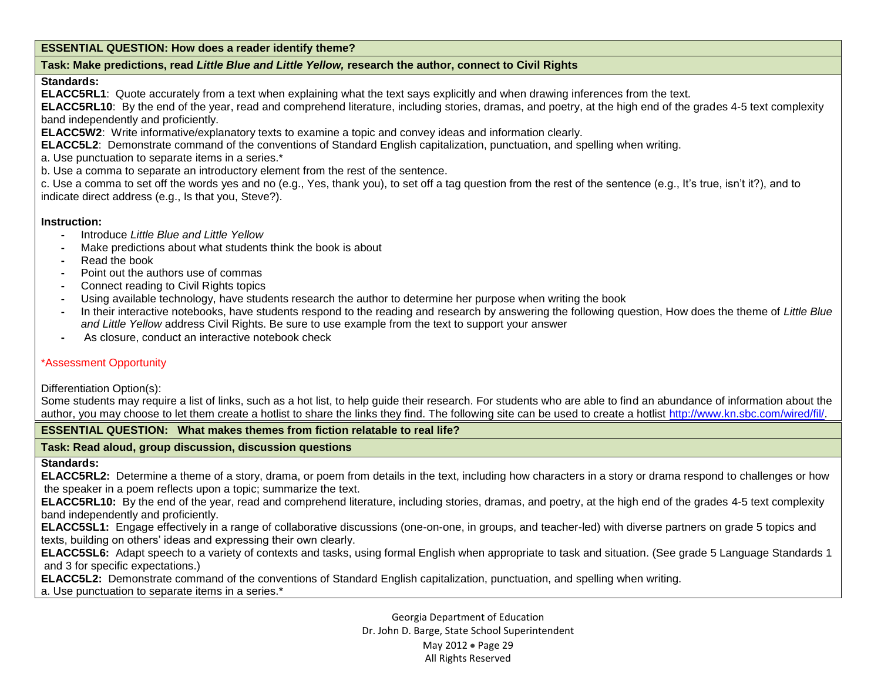**ESSENTIAL QUESTION: How does a reader identify theme?**

**Task: Make predictions, read *Little Blue and Little Yellow,* research the author, connect to Civil Rights**

**Standards:**

**ELACC5RL1**: Quote accurately from a text when explaining what the text says explicitly and when drawing inferences from the text.

**ELACC5RL10**: By the end of the year, read and comprehend literature, including stories, dramas, and poetry, at the high end of the grades 4-5 text complexity band independently and proficiently.

**ELACC5W2**: Write informative/explanatory texts to examine a topic and convey ideas and information clearly.

**ELACC5L2**: Demonstrate command of the conventions of Standard English capitalization, punctuation, and spelling when writing.

a. Use punctuation to separate items in a series.*

b. Use a comma to separate an introductory element from the rest of the sentence.

c. Use a comma to set off the words yes and no (e.g., Yes, thank you), to set off a tag question from the rest of the sentence (e.g., It's true, isn't it?), and to indicate direct address (e.g., Is that you, Steve?).

**Instruction:**

- Introduce *Little Blue and Little Yellow*
- Make predictions about what students think the book is about
- Read the book
- Point out the authors use of commas
- Connect reading to Civil Rights topics
- Using available technology, have students research the author to determine her purpose when writing the book
- In their interactive notebooks, have students respond to the reading and research by answering the following question, How does the theme of *Little Blue and Little Yellow* address Civil Rights. Be sure to use example from the text to support your answer
- As closure, conduct an interactive notebook check

*Assessment Opportunity

Differentiation Option(s):

Some students may require a list of links, such as a hot list, to help guide their research. For students who are able to find an abundance of information about the author, you may choose to let them create a hotlist to share the links they find. The following site can be used to create a hotlist http://www.kn.sbc.com/wired/fil/.

**ESSENTIAL QUESTION: What makes themes from fiction relatable to real life?**

**Task: Read aloud, group discussion, discussion questions**

**Standards:**

**ELACC5RL2:** Determine a theme of a story, drama, or poem from details in the text, including how characters in a story or drama respond to challenges or how the speaker in a poem reflects upon a topic; summarize the text.

**ELACC5RL10:** By the end of the year, read and comprehend literature, including stories, dramas, and poetry, at the high end of the grades 4-5 text complexity band independently and proficiently.

**ELACC5SL1:** Engage effectively in a range of collaborative discussions (one-on-one, in groups, and teacher-led) with diverse partners on grade 5 topics and texts, building on others' ideas and expressing their own clearly.

**ELACC5SL6:** Adapt speech to a variety of contexts and tasks, using formal English when appropriate to task and situation. (See grade 5 Language Standards 1 and 3 for specific expectations.)

**ELACC5L2:** Demonstrate command of the conventions of Standard English capitalization, punctuation, and spelling when writing.

a. Use punctuation to separate items in a series.*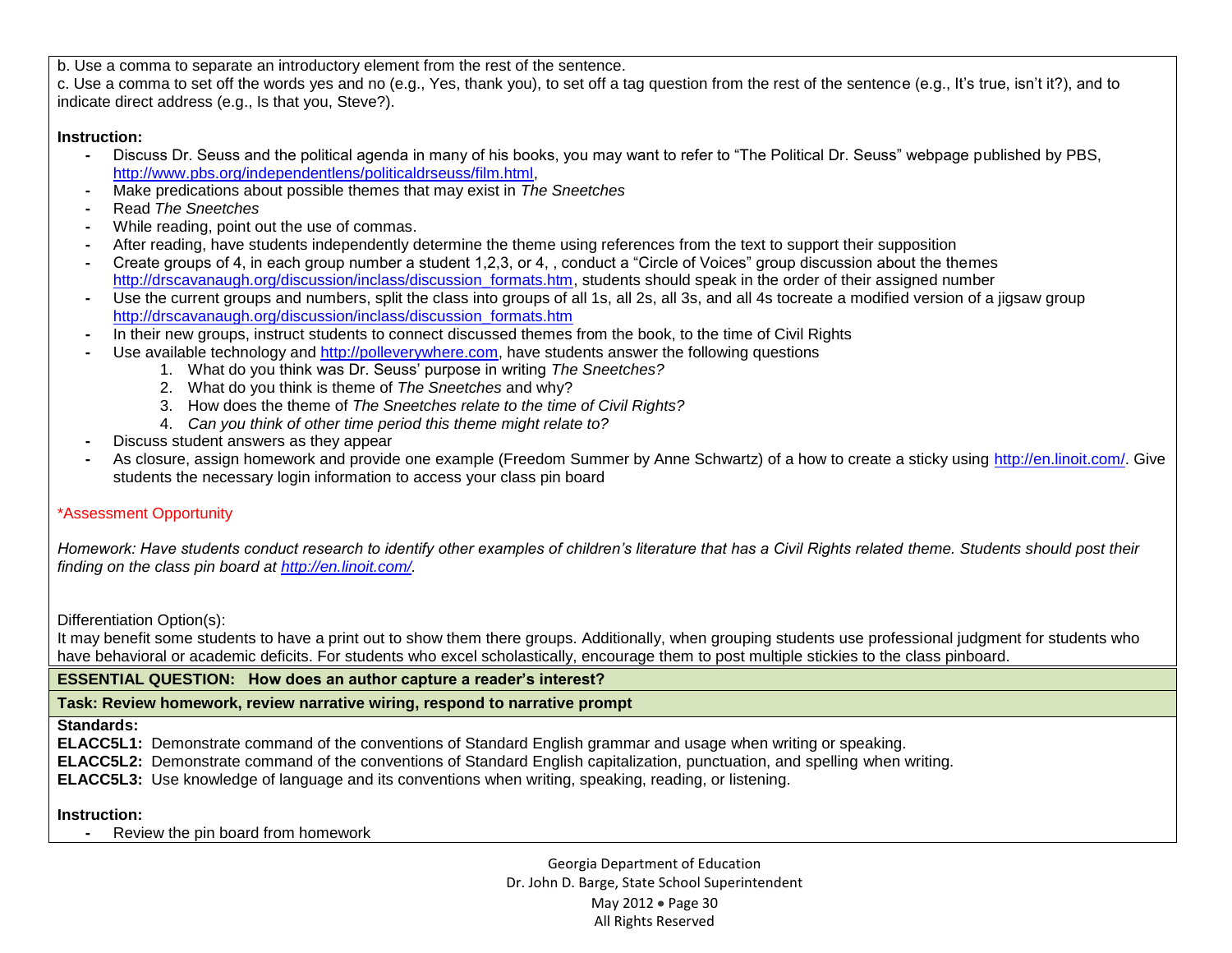b. Use a comma to separate an introductory element from the rest of the sentence.
c. Use a comma to set off the words yes and no (e.g., Yes, thank you), to set off a tag question from the rest of the sentence (e.g., It's true, isn't it?), and to indicate direct address (e.g., Is that you, Steve?).

**Instruction:**

- Discuss Dr. Seuss and the political agenda in many of his books, you may want to refer to "The Political Dr. Seuss" webpage published by PBS, http://www.pbs.org/independentlens/politicaldrseuss/film.html,
- Make predications about possible themes that may exist in *The Sneetches*
- Read *The Sneetches*
- While reading, point out the use of commas.
- After reading, have students independently determine the theme using references from the text to support their supposition
- Create groups of 4, in each group number a student 1,2,3, or 4, , conduct a "Circle of Voices" group discussion about the themes http://drscavanaugh.org/discussion/inclass/discussion_formats.htm, students should speak in the order of their assigned number
- Use the current groups and numbers, split the class into groups of all 1s, all 2s, all 3s, and all 4s tocreate a modified version of a jigsaw group http://drscavanaugh.org/discussion/inclass/discussion_formats.htm
- In their new groups, instruct students to connect discussed themes from the book, to the time of Civil Rights
- Use available technology and http://polleverywhere.com, have students answer the following questions
    1. What do you think was Dr. Seuss' purpose in writing *The Sneetches?*
    2. What do you think is theme of *The Sneetches* and why?
    3. How does the theme of *The Sneetches relate to the time of Civil Rights?*
    4. *Can you think of other time period this theme might relate to?*
- Discuss student answers as they appear
- As closure, assign homework and provide one example (Freedom Summer by Anne Schwartz) of a how to create a sticky using http://en.linoit.com/. Give students the necessary login information to access your class pin board

*Assessment Opportunity

*Homework: Have students conduct research to identify other examples of children's literature that has a Civil Rights related theme. Students should post their finding on the class pin board at http://en.linoit.com/.*

Differentiation Option(s):
It may benefit some students to have a print out to show them there groups. Additionally, when grouping students use professional judgment for students who have behavioral or academic deficits. For students who excel scholastically, encourage them to post multiple stickies to the class pinboard.

**ESSENTIAL QUESTION: How does an author capture a reader's interest?**

**Task: Review homework, review narrative wiring, respond to narrative prompt**

**Standards:**
**ELACC5L1:** Demonstrate command of the conventions of Standard English grammar and usage when writing or speaking.
**ELACC5L2:** Demonstrate command of the conventions of Standard English capitalization, punctuation, and spelling when writing.
**ELACC5L3:** Use knowledge of language and its conventions when writing, speaking, reading, or listening.

**Instruction:**

- Review the pin board from homework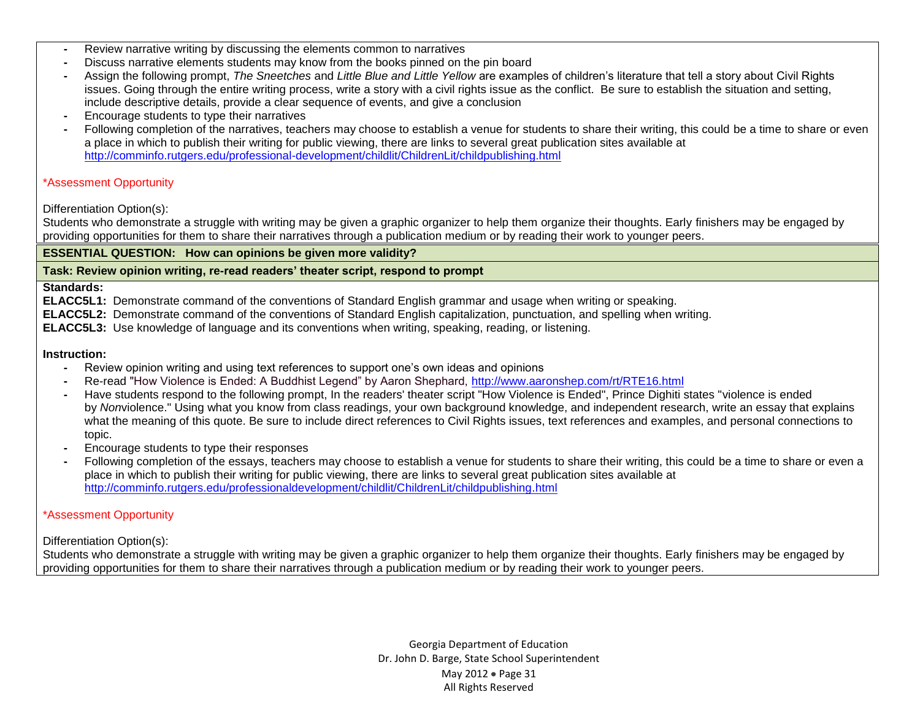- Review narrative writing by discussing the elements common to narratives
- Discuss narrative elements students may know from the books pinned on the pin board
- Assign the following prompt, *The Sneetches* and *Little Blue and Little Yellow* are examples of children's literature that tell a story about Civil Rights issues. Going through the entire writing process, write a story with a civil rights issue as the conflict. Be sure to establish the situation and setting, include descriptive details, provide a clear sequence of events, and give a conclusion
- Encourage students to type their narratives
- Following completion of the narratives, teachers may choose to establish a venue for students to share their writing, this could be a time to share or even a place in which to publish their writing for public viewing, there are links to several great publication sites available at http://comminfo.rutgers.edu/professional-development/childlit/ChildrenLit/childpublishing.html

*Assessment Opportunity

Differentiation Option(s):
Students who demonstrate a struggle with writing may be given a graphic organizer to help them organize their thoughts. Early finishers may be engaged by providing opportunities for them to share their narratives through a publication medium or by reading their work to younger peers.

**ESSENTIAL QUESTION: How can opinions be given more validity?**

**Task: Review opinion writing, re-read readers' theater script, respond to prompt**

**Standards:**

**ELACC5L1:** Demonstrate command of the conventions of Standard English grammar and usage when writing or speaking.
**ELACC5L2:** Demonstrate command of the conventions of Standard English capitalization, punctuation, and spelling when writing.
**ELACC5L3:** Use knowledge of language and its conventions when writing, speaking, reading, or listening.

**Instruction:**

- Review opinion writing and using text references to support one's own ideas and opinions
- Re-read "How Violence is Ended: A Buddhist Legend" by Aaron Shephard, http://www.aaronshep.com/rt/RTE16.html
- Have students respond to the following prompt, In the readers' theater script "How Violence is Ended", Prince Dighiti states "violence is ended by *Non*violence." Using what you know from class readings, your own background knowledge, and independent research, write an essay that explains what the meaning of this quote. Be sure to include direct references to Civil Rights issues, text references and examples, and personal connections to topic.
- Encourage students to type their responses
- Following completion of the essays, teachers may choose to establish a venue for students to share their writing, this could be a time to share or even a place in which to publish their writing for public viewing, there are links to several great publication sites available at http://comminfo.rutgers.edu/professionaldevelopment/childlit/ChildrenLit/childpublishing.html

*Assessment Opportunity

Differentiation Option(s):
Students who demonstrate a struggle with writing may be given a graphic organizer to help them organize their thoughts. Early finishers may be engaged by providing opportunities for them to share their narratives through a publication medium or by reading their work to younger peers.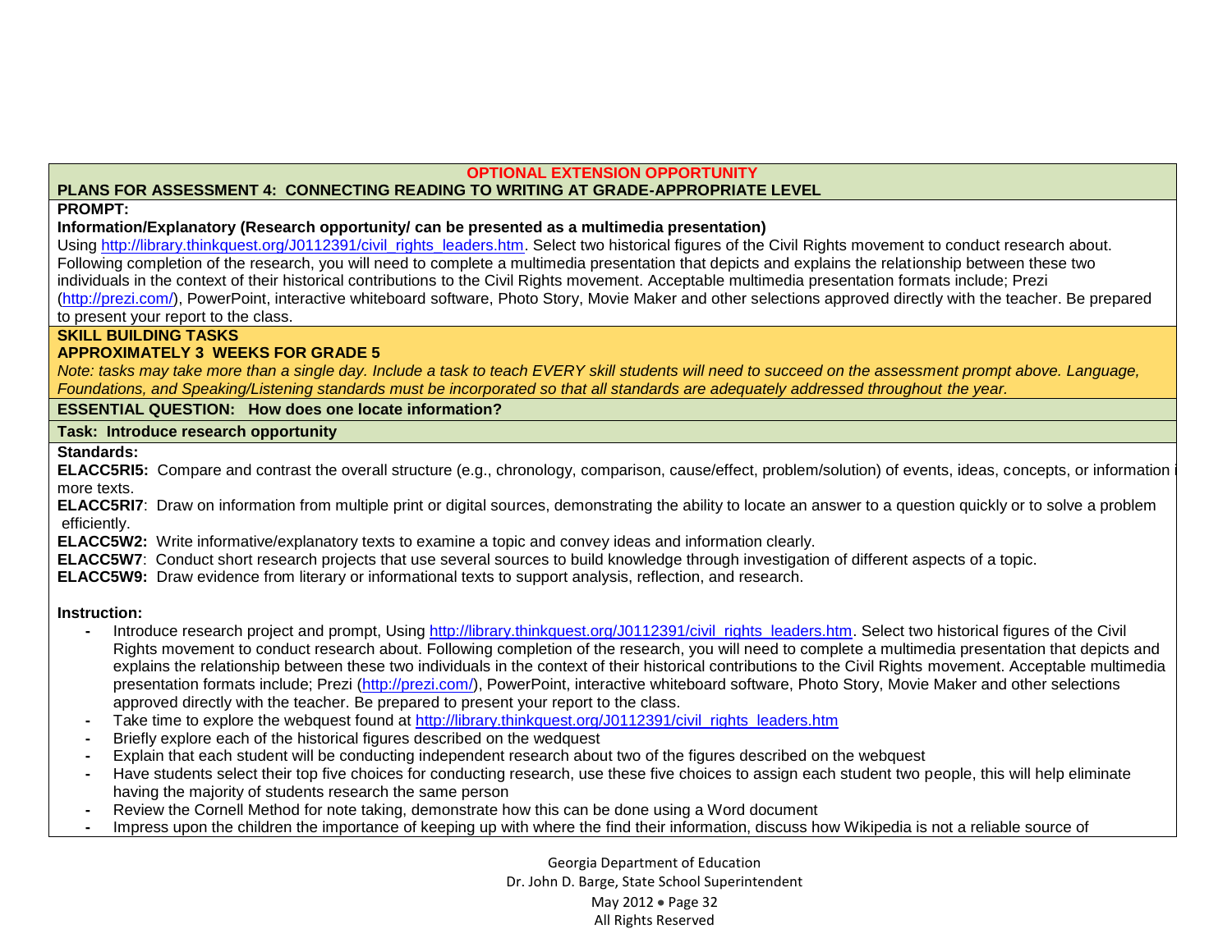**OPTIONAL EXTENSION OPPORTUNITY**

**PLANS FOR ASSESSMENT 4: CONNECTING READING TO WRITING AT GRADE-APPROPRIATE LEVEL**

**PROMPT:**

**Information/Explanatory (Research opportunity/ can be presented as a multimedia presentation)**

Using http://library.thinkquest.org/J0112391/civil_rights_leaders.htm. Select two historical figures of the Civil Rights movement to conduct research about. Following completion of the research, you will need to complete a multimedia presentation that depicts and explains the relationship between these two individuals in the context of their historical contributions to the Civil Rights movement. Acceptable multimedia presentation formats include; Prezi (http://prezi.com/), PowerPoint, interactive whiteboard software, Photo Story, Movie Maker and other selections approved directly with the teacher. Be prepared to present your report to the class.

**SKILL BUILDING TASKS**

**APPROXIMATELY 3 WEEKS FOR GRADE 5**

*Note: tasks may take more than a single day. Include a task to teach EVERY skill students will need to succeed on the assessment prompt above. Language, Foundations, and Speaking/Listening standards must be incorporated so that all standards are adequately addressed throughout the year.*

**ESSENTIAL QUESTION: How does one locate information?**

**Task: Introduce research opportunity**

**Standards:**

**ELACC5RI5:** Compare and contrast the overall structure (e.g., chronology, comparison, cause/effect, problem/solution) of events, ideas, concepts, or information i more texts.

**ELACC5RI7**: Draw on information from multiple print or digital sources, demonstrating the ability to locate an answer to a question quickly or to solve a problem efficiently.

**ELACC5W2:** Write informative/explanatory texts to examine a topic and convey ideas and information clearly.

**ELACC5W7**: Conduct short research projects that use several sources to build knowledge through investigation of different aspects of a topic.

**ELACC5W9:** Draw evidence from literary or informational texts to support analysis, reflection, and research.

**Instruction:**

- Introduce research project and prompt, Using http://library.thinkquest.org/J0112391/civil_rights_leaders.htm. Select two historical figures of the Civil Rights movement to conduct research about. Following completion of the research, you will need to complete a multimedia presentation that depicts and explains the relationship between these two individuals in the context of their historical contributions to the Civil Rights movement. Acceptable multimedia presentation formats include; Prezi (http://prezi.com/), PowerPoint, interactive whiteboard software, Photo Story, Movie Maker and other selections approved directly with the teacher. Be prepared to present your report to the class.
- Take time to explore the webquest found at http://library.thinkquest.org/J0112391/civil_rights_leaders.htm
- Briefly explore each of the historical figures described on the wedquest
- Explain that each student will be conducting independent research about two of the figures described on the webquest
- Have students select their top five choices for conducting research, use these five choices to assign each student two people, this will help eliminate having the majority of students research the same person
- Review the Cornell Method for note taking, demonstrate how this can be done using a Word document
- Impress upon the children the importance of keeping up with where the find their information, discuss how Wikipedia is not a reliable source of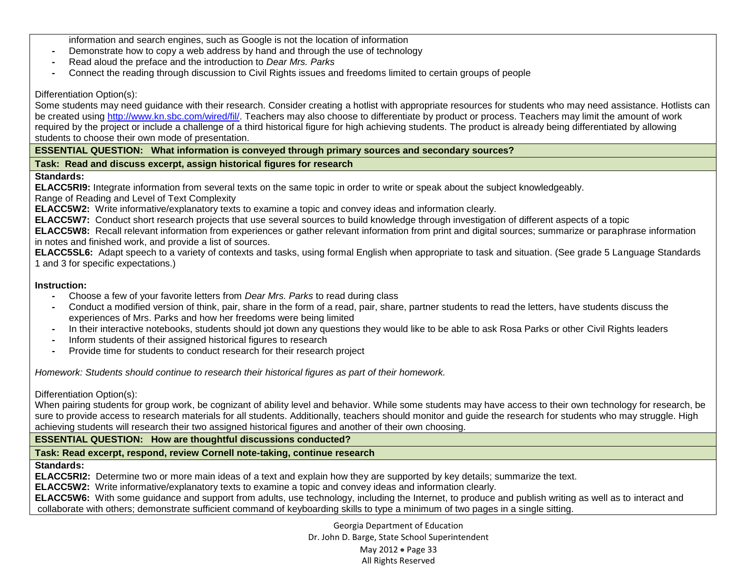information and search engines, such as Google is not the location of information

- Demonstrate how to copy a web address by hand and through the use of technology
- Read aloud the preface and the introduction to *Dear Mrs. Parks*
- Connect the reading through discussion to Civil Rights issues and freedoms limited to certain groups of people

Differentiation Option(s):
Some students may need guidance with their research. Consider creating a hotlist with appropriate resources for students who may need assistance. Hotlists can be created using http://www.kn.sbc.com/wired/fil/. Teachers may also choose to differentiate by product or process. Teachers may limit the amount of work required by the project or include a challenge of a third historical figure for high achieving students. The product is already being differentiated by allowing students to choose their own mode of presentation.

**ESSENTIAL QUESTION: What information is conveyed through primary sources and secondary sources?**

**Task: Read and discuss excerpt, assign historical figures for research**

**Standards:**
**ELACC5RI9:** Integrate information from several texts on the same topic in order to write or speak about the subject knowledgeably.
Range of Reading and Level of Text Complexity
**ELACC5W2:** Write informative/explanatory texts to examine a topic and convey ideas and information clearly.
**ELACC5W7:** Conduct short research projects that use several sources to build knowledge through investigation of different aspects of a topic
**ELACC5W8:** Recall relevant information from experiences or gather relevant information from print and digital sources; summarize or paraphrase information in notes and finished work, and provide a list of sources.
**ELACC5SL6:** Adapt speech to a variety of contexts and tasks, using formal English when appropriate to task and situation. (See grade 5 Language Standards 1 and 3 for specific expectations.)

**Instruction:**

- Choose a few of your favorite letters from *Dear Mrs. Parks* to read during class
- Conduct a modified version of think, pair, share in the form of a read, pair, share, partner students to read the letters, have students discuss the experiences of Mrs. Parks and how her freedoms were being limited
- In their interactive notebooks, students should jot down any questions they would like to be able to ask Rosa Parks or other Civil Rights leaders
- Inform students of their assigned historical figures to research
- Provide time for students to conduct research for their research project

*Homework: Students should continue to research their historical figures as part of their homework.*

Differentiation Option(s):
When pairing students for group work, be cognizant of ability level and behavior. While some students may have access to their own technology for research, be sure to provide access to research materials for all students. Additionally, teachers should monitor and guide the research for students who may struggle. High achieving students will research their two assigned historical figures and another of their own choosing.

**ESSENTIAL QUESTION: How are thoughtful discussions conducted?**

**Task: Read excerpt, respond, review Cornell note-taking, continue research**

**Standards:**
**ELACC5RI2:** Determine two or more main ideas of a text and explain how they are supported by key details; summarize the text.
**ELACC5W2:** Write informative/explanatory texts to examine a topic and convey ideas and information clearly.
**ELACC5W6:** With some guidance and support from adults, use technology, including the Internet, to produce and publish writing as well as to interact and collaborate with others; demonstrate sufficient command of keyboarding skills to type a minimum of two pages in a single sitting.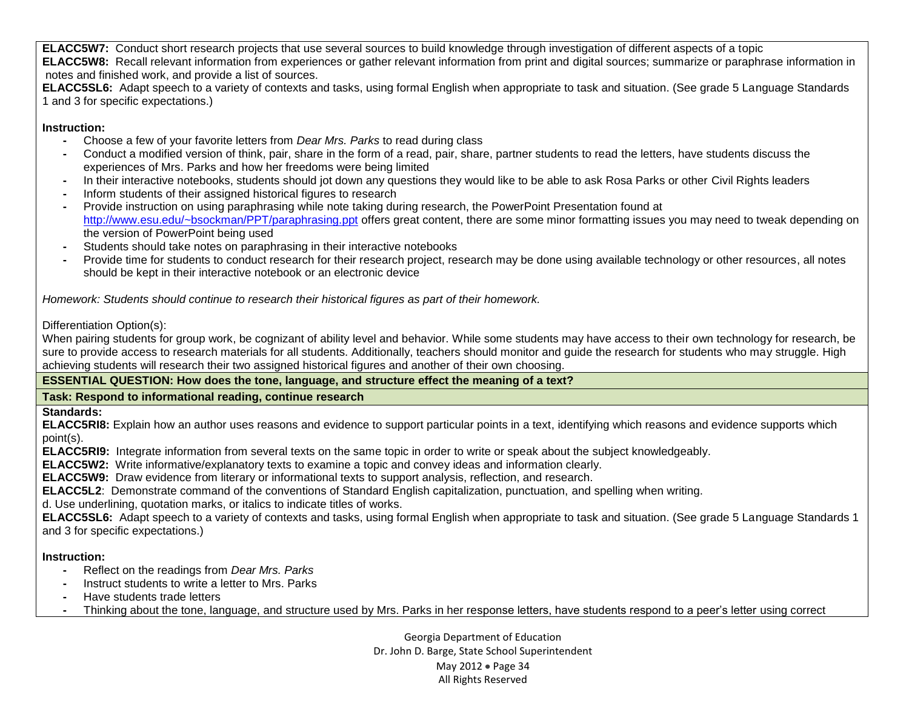**ELACC5W7:** Conduct short research projects that use several sources to build knowledge through investigation of different aspects of a topic
**ELACC5W8:** Recall relevant information from experiences or gather relevant information from print and digital sources; summarize or paraphrase information in notes and finished work, and provide a list of sources.
**ELACC5SL6:** Adapt speech to a variety of contexts and tasks, using formal English when appropriate to task and situation. (See grade 5 Language Standards 1 and 3 for specific expectations.)

**Instruction:**

- Choose a few of your favorite letters from *Dear Mrs. Parks* to read during class
- Conduct a modified version of think, pair, share in the form of a read, pair, share, partner students to read the letters, have students discuss the experiences of Mrs. Parks and how her freedoms were being limited
- In their interactive notebooks, students should jot down any questions they would like to be able to ask Rosa Parks or other Civil Rights leaders
- Inform students of their assigned historical figures to research
- Provide instruction on using paraphrasing while note taking during research, the PowerPoint Presentation found at http://www.esu.edu/~bsockman/PPT/paraphrasing.ppt offers great content, there are some minor formatting issues you may need to tweak depending on the version of PowerPoint being used
- Students should take notes on paraphrasing in their interactive notebooks
- Provide time for students to conduct research for their research project, research may be done using available technology or other resources, all notes should be kept in their interactive notebook or an electronic device

*Homework: Students should continue to research their historical figures as part of their homework.*

Differentiation Option(s):
When pairing students for group work, be cognizant of ability level and behavior. While some students may have access to their own technology for research, be sure to provide access to research materials for all students. Additionally, teachers should monitor and guide the research for students who may struggle. High achieving students will research their two assigned historical figures and another of their own choosing.

**ESSENTIAL QUESTION: How does the tone, language, and structure effect the meaning of a text?**

**Task: Respond to informational reading, continue research**

**Standards:**
**ELACC5RI8:** Explain how an author uses reasons and evidence to support particular points in a text, identifying which reasons and evidence supports which point(s).
**ELACC5RI9:** Integrate information from several texts on the same topic in order to write or speak about the subject knowledgeably.
**ELACC5W2:** Write informative/explanatory texts to examine a topic and convey ideas and information clearly.
**ELACC5W9:** Draw evidence from literary or informational texts to support analysis, reflection, and research.
**ELACC5L2**: Demonstrate command of the conventions of Standard English capitalization, punctuation, and spelling when writing.
d. Use underlining, quotation marks, or italics to indicate titles of works.
**ELACC5SL6:** Adapt speech to a variety of contexts and tasks, using formal English when appropriate to task and situation. (See grade 5 Language Standards 1 and 3 for specific expectations.)

**Instruction:**

- Reflect on the readings from *Dear Mrs. Parks*
- Instruct students to write a letter to Mrs. Parks
- Have students trade letters
- Thinking about the tone, language, and structure used by Mrs. Parks in her response letters, have students respond to a peer's letter using correct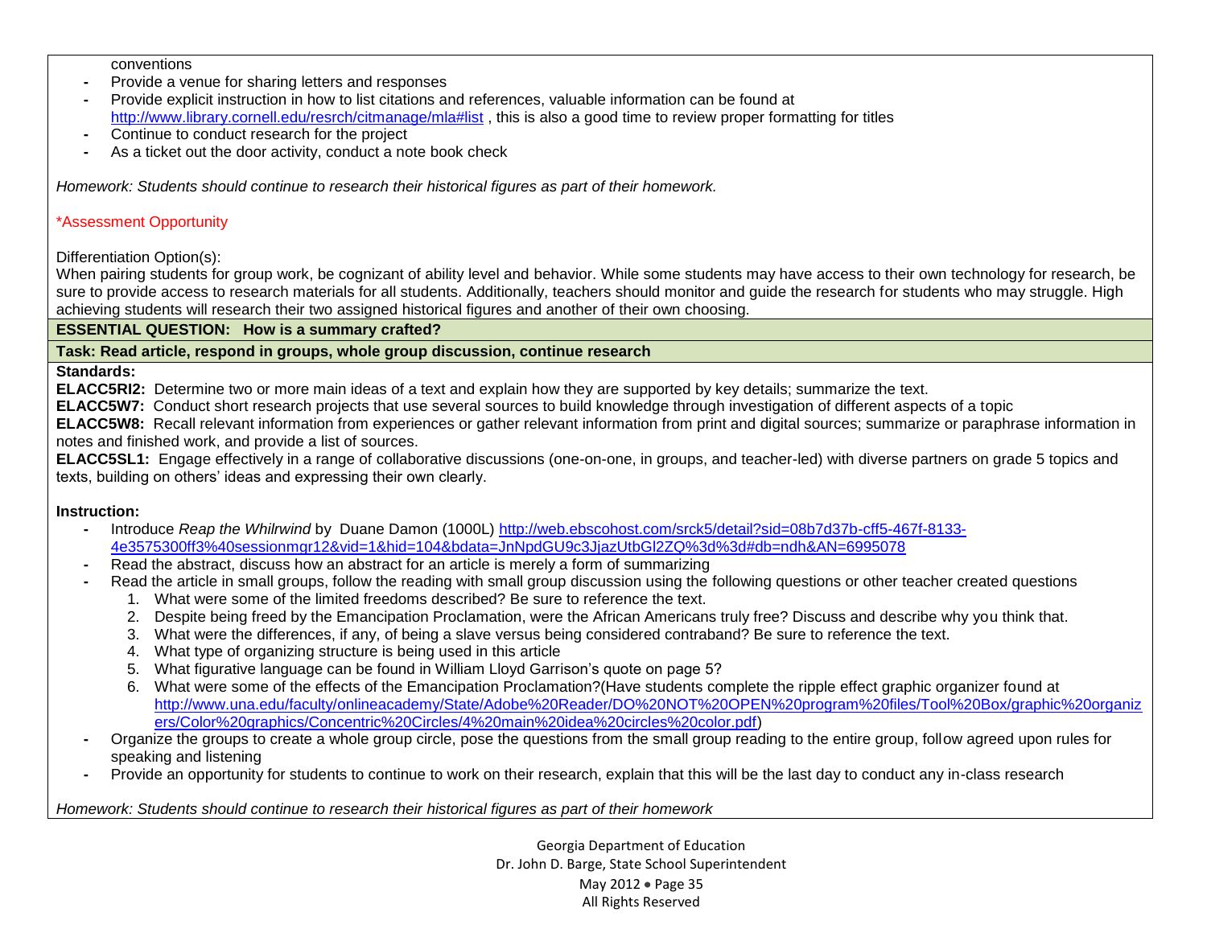conventions

- Provide a venue for sharing letters and responses
- Provide explicit instruction in how to list citations and references, valuable information can be found at http://www.library.cornell.edu/resrch/citmanage/mla#list , this is also a good time to review proper formatting for titles
- Continue to conduct research for the project
- As a ticket out the door activity, conduct a note book check

*Homework: Students should continue to research their historical figures as part of their homework.*

*Assessment Opportunity

Differentiation Option(s):
When pairing students for group work, be cognizant of ability level and behavior. While some students may have access to their own technology for research, be sure to provide access to research materials for all students. Additionally, teachers should monitor and guide the research for students who may struggle. High achieving students will research their two assigned historical figures and another of their own choosing.

**ESSENTIAL QUESTION: How is a summary crafted?**

**Task: Read article, respond in groups, whole group discussion, continue research**

**Standards:**

**ELACC5RI2:** Determine two or more main ideas of a text and explain how they are supported by key details; summarize the text.
**ELACC5W7:** Conduct short research projects that use several sources to build knowledge through investigation of different aspects of a topic
**ELACC5W8:** Recall relevant information from experiences or gather relevant information from print and digital sources; summarize or paraphrase information in notes and finished work, and provide a list of sources.
**ELACC5SL1:** Engage effectively in a range of collaborative discussions (one-on-one, in groups, and teacher-led) with diverse partners on grade 5 topics and texts, building on others' ideas and expressing their own clearly.

**Instruction:**

- Introduce *Reap the Whilrwind* by Duane Damon (1000L) http://web.ebscohost.com/srck5/detail?sid=08b7d37b-cff5-467f-8133-4e3575300ff3%40sessionmgr12&vid=1&hid=104&bdata=JnNpdGU9c3JjazUtbGl2ZQ%3d%3d#db=ndh&AN=6995078
- Read the abstract, discuss how an abstract for an article is merely a form of summarizing
- Read the article in small groups, follow the reading with small group discussion using the following questions or other teacher created questions
  1. What were some of the limited freedoms described? Be sure to reference the text.
  2. Despite being freed by the Emancipation Proclamation, were the African Americans truly free? Discuss and describe why you think that.
  3. What were the differences, if any, of being a slave versus being considered contraband? Be sure to reference the text.
  4. What type of organizing structure is being used in this article
  5. What figurative language can be found in William Lloyd Garrison's quote on page 5?
  6. What were some of the effects of the Emancipation Proclamation?(Have students complete the ripple effect graphic organizer found at http://www.una.edu/faculty/onlineacademy/State/Adobe%20Reader/DO%20NOT%20OPEN%20program%20files/Tool%20Box/graphic%20organizers/Color%20graphics/Concentric%20Circles/4%20main%20idea%20circles%20color.pdf)
- Organize the groups to create a whole group circle, pose the questions from the small group reading to the entire group, follow agreed upon rules for speaking and listening
- Provide an opportunity for students to continue to work on their research, explain that this will be the last day to conduct any in-class research

*Homework: Students should continue to research their historical figures as part of their homework*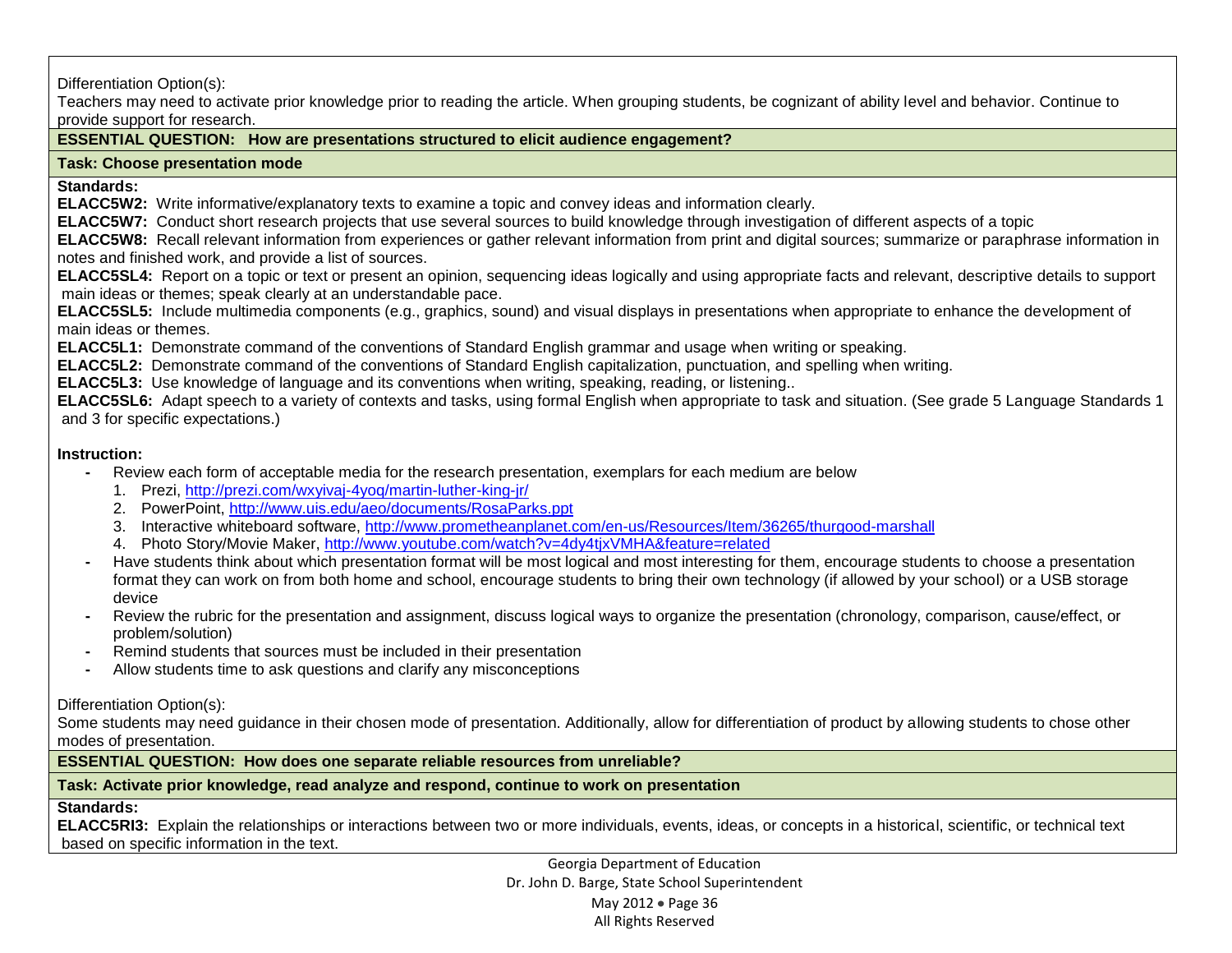Differentiation Option(s):
Teachers may need to activate prior knowledge prior to reading the article. When grouping students, be cognizant of ability level and behavior. Continue to provide support for research.

**ESSENTIAL QUESTION: How are presentations structured to elicit audience engagement?**

**Task: Choose presentation mode**

**Standards:**
**ELACC5W2:** Write informative/explanatory texts to examine a topic and convey ideas and information clearly.
**ELACC5W7:** Conduct short research projects that use several sources to build knowledge through investigation of different aspects of a topic
**ELACC5W8:** Recall relevant information from experiences or gather relevant information from print and digital sources; summarize or paraphrase information in notes and finished work, and provide a list of sources.
**ELACC5SL4:** Report on a topic or text or present an opinion, sequencing ideas logically and using appropriate facts and relevant, descriptive details to support main ideas or themes; speak clearly at an understandable pace.
**ELACC5SL5:** Include multimedia components (e.g., graphics, sound) and visual displays in presentations when appropriate to enhance the development of main ideas or themes.
**ELACC5L1:** Demonstrate command of the conventions of Standard English grammar and usage when writing or speaking.
**ELACC5L2:** Demonstrate command of the conventions of Standard English capitalization, punctuation, and spelling when writing.
**ELACC5L3:** Use knowledge of language and its conventions when writing, speaking, reading, or listening..
**ELACC5SL6:** Adapt speech to a variety of contexts and tasks, using formal English when appropriate to task and situation. (See grade 5 Language Standards 1 and 3 for specific expectations.)

**Instruction:**

- Review each form of acceptable media for the research presentation, exemplars for each medium are below
  1. Prezi, http://prezi.com/wxyivaj-4yoq/martin-luther-king-jr/
  2. PowerPoint, http://www.uis.edu/aeo/documents/RosaParks.ppt
  3. Interactive whiteboard software, http://www.prometheanplanet.com/en-us/Resources/Item/36265/thurgood-marshall
  4. Photo Story/Movie Maker, http://www.youtube.com/watch?v=4dy4tjxVMHA&feature=related
- Have students think about which presentation format will be most logical and most interesting for them, encourage students to choose a presentation format they can work on from both home and school, encourage students to bring their own technology (if allowed by your school) or a USB storage device
- Review the rubric for the presentation and assignment, discuss logical ways to organize the presentation (chronology, comparison, cause/effect, or problem/solution)
- Remind students that sources must be included in their presentation
- Allow students time to ask questions and clarify any misconceptions

Differentiation Option(s):
Some students may need guidance in their chosen mode of presentation. Additionally, allow for differentiation of product by allowing students to chose other modes of presentation.

**ESSENTIAL QUESTION: How does one separate reliable resources from unreliable?**

**Task: Activate prior knowledge, read analyze and respond, continue to work on presentation**

**Standards:**
**ELACC5RI3:** Explain the relationships or interactions between two or more individuals, events, ideas, or concepts in a historical, scientific, or technical text based on specific information in the text.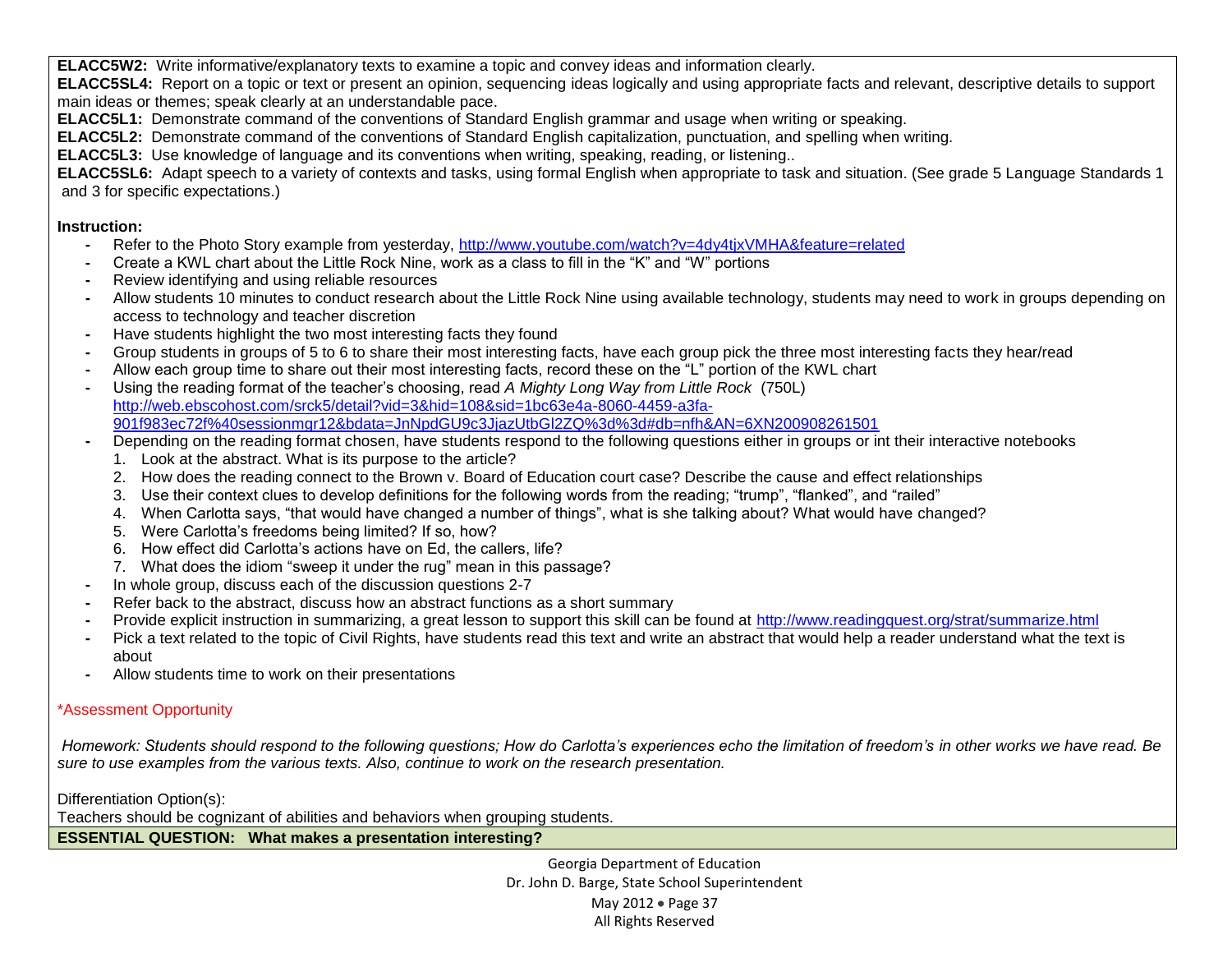**ELACC5W2:** Write informative/explanatory texts to examine a topic and convey ideas and information clearly.
**ELACC5SL4:** Report on a topic or text or present an opinion, sequencing ideas logically and using appropriate facts and relevant, descriptive details to support main ideas or themes; speak clearly at an understandable pace.
**ELACC5L1:** Demonstrate command of the conventions of Standard English grammar and usage when writing or speaking.
**ELACC5L2:** Demonstrate command of the conventions of Standard English capitalization, punctuation, and spelling when writing.
**ELACC5L3:** Use knowledge of language and its conventions when writing, speaking, reading, or listening..
**ELACC5SL6:** Adapt speech to a variety of contexts and tasks, using formal English when appropriate to task and situation. (See grade 5 Language Standards 1 and 3 for specific expectations.)

**Instruction:**

- Refer to the Photo Story example from yesterday, http://www.youtube.com/watch?v=4dy4tjxVMHA&feature=related
- Create a KWL chart about the Little Rock Nine, work as a class to fill in the "K" and "W" portions
- Review identifying and using reliable resources
- Allow students 10 minutes to conduct research about the Little Rock Nine using available technology, students may need to work in groups depending on access to technology and teacher discretion
- Have students highlight the two most interesting facts they found
- Group students in groups of 5 to 6 to share their most interesting facts, have each group pick the three most interesting facts they hear/read
- Allow each group time to share out their most interesting facts, record these on the "L" portion of the KWL chart
- Using the reading format of the teacher's choosing, read *A Mighty Long Way from Little Rock* (750L) http://web.ebscohost.com/srck5/detail?vid=3&hid=108&sid=1bc63e4a-8060-4459-a3fa-901f983ec72f%40sessionmgr12&bdata=JnNpdGU9c3JjazUtbGl2ZQ%3d%3d#db=nfh&AN=6XN200908261501
- Depending on the reading format chosen, have students respond to the following questions either in groups or int their interactive notebooks
    1. Look at the abstract. What is its purpose to the article?
    2. How does the reading connect to the Brown v. Board of Education court case? Describe the cause and effect relationships
    3. Use their context clues to develop definitions for the following words from the reading; "trump", "flanked", and "railed"
    4. When Carlotta says, "that would have changed a number of things", what is she talking about? What would have changed?
    5. Were Carlotta's freedoms being limited? If so, how?
    6. How effect did Carlotta's actions have on Ed, the callers, life?
    7. What does the idiom "sweep it under the rug" mean in this passage?
- In whole group, discuss each of the discussion questions 2-7
- Refer back to the abstract, discuss how an abstract functions as a short summary
- Provide explicit instruction in summarizing, a great lesson to support this skill can be found at http://www.readingquest.org/strat/summarize.html
- Pick a text related to the topic of Civil Rights, have students read this text and write an abstract that would help a reader understand what the text is about
- Allow students time to work on their presentations

*Assessment Opportunity

*Homework: Students should respond to the following questions; How do Carlotta's experiences echo the limitation of freedom's in other works we have read. Be sure to use examples from the various texts. Also, continue to work on the research presentation.*

Differentiation Option(s):
Teachers should be cognizant of abilities and behaviors when grouping students.

**ESSENTIAL QUESTION: What makes a presentation interesting?**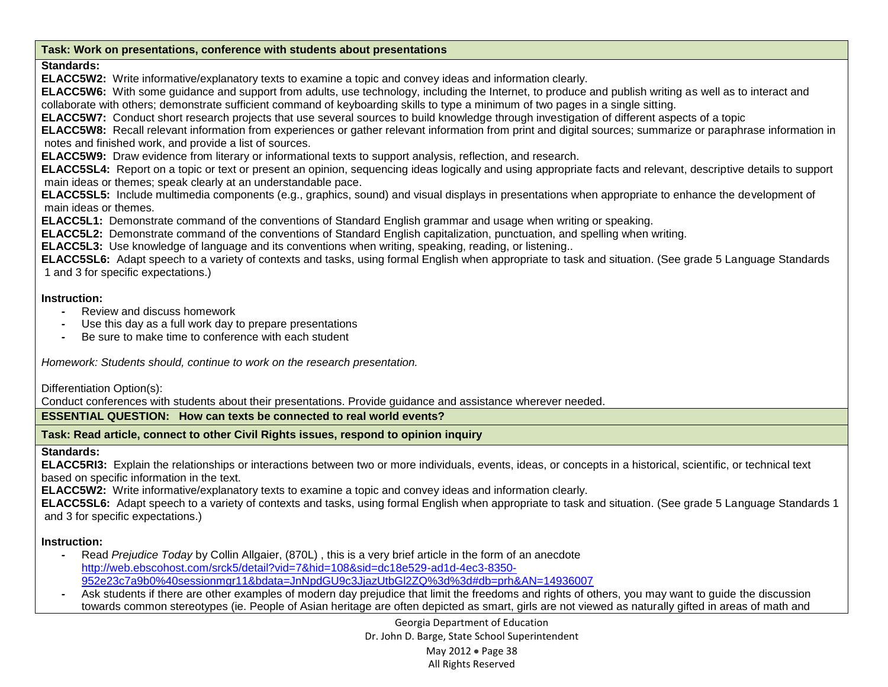**Task: Work on presentations, conference with students about presentations**

**Standards:**

**ELACC5W2:** Write informative/explanatory texts to examine a topic and convey ideas and information clearly.
**ELACC5W6:** With some guidance and support from adults, use technology, including the Internet, to produce and publish writing as well as to interact and collaborate with others; demonstrate sufficient command of keyboarding skills to type a minimum of two pages in a single sitting.
**ELACC5W7:** Conduct short research projects that use several sources to build knowledge through investigation of different aspects of a topic
**ELACC5W8:** Recall relevant information from experiences or gather relevant information from print and digital sources; summarize or paraphrase information in notes and finished work, and provide a list of sources.
**ELACC5W9:** Draw evidence from literary or informational texts to support analysis, reflection, and research.
**ELACC5SL4:** Report on a topic or text or present an opinion, sequencing ideas logically and using appropriate facts and relevant, descriptive details to support main ideas or themes; speak clearly at an understandable pace.
**ELACC5SL5:** Include multimedia components (e.g., graphics, sound) and visual displays in presentations when appropriate to enhance the development of main ideas or themes.
**ELACC5L1:** Demonstrate command of the conventions of Standard English grammar and usage when writing or speaking.
**ELACC5L2:** Demonstrate command of the conventions of Standard English capitalization, punctuation, and spelling when writing.
**ELACC5L3:** Use knowledge of language and its conventions when writing, speaking, reading, or listening..
**ELACC5SL6:** Adapt speech to a variety of contexts and tasks, using formal English when appropriate to task and situation. (See grade 5 Language Standards 1 and 3 for specific expectations.)

**Instruction:**

- Review and discuss homework
- Use this day as a full work day to prepare presentations
- Be sure to make time to conference with each student

*Homework: Students should, continue to work on the research presentation.*

Differentiation Option(s):
Conduct conferences with students about their presentations. Provide guidance and assistance wherever needed.

**ESSENTIAL QUESTION: How can texts be connected to real world events?**

**Task: Read article, connect to other Civil Rights issues, respond to opinion inquiry**

**Standards:**

**ELACC5RI3:** Explain the relationships or interactions between two or more individuals, events, ideas, or concepts in a historical, scientific, or technical text based on specific information in the text.
**ELACC5W2:** Write informative/explanatory texts to examine a topic and convey ideas and information clearly.
**ELACC5SL6:** Adapt speech to a variety of contexts and tasks, using formal English when appropriate to task and situation. (See grade 5 Language Standards 1 and 3 for specific expectations.)

**Instruction:**

- Read *Prejudice Today* by Collin Allgaier, (870L) , this is a very brief article in the form of an anecdote http://web.ebscohost.com/srck5/detail?vid=7&hid=108&sid=dc18e529-ad1d-4ec3-8350-952e23c7a9b0%40sessionmgr11&bdata=JnNpdGU9c3JjazUtbGl2ZQ%3d%3d#db=prh&AN=14936007
- Ask students if there are other examples of modern day prejudice that limit the freedoms and rights of others, you may want to guide the discussion towards common stereotypes (ie. People of Asian heritage are often depicted as smart, girls are not viewed as naturally gifted in areas of math and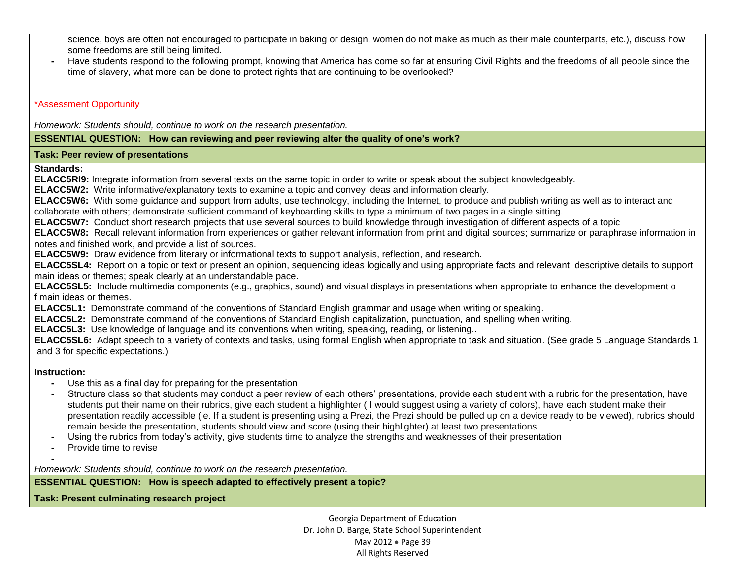science, boys are often not encouraged to participate in baking or design, women do not make as much as their male counterparts, etc.), discuss how some freedoms are still being limited.
- Have students respond to the following prompt, knowing that America has come so far at ensuring Civil Rights and the freedoms of all people since the time of slavery, what more can be done to protect rights that are continuing to be overlooked?

*Assessment Opportunity

*Homework: Students should, continue to work on the research presentation.*

**ESSENTIAL QUESTION: How can reviewing and peer reviewing alter the quality of one's work?**

**Task: Peer review of presentations**

**Standards:**

**ELACC5RI9:** Integrate information from several texts on the same topic in order to write or speak about the subject knowledgeably.
**ELACC5W2:** Write informative/explanatory texts to examine a topic and convey ideas and information clearly.
**ELACC5W6:** With some guidance and support from adults, use technology, including the Internet, to produce and publish writing as well as to interact and collaborate with others; demonstrate sufficient command of keyboarding skills to type a minimum of two pages in a single sitting.
**ELACC5W7:** Conduct short research projects that use several sources to build knowledge through investigation of different aspects of a topic
**ELACC5W8:** Recall relevant information from experiences or gather relevant information from print and digital sources; summarize or paraphrase information in notes and finished work, and provide a list of sources.
**ELACC5W9:** Draw evidence from literary or informational texts to support analysis, reflection, and research.
**ELACC5SL4:** Report on a topic or text or present an opinion, sequencing ideas logically and using appropriate facts and relevant, descriptive details to support main ideas or themes; speak clearly at an understandable pace.
**ELACC5SL5:** Include multimedia components (e.g., graphics, sound) and visual displays in presentations when appropriate to enhance the development o f main ideas or themes.
**ELACC5L1:** Demonstrate command of the conventions of Standard English grammar and usage when writing or speaking.
**ELACC5L2:** Demonstrate command of the conventions of Standard English capitalization, punctuation, and spelling when writing.
**ELACC5L3:** Use knowledge of language and its conventions when writing, speaking, reading, or listening..
**ELACC5SL6:** Adapt speech to a variety of contexts and tasks, using formal English when appropriate to task and situation. (See grade 5 Language Standards 1 and 3 for specific expectations.)

**Instruction:**

- Use this as a final day for preparing for the presentation
- Structure class so that students may conduct a peer review of each others' presentations, provide each student with a rubric for the presentation, have students put their name on their rubrics, give each student a highlighter ( I would suggest using a variety of colors), have each student make their presentation readily accessible (ie. If a student is presenting using a Prezi, the Prezi should be pulled up on a device ready to be viewed), rubrics should remain beside the presentation, students should view and score (using their highlighter) at least two presentations
- Using the rubrics from today's activity, give students time to analyze the strengths and weaknesses of their presentation
- Provide time to revise
-

*Homework: Students should, continue to work on the research presentation.*

**ESSENTIAL QUESTION: How is speech adapted to effectively present a topic?**

**Task: Present culminating research project**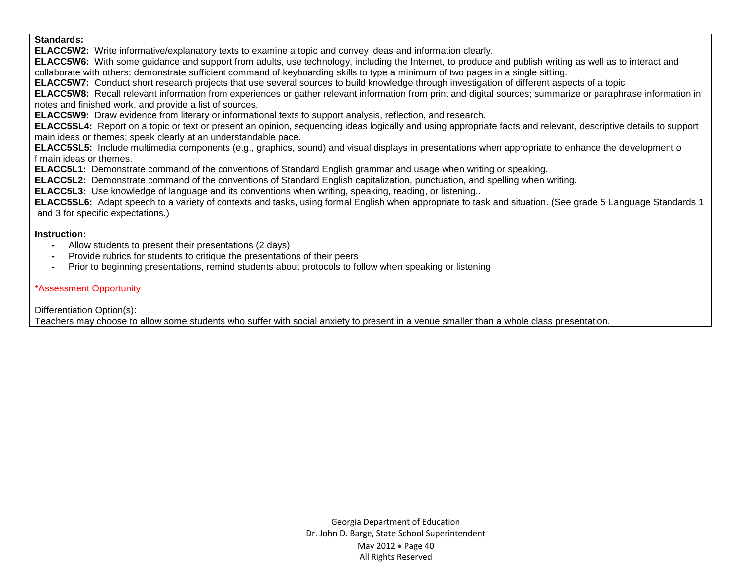**Standards:**

**ELACC5W2:** Write informative/explanatory texts to examine a topic and convey ideas and information clearly.
**ELACC5W6:** With some guidance and support from adults, use technology, including the Internet, to produce and publish writing as well as to interact and collaborate with others; demonstrate sufficient command of keyboarding skills to type a minimum of two pages in a single sitting.
**ELACC5W7:** Conduct short research projects that use several sources to build knowledge through investigation of different aspects of a topic
**ELACC5W8:** Recall relevant information from experiences or gather relevant information from print and digital sources; summarize or paraphrase information in notes and finished work, and provide a list of sources.
**ELACC5W9:** Draw evidence from literary or informational texts to support analysis, reflection, and research.
**ELACC5SL4:** Report on a topic or text or present an opinion, sequencing ideas logically and using appropriate facts and relevant, descriptive details to support main ideas or themes; speak clearly at an understandable pace.
**ELACC5SL5:** Include multimedia components (e.g., graphics, sound) and visual displays in presentations when appropriate to enhance the development o f main ideas or themes.
**ELACC5L1:** Demonstrate command of the conventions of Standard English grammar and usage when writing or speaking.
**ELACC5L2:** Demonstrate command of the conventions of Standard English capitalization, punctuation, and spelling when writing.
**ELACC5L3:** Use knowledge of language and its conventions when writing, speaking, reading, or listening..
**ELACC5SL6:** Adapt speech to a variety of contexts and tasks, using formal English when appropriate to task and situation. (See grade 5 Language Standards 1 and 3 for specific expectations.)

**Instruction:**

- Allow students to present their presentations (2 days)
- Provide rubrics for students to critique the presentations of their peers
- Prior to beginning presentations, remind students about protocols to follow when speaking or listening

*Assessment Opportunity

Differentiation Option(s):
Teachers may choose to allow some students who suffer with social anxiety to present in a venue smaller than a whole class presentation.